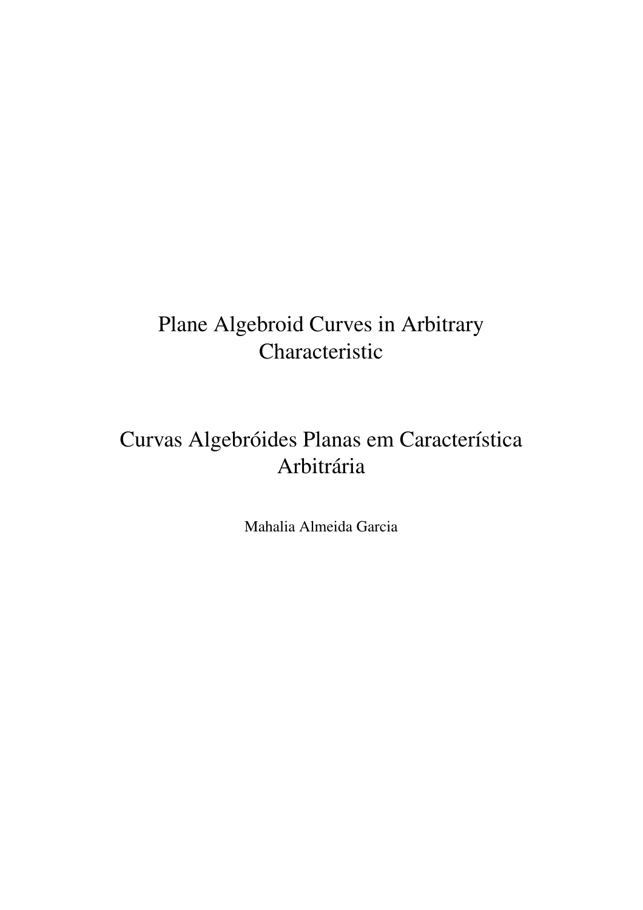# Plane Algebroid Curves in Arbitrary Characteristic

# Curvas Algebróides Planas em Característica Arbitrária

Mahalia Almeida Garcia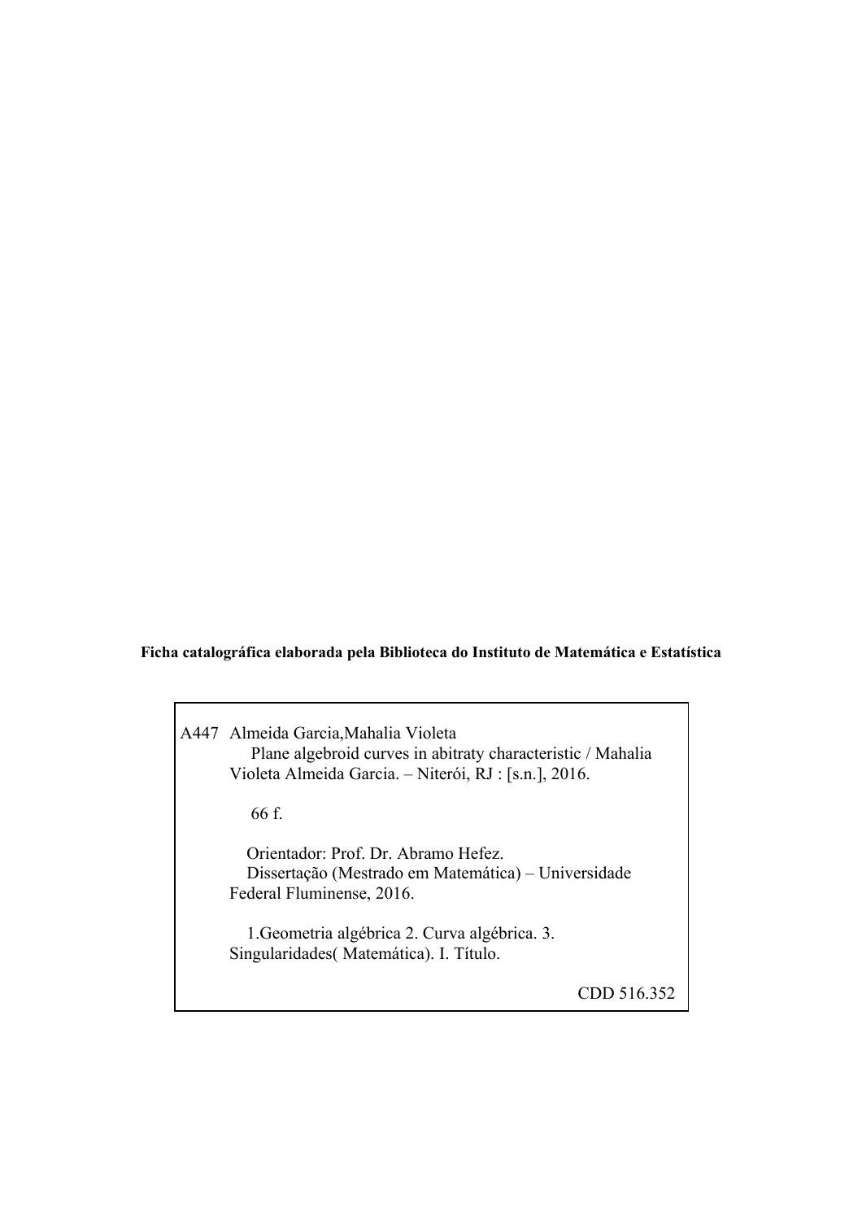**Ficha catalográfica elaborada pela Biblioteca do Instituto de Matemática e Estatística**

A447 Almeida Garcia,Mahalia Violeta
Plane algebroid curves in abitraty characteristic / Mahalia Violeta Almeida Garcia. – Niterói, RJ : [s.n.], 2016.

66 f.

Orientador: Prof. Dr. Abramo Hefez.
Dissertação (Mestrado em Matemática) – Universidade Federal Fluminense, 2016.

1.Geometria algébrica 2. Curva algébrica. 3. Singularidades( Matemática). I. Título.

CDD 516.352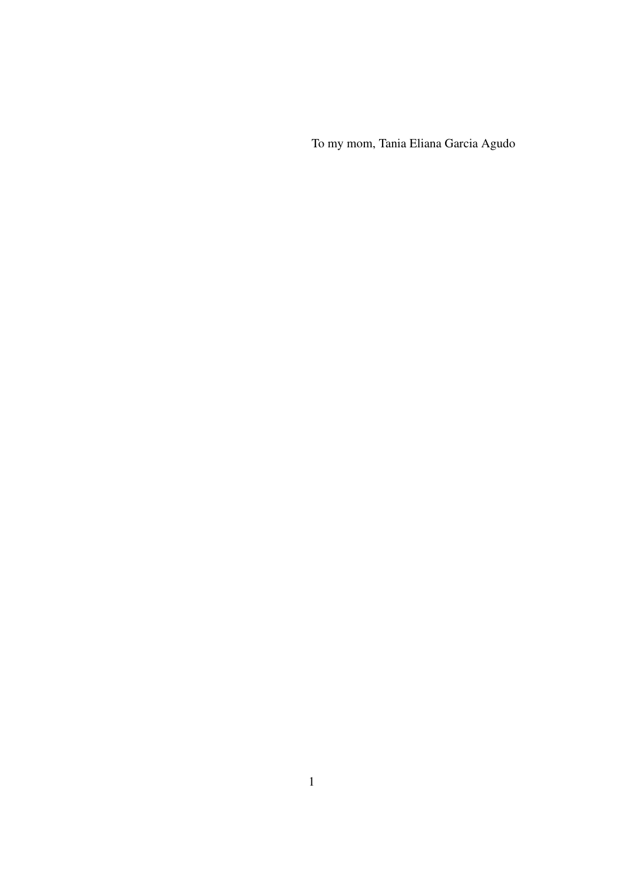To my mom, Tania Eliana Garcia Agudo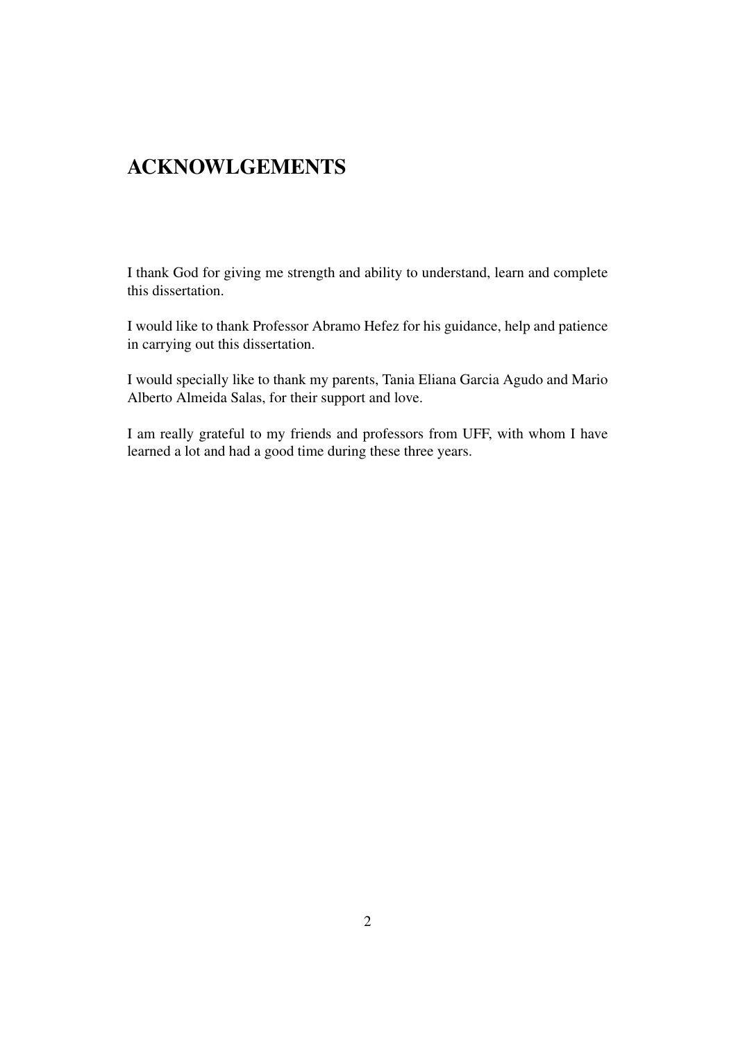# ACKNOWLGEMENTS

I thank God for giving me strength and ability to understand, learn and complete this dissertation.

I would like to thank Professor Abramo Hefez for his guidance, help and patience in carrying out this dissertation.

I would specially like to thank my parents, Tania Eliana Garcia Agudo and Mario Alberto Almeida Salas, for their support and love.

I am really grateful to my friends and professors from UFF, with whom I have learned a lot and had a good time during these three years.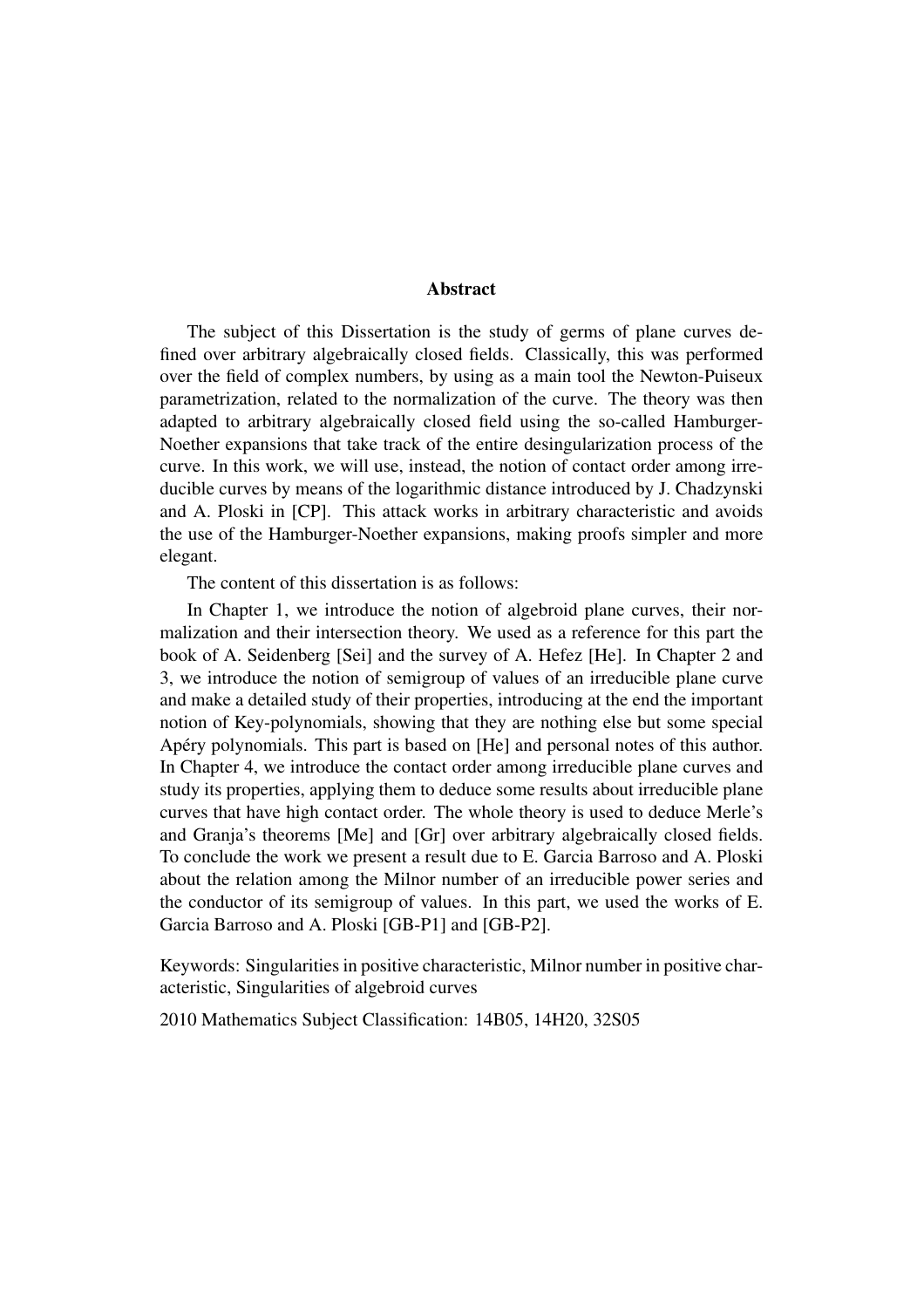## Abstract

The subject of this Dissertation is the study of germs of plane curves defined over arbitrary algebraically closed fields. Classically, this was performed over the field of complex numbers, by using as a main tool the Newton-Puiseux parametrization, related to the normalization of the curve. The theory was then adapted to arbitrary algebraically closed field using the so-called Hamburger-Noether expansions that take track of the entire desingularization process of the curve. In this work, we will use, instead, the notion of contact order among irreducible curves by means of the logarithmic distance introduced by J. Chadzynski and A. Ploski in [CP]. This attack works in arbitrary characteristic and avoids the use of the Hamburger-Noether expansions, making proofs simpler and more elegant.

The content of this dissertation is as follows:

In Chapter 1, we introduce the notion of algebroid plane curves, their normalization and their intersection theory. We used as a reference for this part the book of A. Seidenberg [Sei] and the survey of A. Hefez [He]. In Chapter 2 and 3, we introduce the notion of semigroup of values of an irreducible plane curve and make a detailed study of their properties, introducing at the end the important notion of Key-polynomials, showing that they are nothing else but some special Apéry polynomials. This part is based on [He] and personal notes of this author. In Chapter 4, we introduce the contact order among irreducible plane curves and study its properties, applying them to deduce some results about irreducible plane curves that have high contact order. The whole theory is used to deduce Merle's and Granja's theorems [Me] and [Gr] over arbitrary algebraically closed fields. To conclude the work we present a result due to E. Garcia Barroso and A. Ploski about the relation among the Milnor number of an irreducible power series and the conductor of its semigroup of values. In this part, we used the works of E. Garcia Barroso and A. Ploski [GB-P1] and [GB-P2].

Keywords: Singularities in positive characteristic, Milnor number in positive characteristic, Singularities of algebroid curves

2010 Mathematics Subject Classification: 14B05, 14H20, 32S05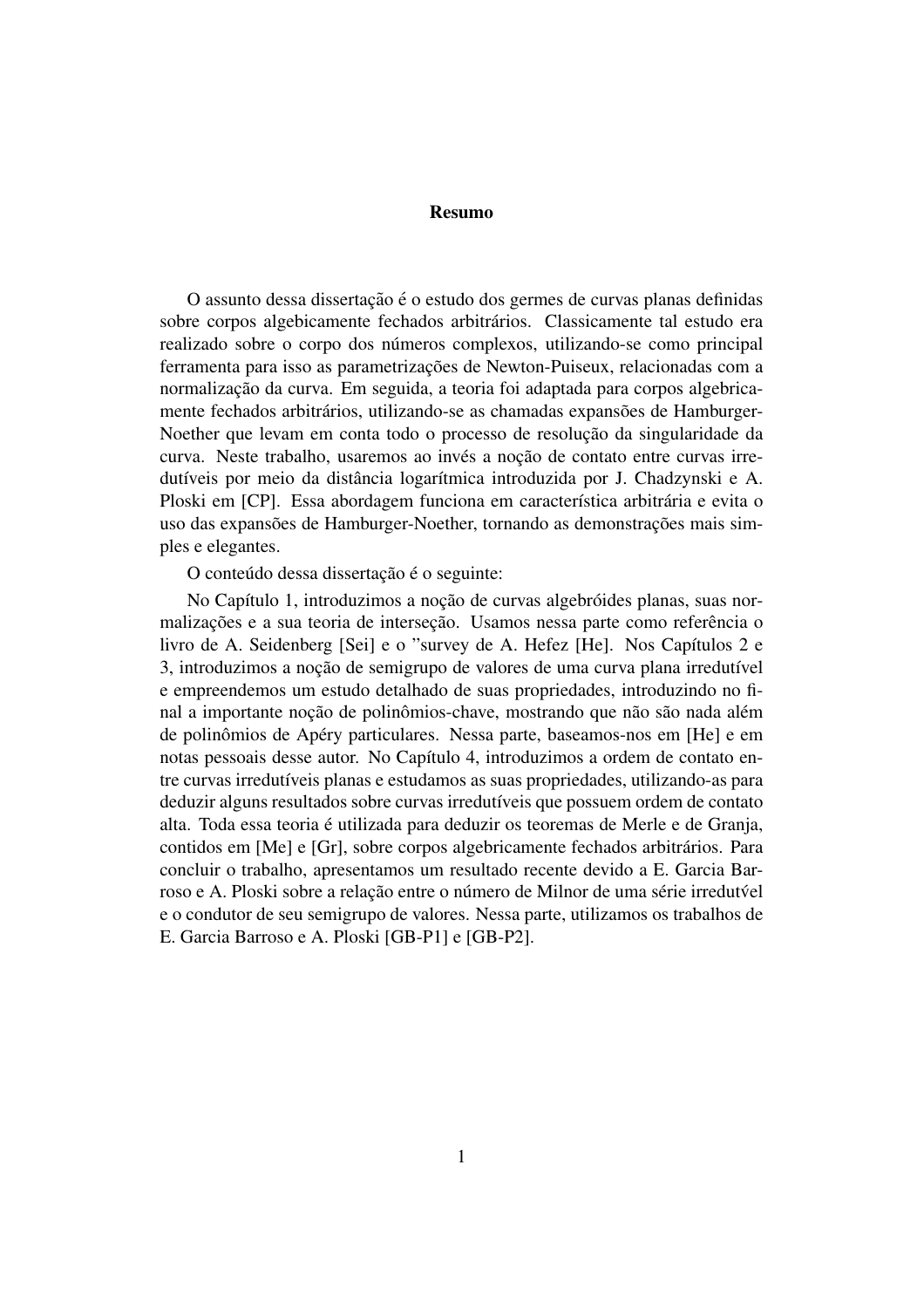# Resumo

O assunto dessa dissertação é o estudo dos germes de curvas planas definidas sobre corpos algebicamente fechados arbitrários. Classicamente tal estudo era realizado sobre o corpo dos números complexos, utilizando-se como principal ferramenta para isso as parametrizações de Newton-Puiseux, relacionadas com a normalização da curva. Em seguida, a teoria foi adaptada para corpos algebricamente fechados arbitrários, utilizando-se as chamadas expansões de Hamburger-Noether que levam em conta todo o processo de resolução da singularidade da curva. Neste trabalho, usaremos ao invés a noção de contato entre curvas irredutíveis por meio da distância logarítmica introduzida por J. Chadzynski e A. Ploski em [CP]. Essa abordagem funciona em característica arbitrária e evita o uso das expansões de Hamburger-Noether, tornando as demonstrações mais simples e elegantes.

O conteúdo dessa dissertação é o seguinte:

No Capítulo 1, introduzimos a noção de curvas algebróides planas, suas normalizações e a sua teoria de interseção. Usamos nessa parte como referência o livro de A. Seidenberg [Sei] e o "survey de A. Hefez [He]. Nos Capítulos 2 e 3, introduzimos a noção de semigrupo de valores de uma curva plana irredutível e empreendemos um estudo detalhado de suas propriedades, introduzindo no final a importante noção de polinômios-chave, mostrando que não são nada além de polinômios de Apéry particulares. Nessa parte, baseamos-nos em [He] e em notas pessoais desse autor. No Capítulo 4, introduzimos a ordem de contato entre curvas irredutíveis planas e estudamos as suas propriedades, utilizando-as para deduzir alguns resultados sobre curvas irredutíveis que possuem ordem de contato alta. Toda essa teoria é utilizada para deduzir os teoremas de Merle e de Granja, contidos em [Me] e [Gr], sobre corpos algebricamente fechados arbitrários. Para concluir o trabalho, apresentamos um resultado recente devido a E. Garcia Barroso e A. Ploski sobre a relação entre o número de Milnor de uma série irredutvel e o condutor de seu semigrupo de valores. Nessa parte, utilizamos os trabalhos de E. Garcia Barroso e A. Ploski [GB-P1] e [GB-P2].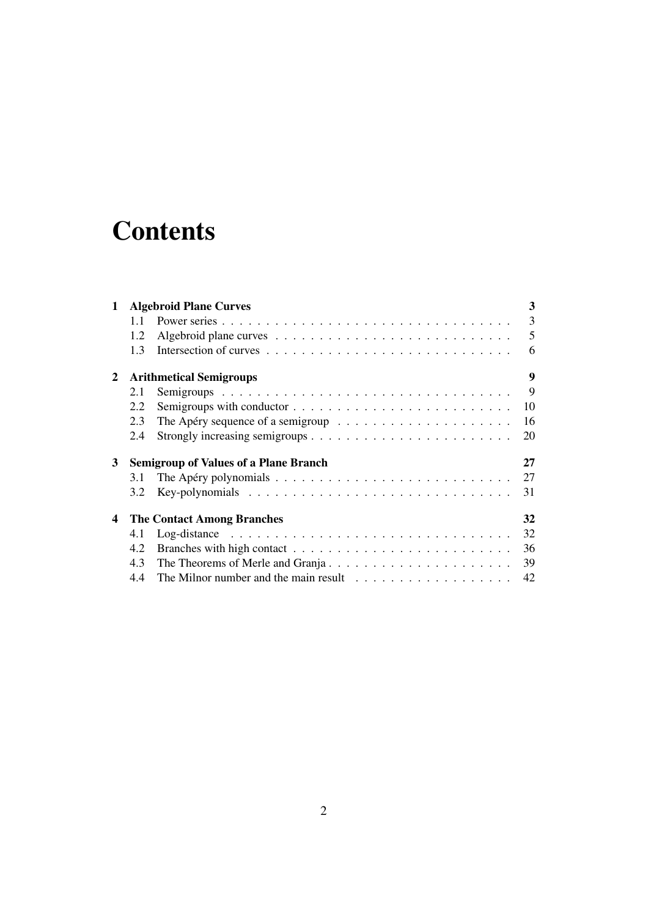# Contents

**1 Algebroid Plane Curves** — **3**

- 1.1 Power series — 3
- 1.2 Algebroid plane curves — 5
- 1.3 Intersection of curves — 6

**2 Arithmetical Semigroups** — **9**

- 2.1 Semigroups — 9
- 2.2 Semigroups with conductor — 10
- 2.3 The Apéry sequence of a semigroup — 16
- 2.4 Strongly increasing semigroups — 20

**3 Semigroup of Values of a Plane Branch** — **27**

- 3.1 The Apéry polynomials — 27
- 3.2 Key-polynomials — 31

**4 The Contact Among Branches** — **32**

- 4.1 Log-distance — 32
- 4.2 Branches with high contact — 36
- 4.3 The Theorems of Merle and Granja — 39
- 4.4 The Milnor number and the main result — 42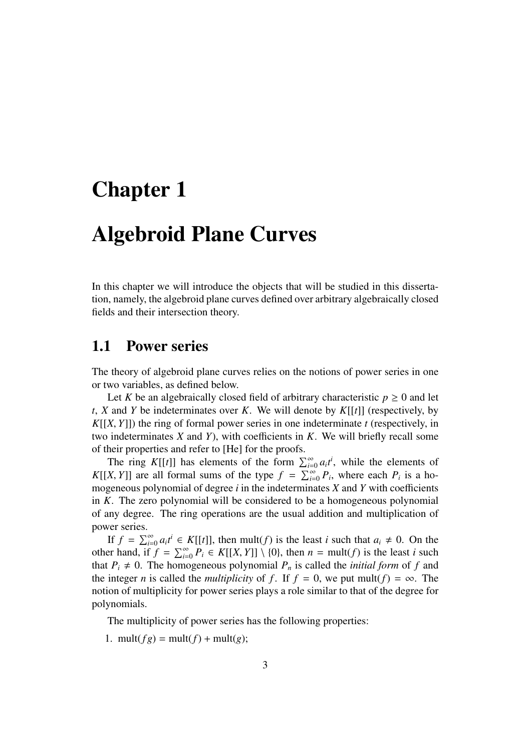# Chapter 1

# Algebroid Plane Curves

In this chapter we will introduce the objects that will be studied in this dissertation, namely, the algebroid plane curves defined over arbitrary algebraically closed fields and their intersection theory.

## 1.1 Power series

The theory of algebroid plane curves relies on the notions of power series in one or two variables, as defined below.

Let $K$ be an algebraically closed field of arbitrary characteristic $p \geq 0$ and let $t$, $X$ and $Y$ be indeterminates over $K$. We will denote by $K[[t]]$ (respectively, by $K[[X, Y]]$) the ring of formal power series in one indeterminate $t$ (respectively, in two indeterminates $X$ and $Y$), with coefficients in $K$. We will briefly recall some of their properties and refer to [He] for the proofs.

The ring $K[[t]]$ has elements of the form $\sum_{i=0}^{\infty} a_i t^i$, while the elements of $K[[X, Y]]$ are all formal sums of the type $f = \sum_{i=0}^{\infty} P_i$, where each $P_i$ is a homogeneous polynomial of degree $i$ in the indeterminates $X$ and $Y$ with coefficients in $K$. The zero polynomial will be considered to be a homogeneous polynomial of any degree. The ring operations are the usual addition and multiplication of power series.

If $f = \sum_{i=0}^{\infty} a_i t^i \in K[[t]]$, then $\text{mult}(f)$ is the least $i$ such that $a_i \neq 0$. On the other hand, if $f = \sum_{i=0}^{\infty} P_i \in K[[X, Y]] \setminus \{0\}$, then $n = \text{mult}(f)$ is the least $i$ such that $P_i \neq 0$. The homogeneous polynomial $P_n$ is called the *initial form* of $f$ and the integer $n$ is called the *multiplicity* of $f$. If $f = 0$, we put $\text{mult}(f) = \infty$. The notion of multiplicity for power series plays a role similar to that of the degree for polynomials.

The multiplicity of power series has the following properties:

1. $\text{mult}(fg) = \text{mult}(f) + \text{mult}(g)$;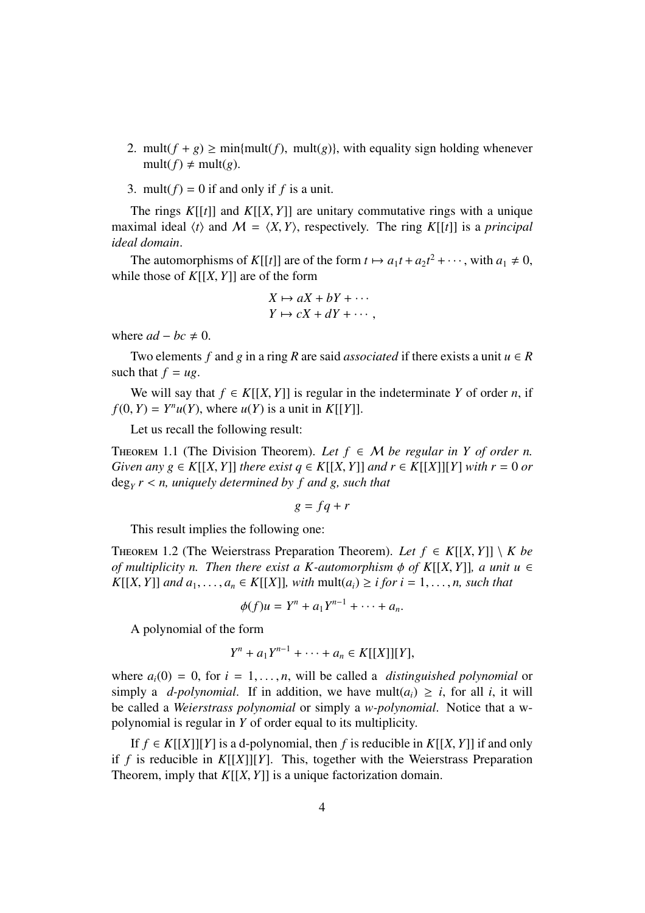2. $\text{mult}(f+g) \geq \min\{\text{mult}(f),\ \text{mult}(g)\}$, with equality sign holding whenever $\text{mult}(f) \neq \text{mult}(g)$.

3. $\text{mult}(f) = 0$ if and only if $f$ is a unit.

The rings $K[[t]]$ and $K[[X,Y]]$ are unitary commutative rings with a unique maximal ideal $\langle t \rangle$ and $\mathcal{M} = \langle X, Y \rangle$, respectively. The ring $K[[t]]$ is a *principal ideal domain*.

The automorphisms of $K[[t]]$ are of the form $t \mapsto a_1 t + a_2 t^2 + \cdots$, with $a_1 \neq 0$, while those of $K[[X,Y]]$ are of the form

$$\begin{aligned} X &\mapsto aX + bY + \cdots \\ Y &\mapsto cX + dY + \cdots, \end{aligned}$$

where $ad - bc \neq 0$.

Two elements $f$ and $g$ in a ring $R$ are said *associated* if there exists a unit $u \in R$ such that $f = ug$.

We will say that $f \in K[[X,Y]]$ is regular in the indeterminate $Y$ of order $n$, if $f(0,Y) = Y^n u(Y)$, where $u(Y)$ is a unit in $K[[Y]]$.

Let us recall the following result:

Theorem 1.1 (The Division Theorem). *Let $f \in \mathcal{M}$ be regular in $Y$ of order $n$. Given any $g \in K[[X,Y]]$ there exist $q \in K[[X,Y]]$ and $r \in K[[X]][Y]$ with $r = 0$ or $\deg_Y r < n$, uniquely determined by $f$ and $g$, such that*

$$g = fq + r$$

This result implies the following one:

Theorem 1.2 (The Weierstrass Preparation Theorem). *Let $f \in K[[X,Y]] \setminus K$ be of multiplicity $n$. Then there exist a $K$-automorphism $\phi$ of $K[[X,Y]]$, a unit $u \in K[[X,Y]]$ and $a_1, \ldots, a_n \in K[[X]]$, with $\text{mult}(a_i) \geq i$ for $i = 1, \ldots, n$, such that*

$$\phi(f)u = Y^n + a_1 Y^{n-1} + \cdots + a_n.$$

A polynomial of the form

$$Y^n + a_1 Y^{n-1} + \cdots + a_n \in K[[X]][Y],$$

where $a_i(0) = 0$, for $i = 1, \ldots, n$, will be called a *distinguished polynomial* or simply a *d-polynomial*. If in addition, we have $\text{mult}(a_i) \geq i$, for all $i$, it will be called a *Weierstrass polynomial* or simply a *w-polynomial*. Notice that a w-polynomial is regular in $Y$ of order equal to its multiplicity.

If $f \in K[[X]][Y]$ is a d-polynomial, then $f$ is reducible in $K[[X,Y]]$ if and only if $f$ is reducible in $K[[X]][Y]$. This, together with the Weierstrass Preparation Theorem, imply that $K[[X,Y]]$ is a unique factorization domain.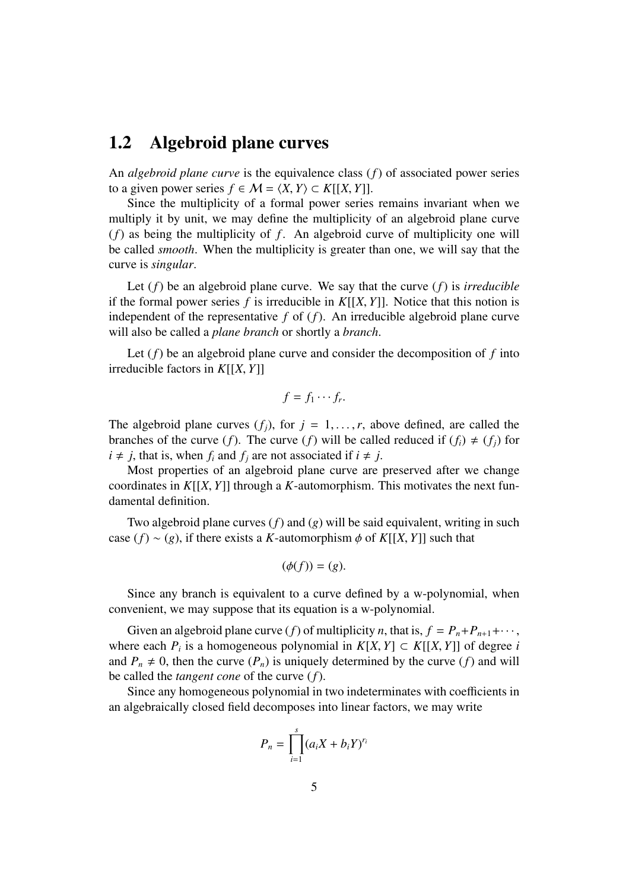## 1.2 Algebroid plane curves

An *algebroid plane curve* is the equivalence class $(f)$ of associated power series to a given power series $f \in \mathcal{M} = \langle X, Y \rangle \subset K[[X, Y]]$.

Since the multiplicity of a formal power series remains invariant when we multiply it by unit, we may define the multiplicity of an algebroid plane curve $(f)$ as being the multiplicity of $f$. An algebroid curve of multiplicity one will be called *smooth*. When the multiplicity is greater than one, we will say that the curve is *singular*.

Let $(f)$ be an algebroid plane curve. We say that the curve $(f)$ is *irreducible* if the formal power series $f$ is irreducible in $K[[X, Y]]$. Notice that this notion is independent of the representative $f$ of $(f)$. An irreducible algebroid plane curve will also be called a *plane branch* or shortly a *branch*.

Let $(f)$ be an algebroid plane curve and consider the decomposition of $f$ into irreducible factors in $K[[X, Y]]$

$$f = f_1 \cdots f_r.$$

The algebroid plane curves $(f_j)$, for $j = 1, \ldots, r$, above defined, are called the branches of the curve $(f)$. The curve $(f)$ will be called reduced if $(f_i) \neq (f_j)$ for $i \neq j$, that is, when $f_i$ and $f_j$ are not associated if $i \neq j$.

Most properties of an algebroid plane curve are preserved after we change coordinates in $K[[X, Y]]$ through a $K$-automorphism. This motivates the next fundamental definition.

Two algebroid plane curves $(f)$ and $(g)$ will be said equivalent, writing in such case $(f) \sim (g)$, if there exists a $K$-automorphism $\phi$ of $K[[X, Y]]$ such that

$$(\phi(f)) = (g).$$

Since any branch is equivalent to a curve defined by a w-polynomial, when convenient, we may suppose that its equation is a w-polynomial.

Given an algebroid plane curve $(f)$ of multiplicity $n$, that is, $f = P_n + P_{n+1} + \cdots$, where each $P_i$ is a homogeneous polynomial in $K[X, Y] \subset K[[X, Y]]$ of degree $i$ and $P_n \neq 0$, then the curve $(P_n)$ is uniquely determined by the curve $(f)$ and will be called the *tangent cone* of the curve $(f)$.

Since any homogeneous polynomial in two indeterminates with coefficients in an algebraically closed field decomposes into linear factors, we may write

$$P_n = \prod_{i=1}^{s} (a_i X + b_i Y)^{r_i}$$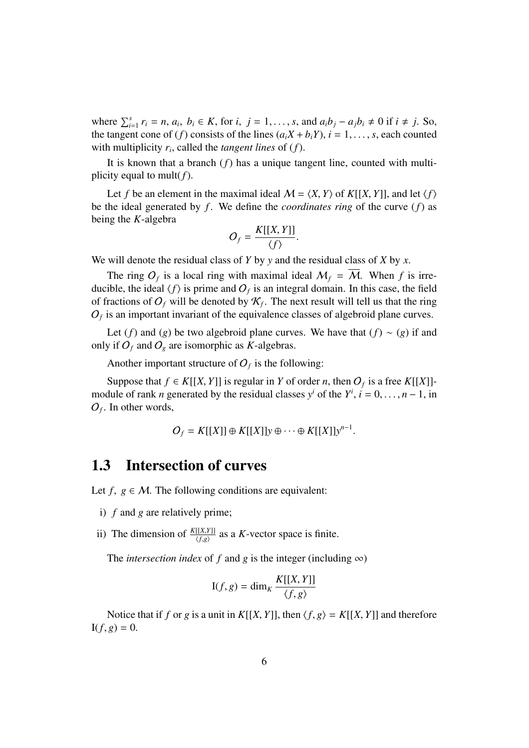where $\sum_{i=1}^{s} r_i = n$, $a_i,\ b_i \in K$, for $i,\ j = 1, \ldots, s$, and $a_i b_j - a_j b_i \neq 0$ if $i \neq j$. So, the tangent cone of $(f)$ consists of the lines $(a_i X + b_i Y)$, $i = 1, \ldots, s$, each counted with multiplicity $r_i$, called the *tangent lines* of $(f)$.

It is known that a branch $(f)$ has a unique tangent line, counted with multiplicity equal to $\mathrm{mult}(f)$.

Let $f$ be an element in the maximal ideal $\mathcal{M} = \langle X, Y \rangle$ of $K[[X, Y]]$, and let $\langle f \rangle$ be the ideal generated by $f$. We define the *coordinates ring* of the curve $(f)$ as being the $K$-algebra

$$\mathcal{O}_f = \frac{K[[X, Y]]}{\langle f \rangle}.$$

We will denote the residual class of $Y$ by $y$ and the residual class of $X$ by $x$.

The ring $\mathcal{O}_f$ is a local ring with maximal ideal $\mathcal{M}_f = \overline{\mathcal{M}}$. When $f$ is irreducible, the ideal $\langle f \rangle$ is prime and $\mathcal{O}_f$ is an integral domain. In this case, the field of fractions of $\mathcal{O}_f$ will be denoted by $\mathcal{K}_f$. The next result will tell us that the ring $\mathcal{O}_f$ is an important invariant of the equivalence classes of algebroid plane curves.

Let $(f)$ and $(g)$ be two algebroid plane curves. We have that $(f) \sim (g)$ if and only if $\mathcal{O}_f$ and $\mathcal{O}_g$ are isomorphic as $K$-algebras.

Another important structure of $\mathcal{O}_f$ is the following:

Suppose that $f \in K[[X, Y]]$ is regular in $Y$ of order $n$, then $\mathcal{O}_f$ is a free $K[[X]]$-module of rank $n$ generated by the residual classes $y^i$ of the $Y^i$, $i = 0, \ldots, n-1$, in $\mathcal{O}_f$. In other words,

$$\mathcal{O}_f = K[[X]] \oplus K[[X]]y \oplus \cdots \oplus K[[X]]y^{n-1}.$$

## 1.3 Intersection of curves

Let $f,\ g \in \mathcal{M}$. The following conditions are equivalent:

i) $f$ and $g$ are relatively prime;

ii) The dimension of $\frac{K[[X,Y]]}{\langle f,g \rangle}$ as a $K$-vector space is finite.

The *intersection index* of $f$ and $g$ is the integer (including $\infty$)

$$\mathrm{I}(f, g) = \dim_K \frac{K[[X, Y]]}{\langle f, g \rangle}$$

Notice that if $f$ or $g$ is a unit in $K[[X, Y]]$, then $\langle f, g \rangle = K[[X, Y]]$ and therefore $\mathrm{I}(f, g) = 0$.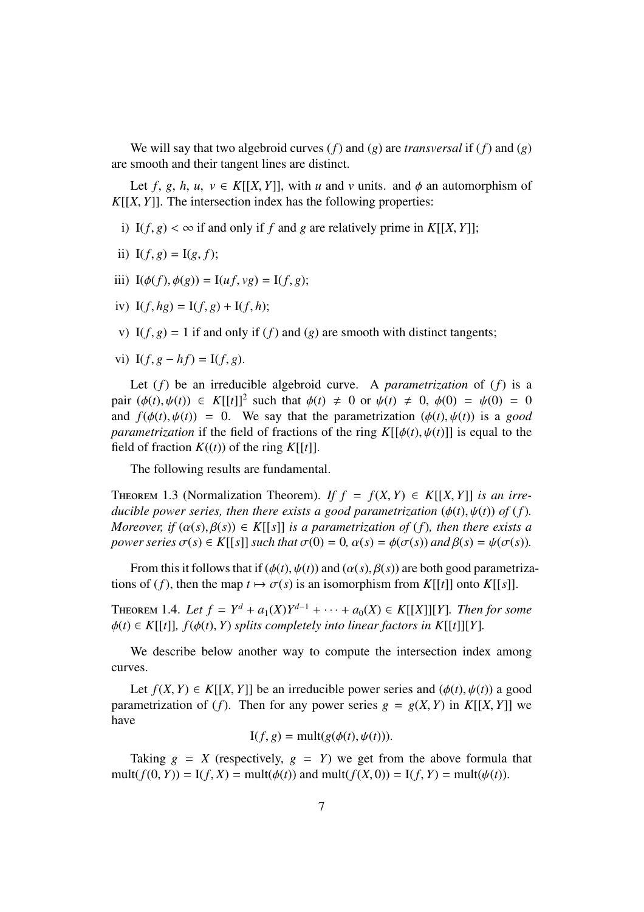We will say that two algebroid curves $(f)$ and $(g)$ are *transversal* if $(f)$ and $(g)$ are smooth and their tangent lines are distinct.

Let $f,\ g,\ h,\ u,\ v \in K[[X,Y]]$, with $u$ and $v$ units. and $\phi$ an automorphism of $K[[X,Y]]$. The intersection index has the following properties:

i) $\mathrm{I}(f,g) < \infty$ if and only if $f$ and $g$ are relatively prime in $K[[X,Y]]$;

ii) $\mathrm{I}(f,g) = \mathrm{I}(g,f)$;

iii) $\mathrm{I}(\phi(f),\phi(g)) = \mathrm{I}(uf,vg) = \mathrm{I}(f,g)$;

iv) $\mathrm{I}(f,hg) = \mathrm{I}(f,g) + \mathrm{I}(f,h)$;

v) $\mathrm{I}(f,g) = 1$ if and only if $(f)$ and $(g)$ are smooth with distinct tangents;

vi) $\mathrm{I}(f, g - hf) = \mathrm{I}(f,g)$.

Let $(f)$ be an irreducible algebroid curve. A *parametrization* of $(f)$ is a pair $(\phi(t),\psi(t)) \in K[[t]]^2$ such that $\phi(t) \neq 0$ or $\psi(t) \neq 0$, $\phi(0) = \psi(0) = 0$ and $f(\phi(t),\psi(t)) = 0$. We say that the parametrization $(\phi(t),\psi(t))$ is a *good parametrization* if the field of fractions of the ring $K[[\phi(t),\psi(t)]]$ is equal to the field of fraction $K((t))$ of the ring $K[[t]]$.

The following results are fundamental.

Theorem 1.3 (Normalization Theorem). *If $f = f(X,Y) \in K[[X,Y]]$ is an irreducible power series, then there exists a good parametrization $(\phi(t),\psi(t))$ of $(f)$. Moreover, if $(\alpha(s),\beta(s)) \in K[[s]]$ is a parametrization of $(f)$, then there exists a power series $\sigma(s) \in K[[s]]$ such that $\sigma(0) = 0$, $\alpha(s) = \phi(\sigma(s))$ and $\beta(s) = \psi(\sigma(s))$.*

From this it follows that if $(\phi(t),\psi(t))$ and $(\alpha(s),\beta(s))$ are both good parametrizations of $(f)$, then the map $t \mapsto \sigma(s)$ is an isomorphism from $K[[t]]$ onto $K[[s]]$.

Theorem 1.4. *Let $f = Y^d + a_1(X)Y^{d-1} + \cdots + a_0(X) \in K[[X]][Y]$. Then for some $\phi(t) \in K[[t]]$, $f(\phi(t),Y)$ splits completely into linear factors in $K[[t]][Y]$.*

We describe below another way to compute the intersection index among curves.

Let $f(X,Y) \in K[[X,Y]]$ be an irreducible power series and $(\phi(t),\psi(t))$ a good parametrization of $(f)$. Then for any power series $g = g(X,Y)$ in $K[[X,Y]]$ we have

$$\mathrm{I}(f,g) = \mathrm{mult}(g(\phi(t),\psi(t))).$$

Taking $g = X$ (respectively, $g = Y$) we get from the above formula that $\mathrm{mult}(f(0,Y)) = \mathrm{I}(f,X) = \mathrm{mult}(\phi(t))$ and $\mathrm{mult}(f(X,0)) = \mathrm{I}(f,Y) = \mathrm{mult}(\psi(t))$.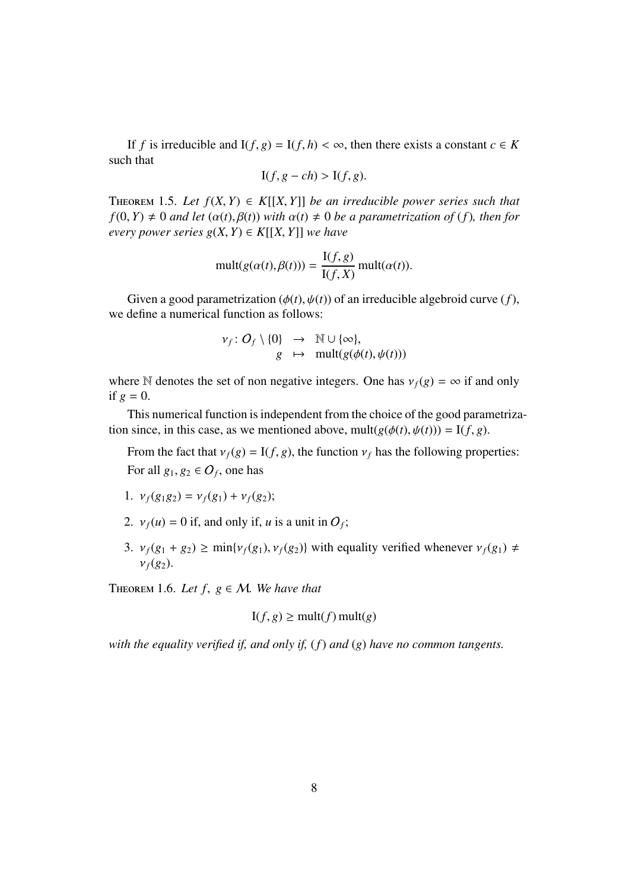If $f$ is irreducible and $\mathrm{I}(f,g) = \mathrm{I}(f,h) < \infty$, then there exists a constant $c \in K$ such that

$$\mathrm{I}(f, g - ch) > \mathrm{I}(f,g).$$

Theorem 1.5. *Let $f(X,Y) \in K[[X,Y]]$ be an irreducible power series such that $f(0,Y) \neq 0$ and let $(\alpha(t), \beta(t))$ with $\alpha(t) \neq 0$ be a parametrization of $(f)$, then for every power series $g(X,Y) \in K[[X,Y]]$ we have*

$$\mathrm{mult}(g(\alpha(t), \beta(t))) = \frac{\mathrm{I}(f,g)}{\mathrm{I}(f,X)} \mathrm{mult}(\alpha(t)).$$

Given a good parametrization $(\phi(t), \psi(t))$ of an irreducible algebroid curve $(f)$, we define a numerical function as follows:

$$\begin{array}{rcl} \nu_f \colon \mathcal{O}_f \setminus \{0\} & \to & \mathbb{N} \cup \{\infty\}, \\ g & \mapsto & \mathrm{mult}(g(\phi(t), \psi(t))) \end{array}$$

where $\mathbb{N}$ denotes the set of non negative integers. One has $\nu_f(g) = \infty$ if and only if $g = 0$.

This numerical function is independent from the choice of the good parametrization since, in this case, as we mentioned above, $\mathrm{mult}(g(\phi(t), \psi(t))) = \mathrm{I}(f,g)$.

From the fact that $\nu_f(g) = \mathrm{I}(f,g)$, the function $\nu_f$ has the following properties:

For all $g_1, g_2 \in \mathcal{O}_f$, one has

1. $\nu_f(g_1 g_2) = \nu_f(g_1) + \nu_f(g_2)$;
2. $\nu_f(u) = 0$ if, and only if, $u$ is a unit in $\mathcal{O}_f$;
3. $\nu_f(g_1 + g_2) \geq \min\{\nu_f(g_1), \nu_f(g_2)\}$ with equality verified whenever $\nu_f(g_1) \neq \nu_f(g_2)$.

Theorem 1.6. *Let $f,\ g \in \mathcal{M}$. We have that*

$$\mathrm{I}(f,g) \geq \mathrm{mult}(f)\,\mathrm{mult}(g)$$

*with the equality verified if, and only if, $(f)$ and $(g)$ have no common tangents.*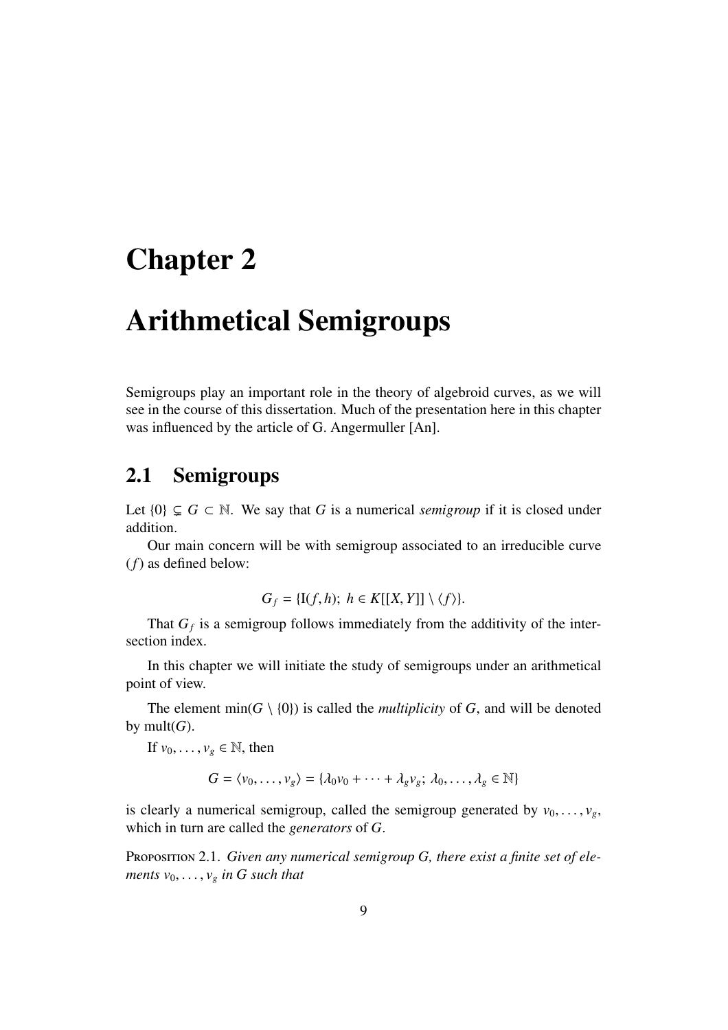# Chapter 2

# Arithmetical Semigroups

Semigroups play an important role in the theory of algebroid curves, as we will see in the course of this dissertation. Much of the presentation here in this chapter was influenced by the article of G. Angermuller [An].

## 2.1 Semigroups

Let $\{0\} \subsetneq G \subset \mathbb{N}$. We say that $G$ is a numerical *semigroup* if it is closed under addition.

Our main concern will be with semigroup associated to an irreducible curve $(f)$ as defined below:

$$G_f = \{\mathrm{I}(f, h);\ h \in K[[X, Y]] \setminus \langle f \rangle\}.$$

That $G_f$ is a semigroup follows immediately from the additivity of the intersection index.

In this chapter we will initiate the study of semigroups under an arithmetical point of view.

The element $\min(G \setminus \{0\})$ is called the *multiplicity* of $G$, and will be denoted by $\mathrm{mult}(G)$.

If $v_0, \ldots, v_g \in \mathbb{N}$, then

$$G = \langle v_0, \ldots, v_g \rangle = \{\lambda_0 v_0 + \cdots + \lambda_g v_g;\ \lambda_0, \ldots, \lambda_g \in \mathbb{N}\}$$

is clearly a numerical semigroup, called the semigroup generated by $v_0, \ldots, v_g$, which in turn are called the *generators* of $G$.

Proposition 2.1. *Given any numerical semigroup $G$, there exist a finite set of elements $v_0, \ldots, v_g$ in $G$ such that*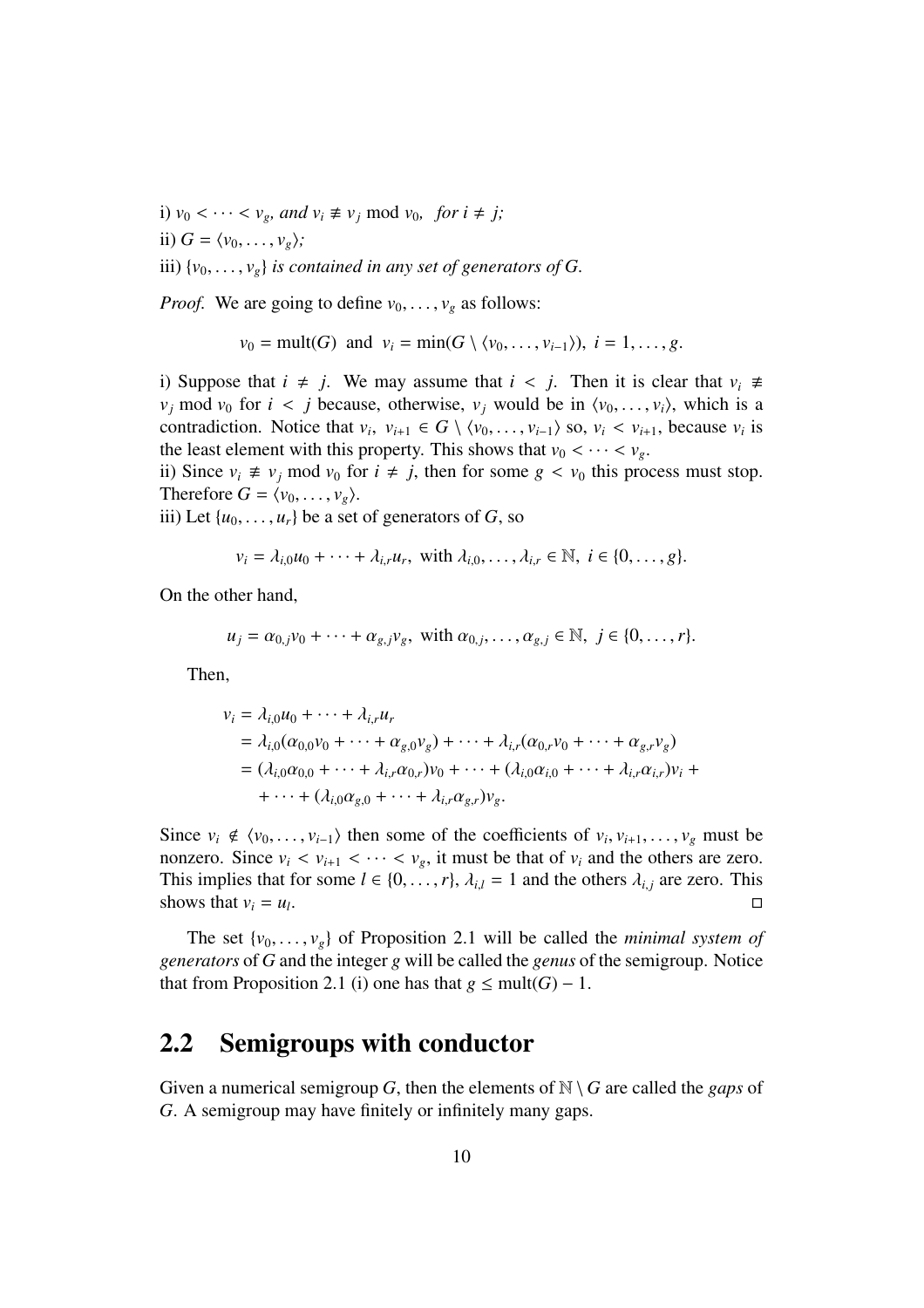i) $v_0 < \cdots < v_g$*, and* $v_i \not\equiv v_j \bmod v_0$*, for* $i \neq j$*;*

ii) $G = \langle v_0, \ldots, v_g \rangle$*;*

iii) $\{v_0, \ldots, v_g\}$ *is contained in any set of generators of* $G$*.*

*Proof.* We are going to define $v_0, \ldots, v_g$ as follows:

$$v_0 = \text{mult}(G) \;\text{ and }\; v_i = \min(G \setminus \langle v_0, \ldots, v_{i-1} \rangle),\; i = 1, \ldots, g.$$

i) Suppose that $i \neq j$. We may assume that $i < j$. Then it is clear that $v_i \not\equiv v_j \bmod v_0$ for $i < j$ because, otherwise, $v_j$ would be in $\langle v_0, \ldots, v_i \rangle$, which is a contradiction. Notice that $v_i,\ v_{i+1} \in G \setminus \langle v_0, \ldots, v_{i-1} \rangle$ so, $v_i < v_{i+1}$, because $v_i$ is the least element with this property. This shows that $v_0 < \cdots < v_g$.

ii) Since $v_i \not\equiv v_j \bmod v_0$ for $i \neq j$, then for some $g < v_0$ this process must stop. Therefore $G = \langle v_0, \ldots, v_g \rangle$.

iii) Let $\{u_0, \ldots, u_r\}$ be a set of generators of $G$, so

$$v_i = \lambda_{i,0} u_0 + \cdots + \lambda_{i,r} u_r, \text{ with } \lambda_{i,0}, \ldots, \lambda_{i,r} \in \mathbb{N},\ i \in \{0, \ldots, g\}.$$

On the other hand,

$$u_j = \alpha_{0,j} v_0 + \cdots + \alpha_{g,j} v_g, \text{ with } \alpha_{0,j}, \ldots, \alpha_{g,j} \in \mathbb{N},\ j \in \{0, \ldots, r\}.$$

Then,

$$\begin{aligned}
v_i &= \lambda_{i,0} u_0 + \cdots + \lambda_{i,r} u_r \\
&= \lambda_{i,0}(\alpha_{0,0} v_0 + \cdots + \alpha_{g,0} v_g) + \cdots + \lambda_{i,r}(\alpha_{0,r} v_0 + \cdots + \alpha_{g,r} v_g) \\
&= (\lambda_{i,0}\alpha_{0,0} + \cdots + \lambda_{i,r}\alpha_{0,r}) v_0 + \cdots + (\lambda_{i,0}\alpha_{i,0} + \cdots + \lambda_{i,r}\alpha_{i,r}) v_i + \\
&\quad + \cdots + (\lambda_{i,0}\alpha_{g,0} + \cdots + \lambda_{i,r}\alpha_{g,r}) v_g.
\end{aligned}$$

Since $v_i \notin \langle v_0, \ldots, v_{i-1} \rangle$ then some of the coefficients of $v_i, v_{i+1}, \ldots, v_g$ must be nonzero. Since $v_i < v_{i+1} < \cdots < v_g$, it must be that of $v_i$ and the others are zero. This implies that for some $l \in \{0, \ldots, r\}$, $\lambda_{i,l} = 1$ and the others $\lambda_{i,j}$ are zero. This shows that $v_i = u_l$. □

The set $\{v_0, \ldots, v_g\}$ of Proposition 2.1 will be called the *minimal system of generators* of $G$ and the integer $g$ will be called the *genus* of the semigroup. Notice that from Proposition 2.1 (i) one has that $g \leq \text{mult}(G) - 1$.

## 2.2 Semigroups with conductor

Given a numerical semigroup $G$, then the elements of $\mathbb{N} \setminus G$ are called the *gaps* of $G$. A semigroup may have finitely or infinitely many gaps.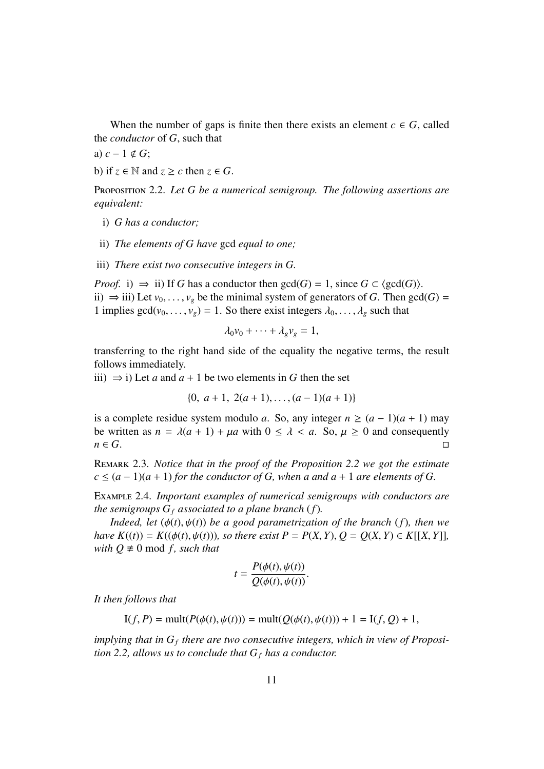When the number of gaps is finite then there exists an element $c \in G$, called the *conductor* of $G$, such that

a) $c - 1 \notin G$;

b) if $z \in \mathbb{N}$ and $z \geq c$ then $z \in G$.

Proposition 2.2. *Let $G$ be a numerical semigroup. The following assertions are equivalent:*

i) *$G$ has a conductor;*

ii) *The elements of $G$ have* gcd *equal to one;*

iii) *There exist two consecutive integers in $G$.*

*Proof.* i) $\Rightarrow$ ii) If $G$ has a conductor then $\gcd(G) = 1$, since $G \subset \langle \gcd(G) \rangle$.
ii) $\Rightarrow$ iii) Let $v_0, \ldots, v_g$ be the minimal system of generators of $G$. Then $\gcd(G) = 1$ implies $\gcd(v_0, \ldots, v_g) = 1$. So there exist integers $\lambda_0, \ldots, \lambda_g$ such that

$$\lambda_0 v_0 + \cdots + \lambda_g v_g = 1,$$

transferring to the right hand side of the equality the negative terms, the result follows immediately.
iii) $\Rightarrow$ i) Let $a$ and $a + 1$ be two elements in $G$ then the set

$$\{0,\ a + 1,\ 2(a + 1), \ldots, (a - 1)(a + 1)\}$$

is a complete residue system modulo $a$. So, any integer $n \geq (a - 1)(a + 1)$ may be written as $n = \lambda(a + 1) + \mu a$ with $0 \leq \lambda < a$. So, $\mu \geq 0$ and consequently $n \in G$. □

Remark 2.3. *Notice that in the proof of the Proposition 2.2 we got the estimate $c \leq (a - 1)(a + 1)$ for the conductor of $G$, when $a$ and $a + 1$ are elements of $G$.*

Example 2.4. *Important examples of numerical semigroups with conductors are the semigroups $G_f$ associated to a plane branch $(f)$.*

*Indeed, let $(\phi(t), \psi(t))$ be a good parametrization of the branch $(f)$, then we have $K((t)) = K((\phi(t), \psi(t)))$, so there exist $P = P(X, Y), Q = Q(X, Y) \in K[[X, Y]]$, with $Q \not\equiv 0 \bmod f$, such that*

$$t = \frac{P(\phi(t), \psi(t))}{Q(\phi(t), \psi(t))}.$$

*It then follows that*

$$\mathrm{I}(f, P) = \mathrm{mult}(P(\phi(t), \psi(t))) = \mathrm{mult}(Q(\phi(t), \psi(t))) + 1 = \mathrm{I}(f, Q) + 1,$$

*implying that in $G_f$ there are two consecutive integers, which in view of Proposition 2.2, allows us to conclude that $G_f$ has a conductor.*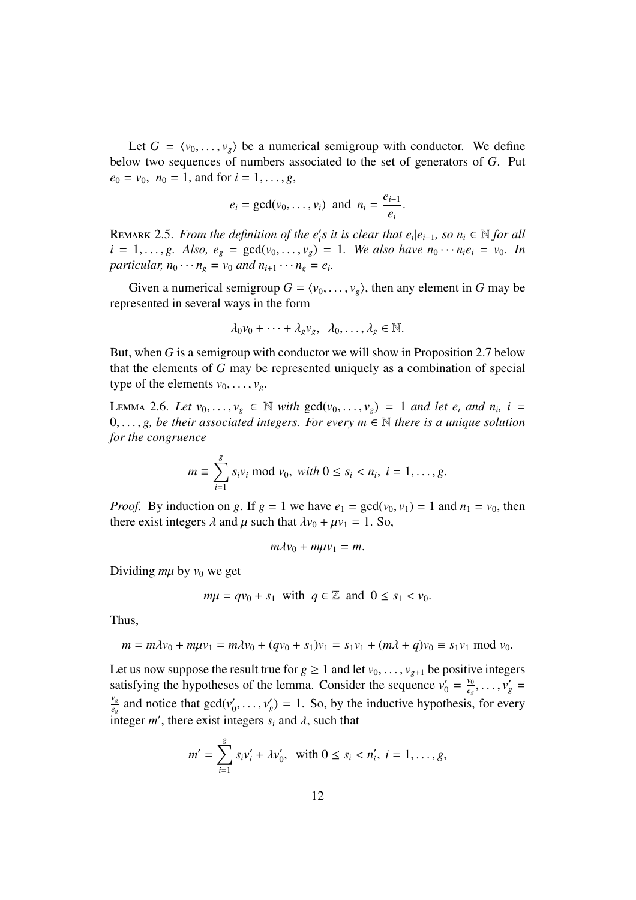Let $G = \langle v_0, \ldots, v_g \rangle$ be a numerical semigroup with conductor. We define below two sequences of numbers associated to the set of generators of $G$. Put $e_0 = v_0$, $n_0 = 1$, and for $i = 1, \ldots, g$,

$$e_i = \gcd(v_0, \ldots, v_i) \text{ and } n_i = \frac{e_{i-1}}{e_i}.$$

Remark 2.5. *From the definition of the $e_i'$s it is clear that $e_i | e_{i-1}$, so $n_i \in \mathbb{N}$ for all $i = 1, \ldots, g$. Also, $e_g = \gcd(v_0, \ldots, v_g) = 1$. We also have $n_0 \cdots n_i e_i = v_0$. In particular, $n_0 \cdots n_g = v_0$ and $n_{i+1} \cdots n_g = e_i$.*

Given a numerical semigroup $G = \langle v_0, \ldots, v_g \rangle$, then any element in $G$ may be represented in several ways in the form

$$\lambda_0 v_0 + \cdots + \lambda_g v_g, \;\; \lambda_0, \ldots, \lambda_g \in \mathbb{N}.$$

But, when $G$ is a semigroup with conductor we will show in Proposition 2.7 below that the elements of $G$ may be represented uniquely as a combination of special type of the elements $v_0, \ldots, v_g$.

Lemma 2.6. *Let $v_0, \ldots, v_g \in \mathbb{N}$ with $\gcd(v_0, \ldots, v_g) = 1$ and let $e_i$ and $n_i$, $i = 0, \ldots, g$, be their associated integers. For every $m \in \mathbb{N}$ there is a unique solution for the congruence*

$$m \equiv \sum_{i=1}^{g} s_i v_i \bmod v_0, \text{ with } 0 \leq s_i < n_i, \; i = 1, \ldots, g.$$

*Proof.* By induction on $g$. If $g = 1$ we have $e_1 = \gcd(v_0, v_1) = 1$ and $n_1 = v_0$, then there exist integers $\lambda$ and $\mu$ such that $\lambda v_0 + \mu v_1 = 1$. So,

$$m\lambda v_0 + m\mu v_1 = m.$$

Dividing $m\mu$ by $v_0$ we get

$$m\mu = q v_0 + s_1 \;\; \text{with} \;\; q \in \mathbb{Z} \;\; \text{and} \;\; 0 \leq s_1 < v_0.$$

Thus,

$$m = m\lambda v_0 + m\mu v_1 = m\lambda v_0 + (q v_0 + s_1) v_1 = s_1 v_1 + (m\lambda + q) v_0 \equiv s_1 v_1 \bmod v_0.$$

Let us now suppose the result true for $g \geq 1$ and let $v_0, \ldots, v_{g+1}$ be positive integers satisfying the hypotheses of the lemma. Consider the sequence $v_0' = \frac{v_0}{e_g}, \ldots, v_g' = \frac{v_g}{e_g}$ and notice that $\gcd(v_0', \ldots, v_g') = 1$. So, by the inductive hypothesis, for every integer $m'$, there exist integers $s_i$ and $\lambda$, such that

$$m' = \sum_{i=1}^{g} s_i v_i' + \lambda v_0', \;\; \text{with } 0 \leq s_i < n_i', \; i = 1, \ldots, g,$$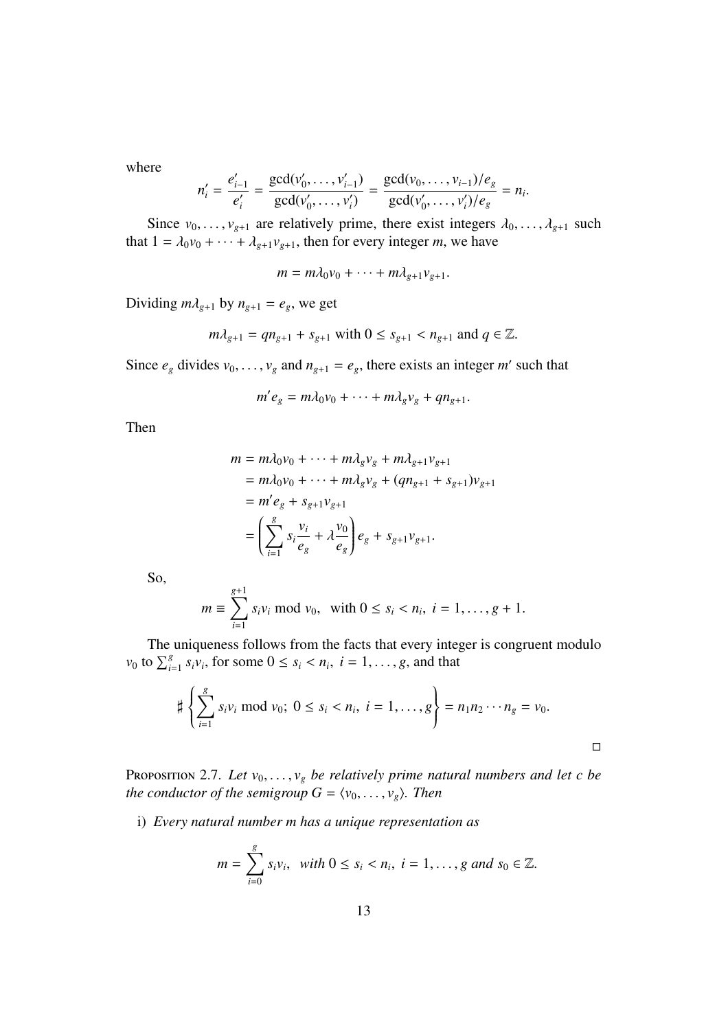where

$$n'_i = \frac{e'_{i-1}}{e'_i} = \frac{\gcd(v'_0, \ldots, v'_{i-1})}{\gcd(v'_0, \ldots, v'_i)} = \frac{\gcd(v_0, \ldots, v_{i-1})/e_g}{\gcd(v'_0, \ldots, v'_i)/e_g} = n_i.$$

Since $v_0, \ldots, v_{g+1}$ are relatively prime, there exist integers $\lambda_0, \ldots, \lambda_{g+1}$ such that $1 = \lambda_0 v_0 + \cdots + \lambda_{g+1} v_{g+1}$, then for every integer $m$, we have

$$m = m\lambda_0 v_0 + \cdots + m\lambda_{g+1} v_{g+1}.$$

Dividing $m\lambda_{g+1}$ by $n_{g+1} = e_g$, we get

$$m\lambda_{g+1} = q n_{g+1} + s_{g+1} \text{ with } 0 \leq s_{g+1} < n_{g+1} \text{ and } q \in \mathbb{Z}.$$

Since $e_g$ divides $v_0, \ldots, v_g$ and $n_{g+1} = e_g$, there exists an integer $m'$ such that

$$m' e_g = m\lambda_0 v_0 + \cdots + m\lambda_g v_g + q n_{g+1}.$$

Then

$$\begin{aligned} m &= m\lambda_0 v_0 + \cdots + m\lambda_g v_g + m\lambda_{g+1} v_{g+1} \\ &= m\lambda_0 v_0 + \cdots + m\lambda_g v_g + (q n_{g+1} + s_{g+1}) v_{g+1} \\ &= m' e_g + s_{g+1} v_{g+1} \\ &= \left( \sum_{i=1}^{g} s_i \frac{v_i}{e_g} + \lambda \frac{v_0}{e_g} \right) e_g + s_{g+1} v_{g+1}. \end{aligned}$$

So,

$$m \equiv \sum_{i=1}^{g+1} s_i v_i \bmod v_0, \text{ with } 0 \leq s_i < n_i, \ i = 1, \ldots, g+1.$$

The uniqueness follows from the facts that every integer is congruent modulo $v_0$ to $\sum_{i=1}^{g} s_i v_i$, for some $0 \leq s_i < n_i, \ i = 1, \ldots, g$, and that

$$\sharp \left\{ \sum_{i=1}^{g} s_i v_i \bmod v_0; \ 0 \leq s_i < n_i, \ i = 1, \ldots, g \right\} = n_1 n_2 \cdots n_g = v_0.$$

□

**Proposition 2.7.** *Let $v_0, \ldots, v_g$ be relatively prime natural numbers and let $c$ be the conductor of the semigroup $G = \langle v_0, \ldots, v_g \rangle$. Then*

i) *Every natural number $m$ has a unique representation as*

$$m = \sum_{i=0}^{g} s_i v_i, \text{ with } 0 \leq s_i < n_i, \ i = 1, \ldots, g \text{ and } s_0 \in \mathbb{Z}.$$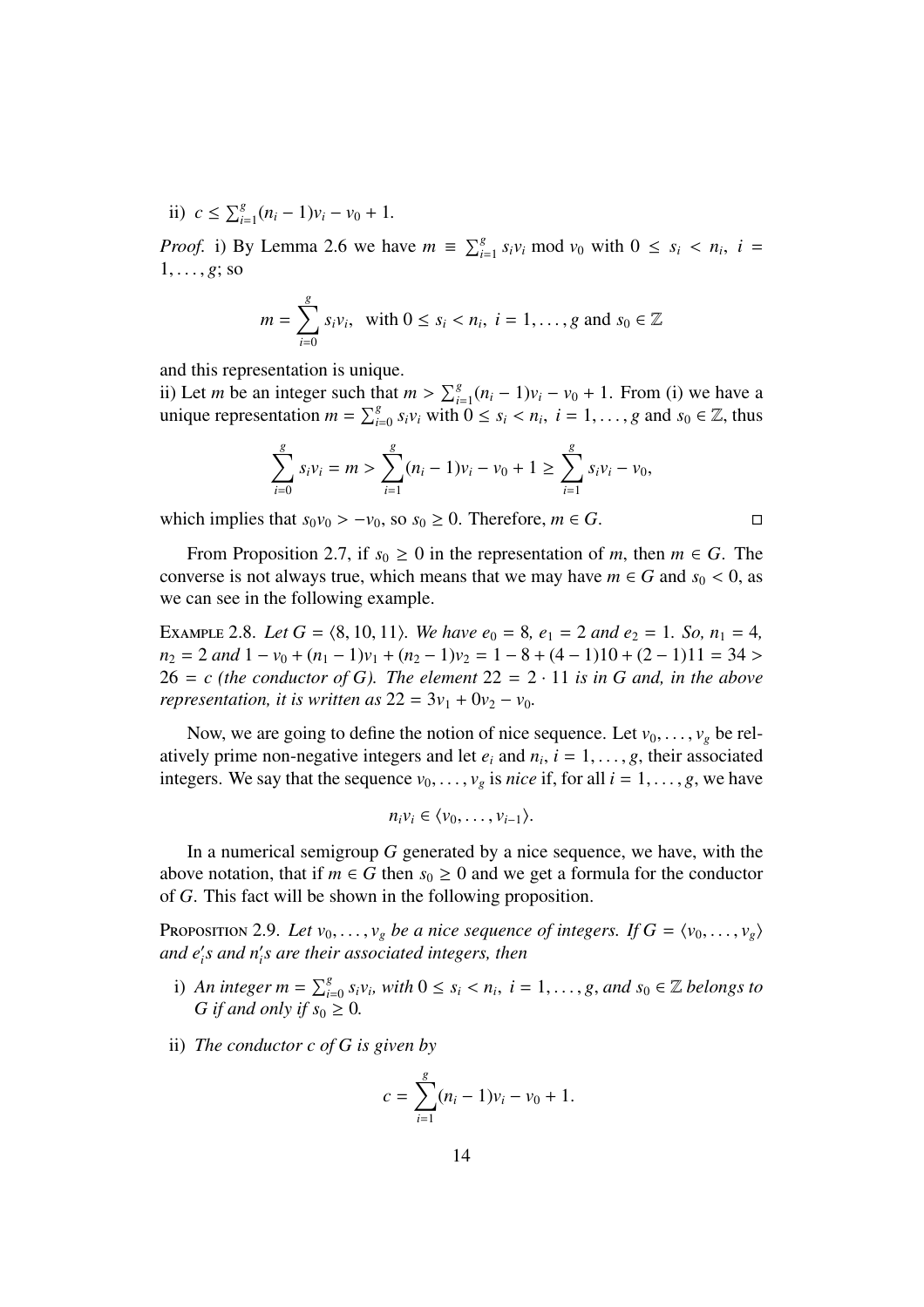ii) $c \leq \sum_{i=1}^{g}(n_i - 1)v_i - v_0 + 1$.

*Proof.* i) By Lemma 2.6 we have $m \equiv \sum_{i=1}^{g} s_i v_i \bmod v_0$ with $0 \leq s_i < n_i$, $i = 1, \ldots, g$; so

$$m = \sum_{i=0}^{g} s_i v_i, \text{ with } 0 \leq s_i < n_i,\ i = 1, \ldots, g \text{ and } s_0 \in \mathbb{Z}$$

and this representation is unique.

ii) Let $m$ be an integer such that $m > \sum_{i=1}^{g}(n_i - 1)v_i - v_0 + 1$. From (i) we have a unique representation $m = \sum_{i=0}^{g} s_i v_i$ with $0 \leq s_i < n_i$, $i = 1, \ldots, g$ and $s_0 \in \mathbb{Z}$, thus

$$\sum_{i=0}^{g} s_i v_i = m > \sum_{i=1}^{g}(n_i - 1)v_i - v_0 + 1 \geq \sum_{i=1}^{g} s_i v_i - v_0,$$

which implies that $s_0 v_0 > -v_0$, so $s_0 \geq 0$. Therefore, $m \in G$. □

From Proposition 2.7, if $s_0 \geq 0$ in the representation of $m$, then $m \in G$. The converse is not always true, which means that we may have $m \in G$ and $s_0 < 0$, as we can see in the following example.

Example 2.8. *Let $G = \langle 8, 10, 11\rangle$. We have $e_0 = 8$, $e_1 = 2$ and $e_2 = 1$. So, $n_1 = 4$, $n_2 = 2$ and $1 - v_0 + (n_1 - 1)v_1 + (n_2 - 1)v_2 = 1 - 8 + (4 - 1)10 + (2 - 1)11 = 34 > 26 = c$ (the conductor of $G$). The element $22 = 2 \cdot 11$ is in $G$ and, in the above representation, it is written as $22 = 3v_1 + 0v_2 - v_0$.*

Now, we are going to define the notion of nice sequence. Let $v_0, \ldots, v_g$ be relatively prime non-negative integers and let $e_i$ and $n_i$, $i = 1, \ldots, g$, their associated integers. We say that the sequence $v_0, \ldots, v_g$ is *nice* if, for all $i = 1, \ldots, g$, we have

$$n_i v_i \in \langle v_0, \ldots, v_{i-1}\rangle.$$

In a numerical semigroup $G$ generated by a nice sequence, we have, with the above notation, that if $m \in G$ then $s_0 \geq 0$ and we get a formula for the conductor of $G$. This fact will be shown in the following proposition.

Proposition 2.9. *Let $v_0, \ldots, v_g$ be a nice sequence of integers. If $G = \langle v_0, \ldots, v_g\rangle$ and $e_i'$s and $n_i'$s are their associated integers, then*

i) *An integer $m = \sum_{i=0}^{g} s_i v_i$, with $0 \leq s_i < n_i$, $i = 1, \ldots, g$, and $s_0 \in \mathbb{Z}$ belongs to $G$ if and only if $s_0 \geq 0$.*

ii) *The conductor $c$ of $G$ is given by*

$$c = \sum_{i=1}^{g}(n_i - 1)v_i - v_0 + 1.$$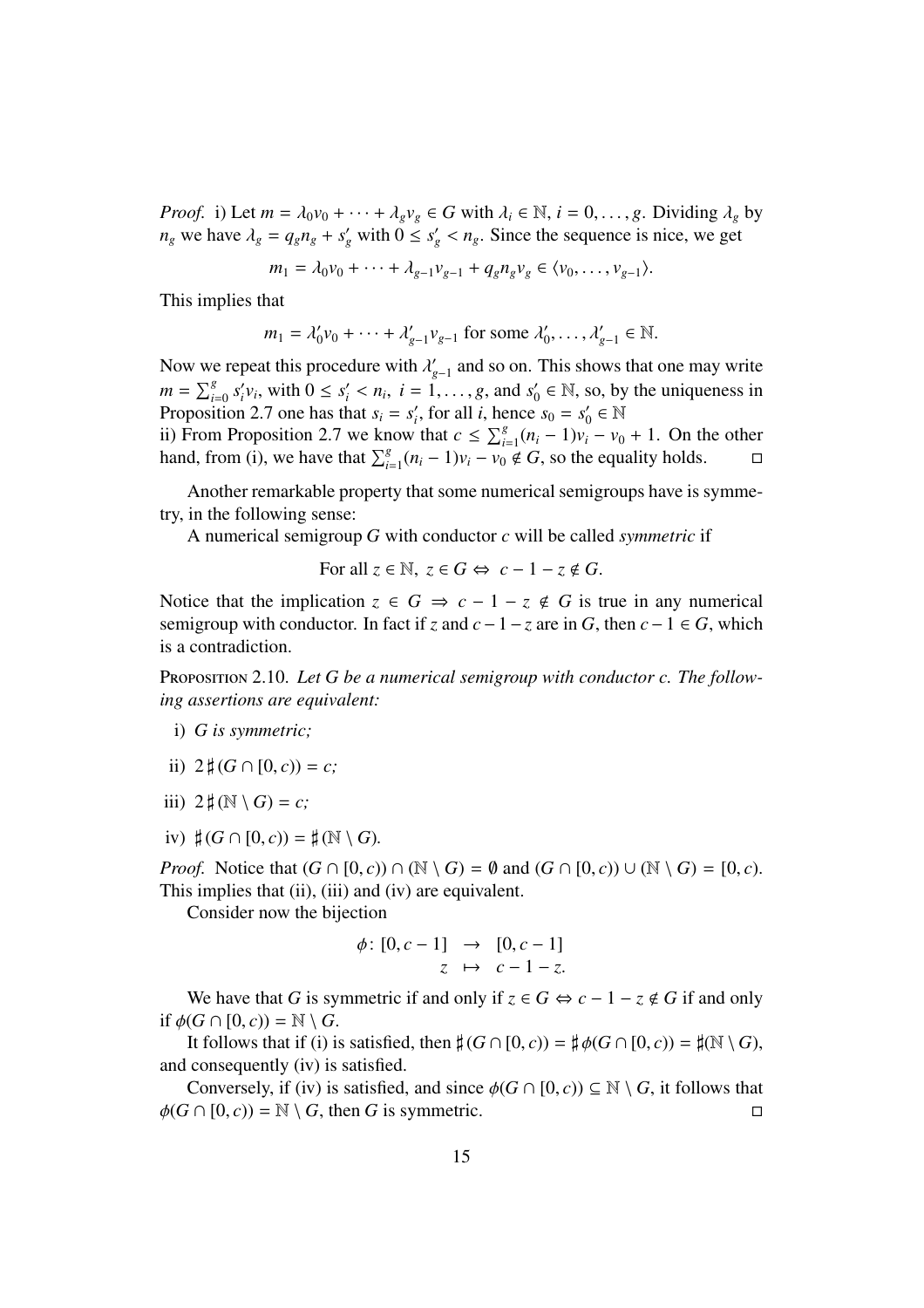*Proof.* i) Let $m = \lambda_0 v_0 + \cdots + \lambda_g v_g \in G$ with $\lambda_i \in \mathbb{N}$, $i = 0, \ldots, g$. Dividing $\lambda_g$ by $n_g$ we have $\lambda_g = q_g n_g + s'_g$ with $0 \leq s'_g < n_g$. Since the sequence is nice, we get

$$m_1 = \lambda_0 v_0 + \cdots + \lambda_{g-1} v_{g-1} + q_g n_g v_g \in \langle v_0, \ldots, v_{g-1} \rangle.$$

This implies that

$$m_1 = \lambda'_0 v_0 + \cdots + \lambda'_{g-1} v_{g-1} \text{ for some } \lambda'_0, \ldots, \lambda'_{g-1} \in \mathbb{N}.$$

Now we repeat this procedure with $\lambda'_{g-1}$ and so on. This shows that one may write $m = \sum_{i=0}^{g} s'_i v_i$, with $0 \leq s'_i < n_i$, $i = 1, \ldots, g$, and $s'_0 \in \mathbb{N}$, so, by the uniqueness in Proposition 2.7 one has that $s_i = s'_i$, for all $i$, hence $s_0 = s'_0 \in \mathbb{N}$

ii) From Proposition 2.7 we know that $c \leq \sum_{i=1}^{g}(n_i - 1)v_i - v_0 + 1$. On the other hand, from (i), we have that $\sum_{i=1}^{g}(n_i - 1)v_i - v_0 \notin G$, so the equality holds. □

Another remarkable property that some numerical semigroups have is symmetry, in the following sense:

A numerical semigroup $G$ with conductor $c$ will be called *symmetric* if

$$\text{For all } z \in \mathbb{N},\ z \in G \Leftrightarrow\ c - 1 - z \notin G.$$

Notice that the implication $z \in G \Rightarrow c - 1 - z \notin G$ is true in any numerical semigroup with conductor. In fact if $z$ and $c - 1 - z$ are in $G$, then $c - 1 \in G$, which is a contradiction.

Proposition 2.10. *Let $G$ be a numerical semigroup with conductor $c$. The following assertions are equivalent:*

i) *$G$ is symmetric;*

ii) *$2\sharp(G \cap [0, c)) = c$;*

iii) *$2\sharp(\mathbb{N} \setminus G) = c$;*

iv) *$\sharp(G \cap [0, c)) = \sharp(\mathbb{N} \setminus G)$.*

*Proof.* Notice that $(G \cap [0, c)) \cap (\mathbb{N} \setminus G) = \emptyset$ and $(G \cap [0, c)) \cup (\mathbb{N} \setminus G) = [0, c)$. This implies that (ii), (iii) and (iv) are equivalent.

Consider now the bijection

$$\begin{array}{rcl} \phi\colon [0, c-1] & \to & [0, c-1] \\ z & \mapsto & c - 1 - z. \end{array}$$

We have that $G$ is symmetric if and only if $z \in G \Leftrightarrow c - 1 - z \notin G$ if and only if $\phi(G \cap [0, c)) = \mathbb{N} \setminus G$.

It follows that if (i) is satisfied, then $\sharp(G \cap [0, c)) = \sharp\phi(G \cap [0, c)) = \sharp(\mathbb{N} \setminus G)$, and consequently (iv) is satisfied.

Conversely, if (iv) is satisfied, and since $\phi(G \cap [0, c)) \subseteq \mathbb{N} \setminus G$, it follows that $\phi(G \cap [0, c)) = \mathbb{N} \setminus G$, then $G$ is symmetric. □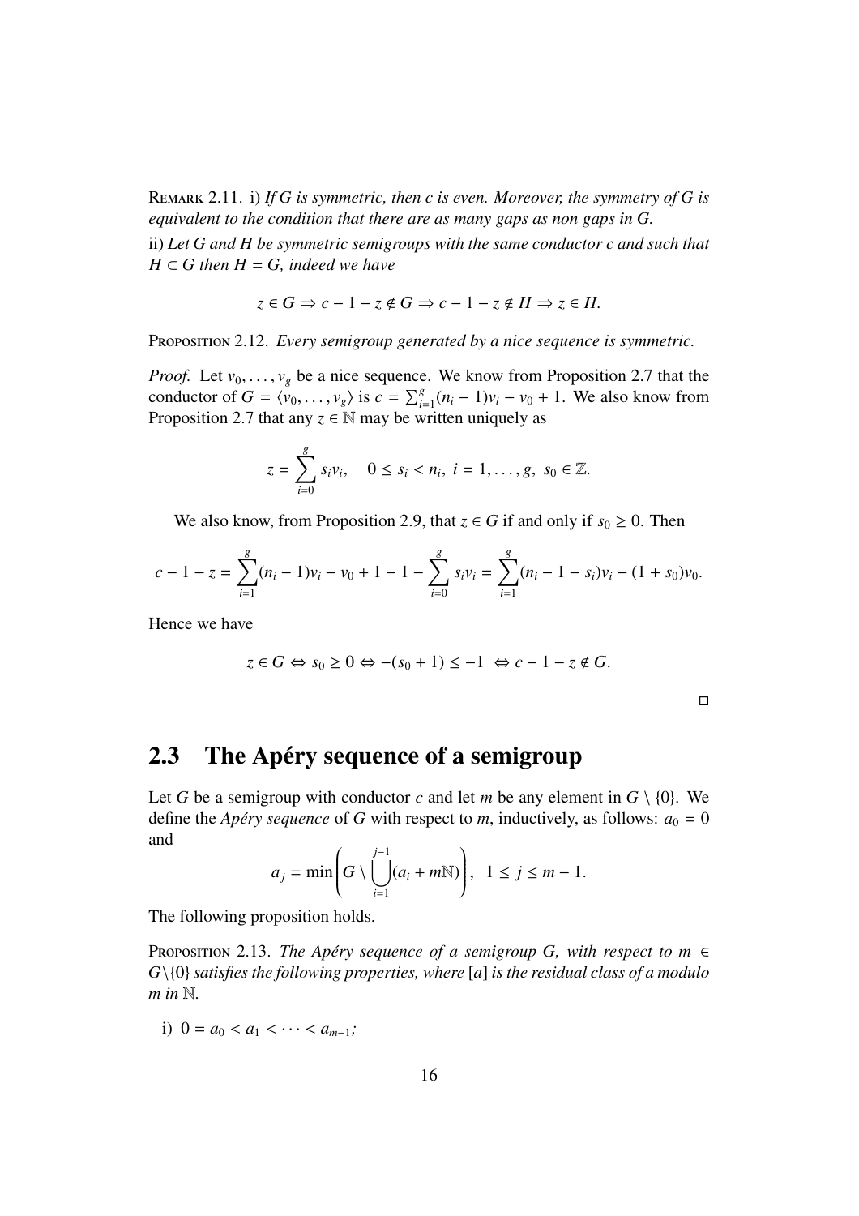Remark 2.11. i) *If $G$ is symmetric, then $c$ is even. Moreover, the symmetry of $G$ is equivalent to the condition that there are as many gaps as non gaps in $G$.*

ii) *Let $G$ and $H$ be symmetric semigroups with the same conductor $c$ and such that $H \subset G$ then $H = G$, indeed we have*

$$z \in G \Rightarrow c - 1 - z \notin G \Rightarrow c - 1 - z \notin H \Rightarrow z \in H.$$

Proposition 2.12. *Every semigroup generated by a nice sequence is symmetric.*

*Proof.* Let $v_0, \dots, v_g$ be a nice sequence. We know from Proposition 2.7 that the conductor of $G = \langle v_0, \dots, v_g \rangle$ is $c = \sum_{i=1}^{g}(n_i - 1)v_i - v_0 + 1$. We also know from Proposition 2.7 that any $z \in \mathbb{N}$ may be written uniquely as

$$z = \sum_{i=0}^{g} s_i v_i, \quad 0 \leq s_i < n_i, \ i = 1, \dots, g, \ s_0 \in \mathbb{Z}.$$

We also know, from Proposition 2.9, that $z \in G$ if and only if $s_0 \geq 0$. Then

$$c - 1 - z = \sum_{i=1}^{g}(n_i - 1)v_i - v_0 + 1 - 1 - \sum_{i=0}^{g} s_i v_i = \sum_{i=1}^{g}(n_i - 1 - s_i)v_i - (1 + s_0)v_0.$$

Hence we have

$$z \in G \Leftrightarrow s_0 \geq 0 \Leftrightarrow -(s_0 + 1) \leq -1 \ \Leftrightarrow c - 1 - z \notin G.$$

□

## 2.3 The Apéry sequence of a semigroup

Let $G$ be a semigroup with conductor $c$ and let $m$ be any element in $G \setminus \{0\}$. We define the *Apéry sequence* of $G$ with respect to $m$, inductively, as follows: $a_0 = 0$ and

$$a_j = \min\left(G \setminus \bigcup_{i=1}^{j-1}(a_i + m\mathbb{N})\right), \ \ 1 \leq j \leq m - 1.$$

The following proposition holds.

Proposition 2.13. *The Apéry sequence of a semigroup $G$, with respect to $m \in G \setminus \{0\}$ satisfies the following properties, where $[a]$ is the residual class of $a$ modulo $m$ in $\mathbb{N}$.*

i) $0 = a_0 < a_1 < \cdots < a_{m-1}$;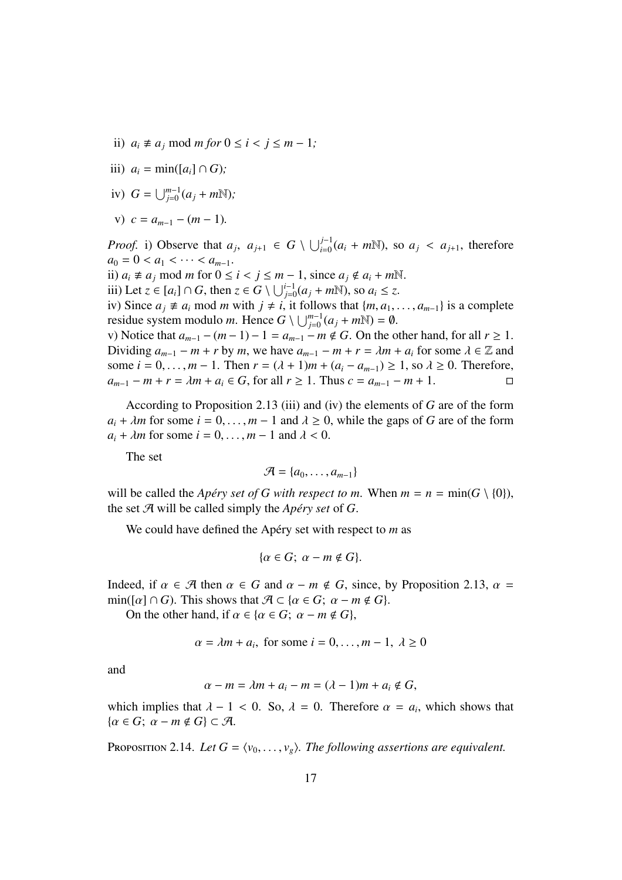ii) $a_i \not\equiv a_j \bmod m$ *for* $0 \leq i < j \leq m-1$*;*

iii) $a_i = \min([a_i] \cap G)$*;*

iv) $G = \bigcup_{j=0}^{m-1}(a_j + m\mathbb{N})$*;*

v) $c = a_{m-1} - (m-1)$*.*

*Proof.* i) Observe that $a_j,\ a_{j+1} \in G \setminus \bigcup_{i=0}^{j-1}(a_i + m\mathbb{N})$, so $a_j < a_{j+1}$, therefore $a_0 = 0 < a_1 < \cdots < a_{m-1}$.
ii) $a_i \not\equiv a_j \bmod m$ for $0 \leq i < j \leq m-1$, since $a_j \notin a_i + m\mathbb{N}$.
iii) Let $z \in [a_i] \cap G$, then $z \in G \setminus \bigcup_{j=0}^{i-1}(a_j + m\mathbb{N})$, so $a_i \leq z$.
iv) Since $a_j \not\equiv a_i \bmod m$ with $j \neq i$, it follows that $\{m, a_1, \ldots, a_{m-1}\}$ is a complete residue system modulo $m$. Hence $G \setminus \bigcup_{j=0}^{m-1}(a_j + m\mathbb{N}) = \emptyset$.
v) Notice that $a_{m-1} - (m-1) - 1 = a_{m-1} - m \notin G$. On the other hand, for all $r \geq 1$. Dividing $a_{m-1} - m + r$ by $m$, we have $a_{m-1} - m + r = \lambda m + a_i$ for some $\lambda \in \mathbb{Z}$ and some $i = 0, \ldots, m-1$. Then $r = (\lambda + 1)m + (a_i - a_{m-1}) \geq 1$, so $\lambda \geq 0$. Therefore, $a_{m-1} - m + r = \lambda m + a_i \in G$, for all $r \geq 1$. Thus $c = a_{m-1} - m + 1$. □

According to Proposition 2.13 (iii) and (iv) the elements of $G$ are of the form $a_i + \lambda m$ for some $i = 0, \ldots, m-1$ and $\lambda \geq 0$, while the gaps of $G$ are of the form $a_i + \lambda m$ for some $i = 0, \ldots, m-1$ and $\lambda < 0$.

The set

$$\mathcal{A} = \{a_0, \ldots, a_{m-1}\}$$

will be called the *Apéry set of G with respect to m*. When $m = n = \min(G \setminus \{0\})$, the set $\mathcal{A}$ will be called simply the *Apéry set* of $G$.

We could have defined the Apéry set with respect to $m$ as

$$\{\alpha \in G;\ \alpha - m \notin G\}.$$

Indeed, if $\alpha \in \mathcal{A}$ then $\alpha \in G$ and $\alpha - m \notin G$, since, by Proposition 2.13, $\alpha = \min([\alpha] \cap G)$. This shows that $\mathcal{A} \subset \{\alpha \in G;\ \alpha - m \notin G\}$.

On the other hand, if $\alpha \in \{\alpha \in G;\ \alpha - m \notin G\}$,

$$\alpha = \lambda m + a_i, \text{ for some } i = 0, \ldots, m-1,\ \lambda \geq 0$$

and

$$\alpha - m = \lambda m + a_i - m = (\lambda - 1)m + a_i \notin G,$$

which implies that $\lambda - 1 < 0$. So, $\lambda = 0$. Therefore $\alpha = a_i$, which shows that $\{\alpha \in G;\ \alpha - m \notin G\} \subset \mathcal{A}$.

Proposition 2.14. *Let* $G = \langle v_0, \ldots, v_g \rangle$*. The following assertions are equivalent.*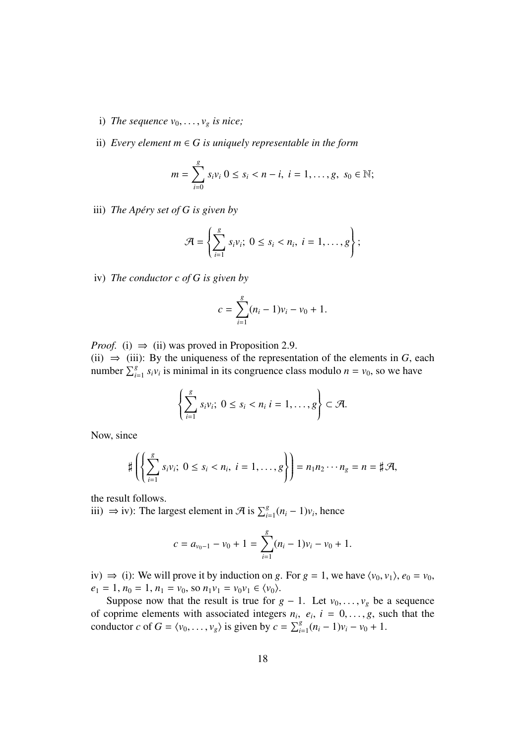i) *The sequence* $v_0, \dots, v_g$ *is nice;*

ii) *Every element* $m \in G$ *is uniquely representable in the form*

$$m = \sum_{i=0}^{g} s_i v_i \; 0 \leq s_i < n - i, \; i = 1, \dots, g, \; s_0 \in \mathbb{N};$$

iii) *The Apéry set of* $G$ *is given by*

$$\mathcal{A} = \left\{ \sum_{i=1}^{g} s_i v_i; \; 0 \leq s_i < n_i, \; i = 1, \dots, g \right\};$$

iv) *The conductor* $c$ *of* $G$ *is given by*

$$c = \sum_{i=1}^{g} (n_i - 1) v_i - v_0 + 1.$$

*Proof.* (i) $\Rightarrow$ (ii) was proved in Proposition 2.9.
(ii) $\Rightarrow$ (iii): By the uniqueness of the representation of the elements in $G$, each number $\sum_{i=1}^{g} s_i v_i$ is minimal in its congruence class modulo $n = v_0$, so we have

$$\left\{ \sum_{i=1}^{g} s_i v_i; \; 0 \leq s_i < n_i \; i = 1, \dots, g \right\} \subset \mathcal{A}.$$

Now, since

$$\sharp \left( \left\{ \sum_{i=1}^{g} s_i v_i; \; 0 \leq s_i < n_i, \; i = 1, \dots, g \right\} \right) = n_1 n_2 \cdots n_g = n = \sharp \mathcal{A},$$

the result follows.
iii) $\Rightarrow$ iv): The largest element in $\mathcal{A}$ is $\sum_{i=1}^{g} (n_i - 1) v_i$, hence

$$c = a_{v_0 - 1} - v_0 + 1 = \sum_{i=1}^{g} (n_i - 1) v_i - v_0 + 1.$$

iv) $\Rightarrow$ (i): We will prove it by induction on $g$. For $g = 1$, we have $\langle v_0, v_1 \rangle$, $e_0 = v_0$, $e_1 = 1$, $n_0 = 1$, $n_1 = v_0$, so $n_1 v_1 = v_0 v_1 \in \langle v_0 \rangle$.

Suppose now that the result is true for $g - 1$. Let $v_0, \dots, v_g$ be a sequence of coprime elements with associated integers $n_i$, $e_i$, $i = 0, \dots, g$, such that the conductor $c$ of $G = \langle v_0, \dots, v_g \rangle$ is given by $c = \sum_{i=1}^{g} (n_i - 1) v_i - v_0 + 1$.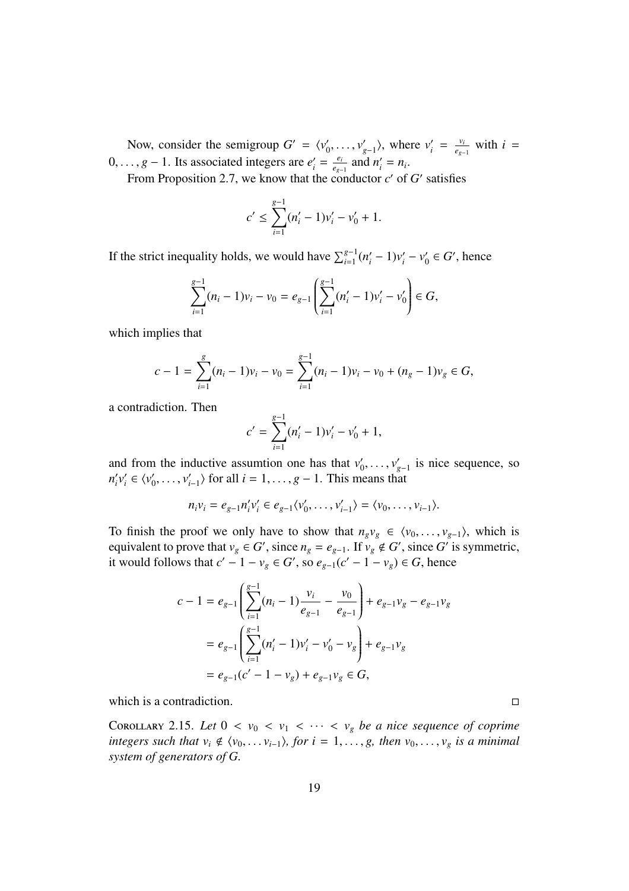Now, consider the semigroup $G' = \langle v'_0, \ldots, v'_{g-1} \rangle$, where $v'_i = \frac{v_i}{e_{g-1}}$ with $i = 0, \ldots, g-1$. Its associated integers are $e'_i = \frac{e_i}{e_{g-1}}$ and $n'_i = n_i$.

From Proposition 2.7, we know that the conductor $c'$ of $G'$ satisfies

$$c' \leq \sum_{i=1}^{g-1} (n'_i - 1) v'_i - v'_0 + 1.$$

If the strict inequality holds, we would have $\sum_{i=1}^{g-1} (n'_i - 1) v'_i - v'_0 \in G'$, hence

$$\sum_{i=1}^{g-1} (n_i - 1) v_i - v_0 = e_{g-1} \left( \sum_{i=1}^{g-1} (n'_i - 1) v'_i - v'_0 \right) \in G,$$

which implies that

$$c - 1 = \sum_{i=1}^{g} (n_i - 1) v_i - v_0 = \sum_{i=1}^{g-1} (n_i - 1) v_i - v_0 + (n_g - 1) v_g \in G,$$

a contradiction. Then

$$c' = \sum_{i=1}^{g-1} (n'_i - 1) v'_i - v'_0 + 1,$$

and from the inductive assumtion one has that $v'_0, \ldots, v'_{g-1}$ is nice sequence, so $n'_i v'_i \in \langle v'_0, \ldots, v'_{i-1} \rangle$ for all $i = 1, \ldots, g-1$. This means that

$$n_i v_i = e_{g-1} n'_i v'_i \in e_{g-1} \langle v'_0, \ldots, v'_{i-1} \rangle = \langle v_0, \ldots, v_{i-1} \rangle.$$

To finish the proof we only have to show that $n_g v_g \in \langle v_0, \ldots, v_{g-1} \rangle$, which is equivalent to prove that $v_g \in G'$, since $n_g = e_{g-1}$. If $v_g \notin G'$, since $G'$ is symmetric, it would follows that $c' - 1 - v_g \in G'$, so $e_{g-1}(c' - 1 - v_g) \in G$, hence

$$\begin{aligned}
c - 1 &= e_{g-1} \left( \sum_{i=1}^{g-1} (n_i - 1) \frac{v_i}{e_{g-1}} - \frac{v_0}{e_{g-1}} \right) + e_{g-1} v_g - e_{g-1} v_g \\
&= e_{g-1} \left( \sum_{i=1}^{g-1} (n'_i - 1) v'_i - v'_0 - v_g \right) + e_{g-1} v_g \\
&= e_{g-1} (c' - 1 - v_g) + e_{g-1} v_g \in G,
\end{aligned}$$

which is a contradiction. □

Corollary 2.15. *Let $0 < v_0 < v_1 < \cdots < v_g$ be a nice sequence of coprime integers such that $v_i \notin \langle v_0, \ldots v_{i-1} \rangle$, for $i = 1, \ldots, g$, then $v_0, \ldots, v_g$ is a minimal system of generators of $G$.*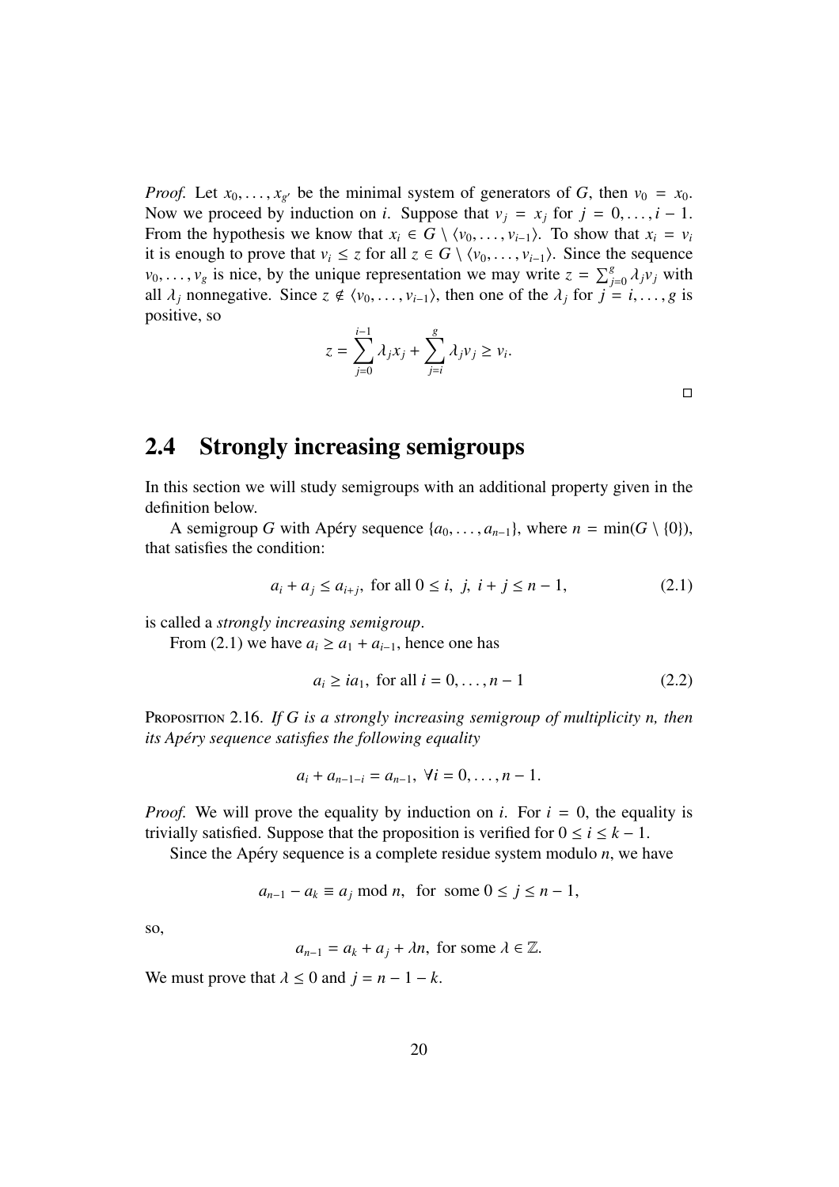*Proof.* Let $x_0, \ldots, x_{g'}$ be the minimal system of generators of $G$, then $v_0 = x_0$. Now we proceed by induction on $i$. Suppose that $v_j = x_j$ for $j = 0, \ldots, i-1$. From the hypothesis we know that $x_i \in G \setminus \langle v_0, \ldots, v_{i-1} \rangle$. To show that $x_i = v_i$ it is enough to prove that $v_i \leq z$ for all $z \in G \setminus \langle v_0, \ldots, v_{i-1} \rangle$. Since the sequence $v_0, \ldots, v_g$ is nice, by the unique representation we may write $z = \sum_{j=0}^{g} \lambda_j v_j$ with all $\lambda_j$ nonnegative. Since $z \notin \langle v_0, \ldots, v_{i-1} \rangle$, then one of the $\lambda_j$ for $j = i, \ldots, g$ is positive, so

$$z = \sum_{j=0}^{i-1} \lambda_j x_j + \sum_{j=i}^{g} \lambda_j v_j \geq v_i.$$

□

## 2.4 Strongly increasing semigroups

In this section we will study semigroups with an additional property given in the definition below.

A semigroup $G$ with Apéry sequence $\{a_0, \ldots, a_{n-1}\}$, where $n = \min(G \setminus \{0\})$, that satisfies the condition:

$$a_i + a_j \leq a_{i+j}, \text{ for all } 0 \leq i, \ j, \ i+j \leq n-1, \tag{2.1}$$

is called a *strongly increasing semigroup*.

From (2.1) we have $a_i \geq a_1 + a_{i-1}$, hence one has

$$a_i \geq i a_1, \text{ for all } i = 0, \ldots, n-1 \tag{2.2}$$

Proposition 2.16. *If $G$ is a strongly increasing semigroup of multiplicity $n$, then its Apéry sequence satisfies the following equality*

$$a_i + a_{n-1-i} = a_{n-1}, \ \forall i = 0, \ldots, n-1.$$

*Proof.* We will prove the equality by induction on $i$. For $i = 0$, the equality is trivially satisfied. Suppose that the proposition is verified for $0 \leq i \leq k-1$.

Since the Apéry sequence is a complete residue system modulo $n$, we have

$$a_{n-1} - a_k \equiv a_j \bmod n, \text{ for some } 0 \leq j \leq n-1,$$

so,

$$a_{n-1} = a_k + a_j + \lambda n, \text{ for some } \lambda \in \mathbb{Z}.$$

We must prove that $\lambda \leq 0$ and $j = n-1-k$.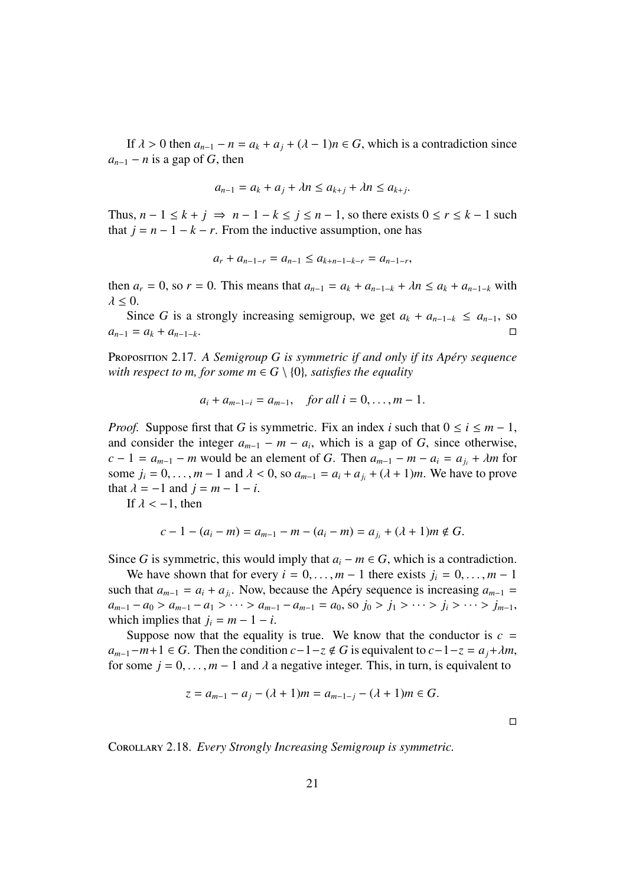If $\lambda > 0$ then $a_{n-1} - n = a_k + a_j + (\lambda - 1)n \in G$, which is a contradiction since $a_{n-1} - n$ is a gap of $G$, then

$$a_{n-1} = a_k + a_j + \lambda n \leq a_{k+j} + \lambda n \leq a_{k+j}.$$

Thus, $n - 1 \leq k + j \Rightarrow n - 1 - k \leq j \leq n - 1$, so there exists $0 \leq r \leq k - 1$ such that $j = n - 1 - k - r$. From the inductive assumption, one has

$$a_r + a_{n-1-r} = a_{n-1} \leq a_{k+n-1-k-r} = a_{n-1-r},$$

then $a_r = 0$, so $r = 0$. This means that $a_{n-1} = a_k + a_{n-1-k} + \lambda n \leq a_k + a_{n-1-k}$ with $\lambda \leq 0$.

Since $G$ is a strongly increasing semigroup, we get $a_k + a_{n-1-k} \leq a_{n-1}$, so $a_{n-1} = a_k + a_{n-1-k}$. □

Proposition 2.17. *A Semigroup $G$ is symmetric if and only if its Apéry sequence with respect to $m$, for some $m \in G \setminus \{0\}$, satisfies the equality*

$$a_i + a_{m-1-i} = a_{m-1}, \quad \textit{for all } i = 0, \ldots, m-1.$$

*Proof.* Suppose first that $G$ is symmetric. Fix an index $i$ such that $0 \leq i \leq m - 1$, and consider the integer $a_{m-1} - m - a_i$, which is a gap of $G$, since otherwise, $c - 1 = a_{m-1} - m$ would be an element of $G$. Then $a_{m-1} - m - a_i = a_{j_i} + \lambda m$ for some $j_i = 0, \ldots, m - 1$ and $\lambda < 0$, so $a_{m-1} = a_i + a_{j_i} + (\lambda + 1)m$. We have to prove that $\lambda = -1$ and $j = m - 1 - i$.

If $\lambda < -1$, then

$$c - 1 - (a_i - m) = a_{m-1} - m - (a_i - m) = a_{j_i} + (\lambda + 1)m \notin G.$$

Since $G$ is symmetric, this would imply that $a_i - m \in G$, which is a contradiction.

We have shown that for every $i = 0, \ldots, m - 1$ there exists $j_i = 0, \ldots, m - 1$ such that $a_{m-1} = a_i + a_{j_i}$. Now, because the Apéry sequence is increasing $a_{m-1} = a_{m-1} - a_0 > a_{m-1} - a_1 > \cdots > a_{m-1} - a_{m-1} = a_0$, so $j_0 > j_1 > \cdots > j_i > \cdots > j_{m-1}$, which implies that $j_i = m - 1 - i$.

Suppose now that the equality is true. We know that the conductor is $c = a_{m-1} - m + 1 \in G$. Then the condition $c - 1 - z \notin G$ is equivalent to $c - 1 - z = a_j + \lambda m$, for some $j = 0, \ldots, m - 1$ and $\lambda$ a negative integer. This, in turn, is equivalent to

$$z = a_{m-1} - a_j - (\lambda + 1)m = a_{m-1-j} - (\lambda + 1)m \in G.$$

□

Corollary 2.18. *Every Strongly Increasing Semigroup is symmetric.*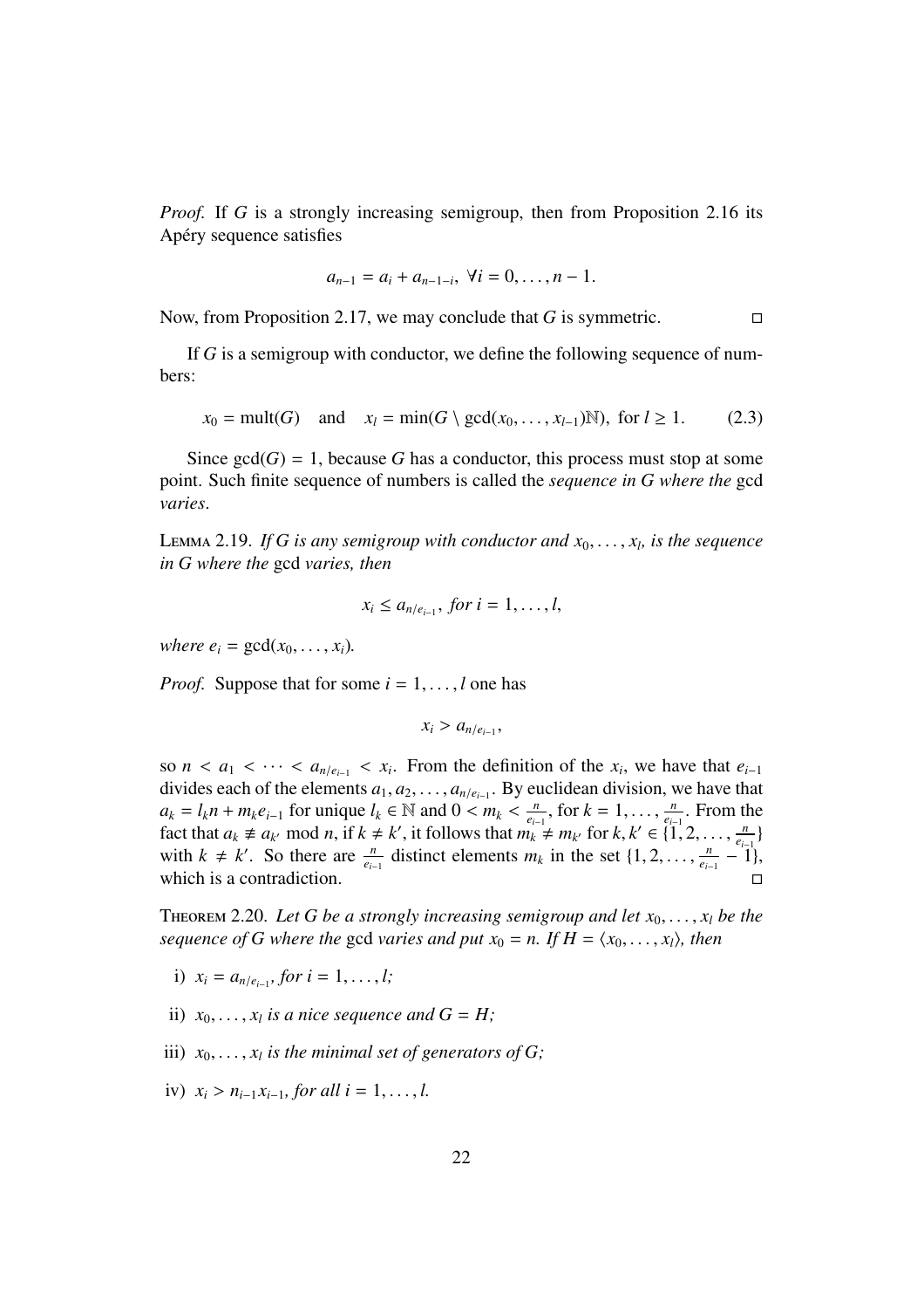*Proof.* If $G$ is a strongly increasing semigroup, then from Proposition 2.16 its Apéry sequence satisfies

$$a_{n-1} = a_i + a_{n-1-i}, \ \forall i = 0, \dots, n-1.$$

Now, from Proposition 2.17, we may conclude that $G$ is symmetric. □

If $G$ is a semigroup with conductor, we define the following sequence of numbers:

$$x_0 = \text{mult}(G) \quad \text{and} \quad x_l = \min(G \setminus \gcd(x_0, \dots, x_{l-1})\mathbb{N}), \text{ for } l \geq 1. \tag{2.3}$$

Since $\gcd(G) = 1$, because $G$ has a conductor, this process must stop at some point. Such finite sequence of numbers is called the *sequence in G where the* gcd *varies*.

Lemma 2.19. *If G is any semigroup with conductor and $x_0, \dots, x_l$, is the sequence in G where the* gcd *varies, then*

$$x_i \leq a_{n/e_{i-1}}, \text{ for } i = 1, \dots, l,$$

*where $e_i = \gcd(x_0, \dots, x_i)$.*

*Proof.* Suppose that for some $i = 1, \dots, l$ one has

$$x_i > a_{n/e_{i-1}},$$

so $n < a_1 < \cdots < a_{n/e_{i-1}} < x_i$. From the definition of the $x_i$, we have that $e_{i-1}$ divides each of the elements $a_1, a_2, \dots, a_{n/e_{i-1}}$. By euclidean division, we have that $a_k = l_k n + m_k e_{i-1}$ for unique $l_k \in \mathbb{N}$ and $0 < m_k < \frac{n}{e_{i-1}}$, for $k = 1, \dots, \frac{n}{e_{i-1}}$. From the fact that $a_k \not\equiv a_{k'} \bmod n$, if $k \neq k'$, it follows that $m_k \neq m_{k'}$ for $k, k' \in \{1, 2, \dots, \frac{n}{e_{i-1}}\}$ with $k \neq k'$. So there are $\frac{n}{e_{i-1}}$ distinct elements $m_k$ in the set $\{1, 2, \dots, \frac{n}{e_{i-1}} - 1\}$, which is a contradiction. □

Theorem 2.20. *Let G be a strongly increasing semigroup and let $x_0, \dots, x_l$ be the sequence of G where the* gcd *varies and put $x_0 = n$. If $H = \langle x_0, \dots, x_l \rangle$, then*

i) *$x_i = a_{n/e_{i-1}}$, for $i = 1, \dots, l$;*

ii) *$x_0, \dots, x_l$ is a nice sequence and $G = H$;*

iii) *$x_0, \dots, x_l$ is the minimal set of generators of G;*

iv) *$x_i > n_{i-1} x_{i-1}$, for all $i = 1, \dots, l$.*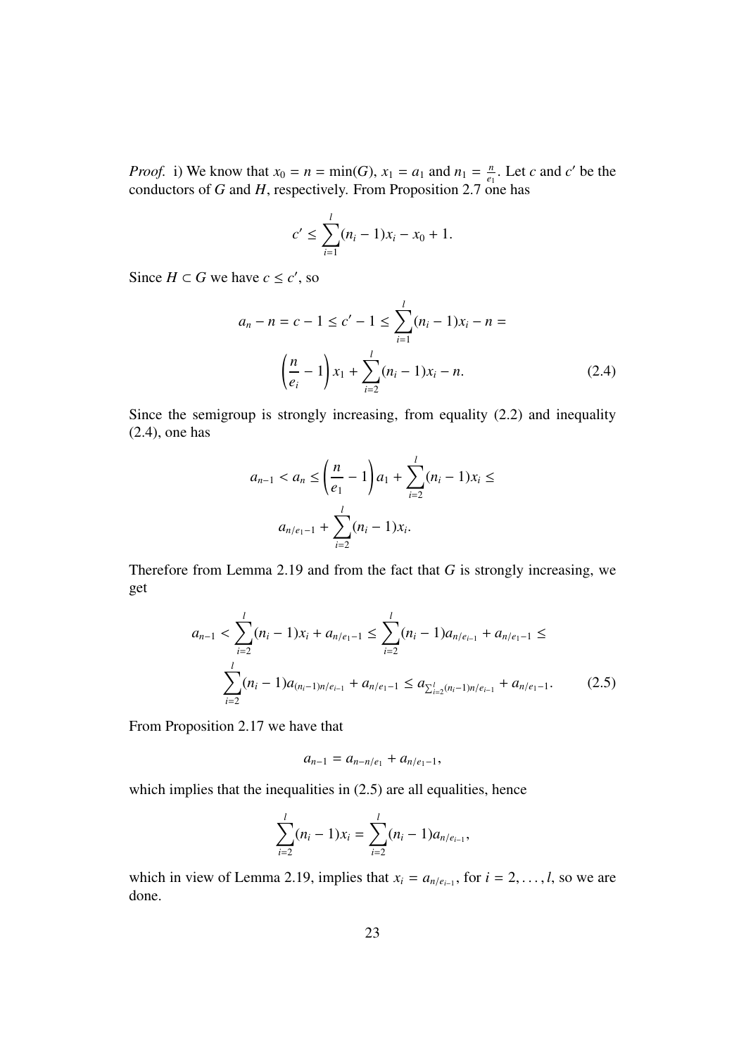*Proof.* i) We know that $x_0 = n = \min(G)$, $x_1 = a_1$ and $n_1 = \frac{n}{e_1}$. Let $c$ and $c'$ be the conductors of $G$ and $H$, respectively. From Proposition 2.7 one has

$$c' \leq \sum_{i=1}^{l}(n_i - 1)x_i - x_0 + 1.$$

Since $H \subset G$ we have $c \leq c'$, so

$$a_n - n = c - 1 \leq c' - 1 \leq \sum_{i=1}^{l}(n_i - 1)x_i - n =$$

$$\left(\frac{n}{e_i} - 1\right)x_1 + \sum_{i=2}^{l}(n_i - 1)x_i - n. \tag{2.4}$$

Since the semigroup is strongly increasing, from equality (2.2) and inequality (2.4), one has

$$a_{n-1} < a_n \leq \left(\frac{n}{e_1} - 1\right)a_1 + \sum_{i=2}^{l}(n_i - 1)x_i \leq$$

$$a_{n/e_1 - 1} + \sum_{i=2}^{l}(n_i - 1)x_i.$$

Therefore from Lemma 2.19 and from the fact that $G$ is strongly increasing, we get

$$a_{n-1} < \sum_{i=2}^{l}(n_i - 1)x_i + a_{n/e_1 - 1} \leq \sum_{i=2}^{l}(n_i - 1)a_{n/e_{i-1}} + a_{n/e_1 - 1} \leq$$

$$\sum_{i=2}^{l}(n_i - 1)a_{(n_i - 1)n/e_{i-1}} + a_{n/e_1 - 1} \leq a_{\sum_{i=2}^{l}(n_i - 1)n/e_{i-1}} + a_{n/e_1 - 1}. \tag{2.5}$$

From Proposition 2.17 we have that

$$a_{n-1} = a_{n - n/e_1} + a_{n/e_1 - 1},$$

which implies that the inequalities in (2.5) are all equalities, hence

$$\sum_{i=2}^{l}(n_i - 1)x_i = \sum_{i=2}^{l}(n_i - 1)a_{n/e_{i-1}},$$

which in view of Lemma 2.19, implies that $x_i = a_{n/e_{i-1}}$, for $i = 2, \ldots, l$, so we are done.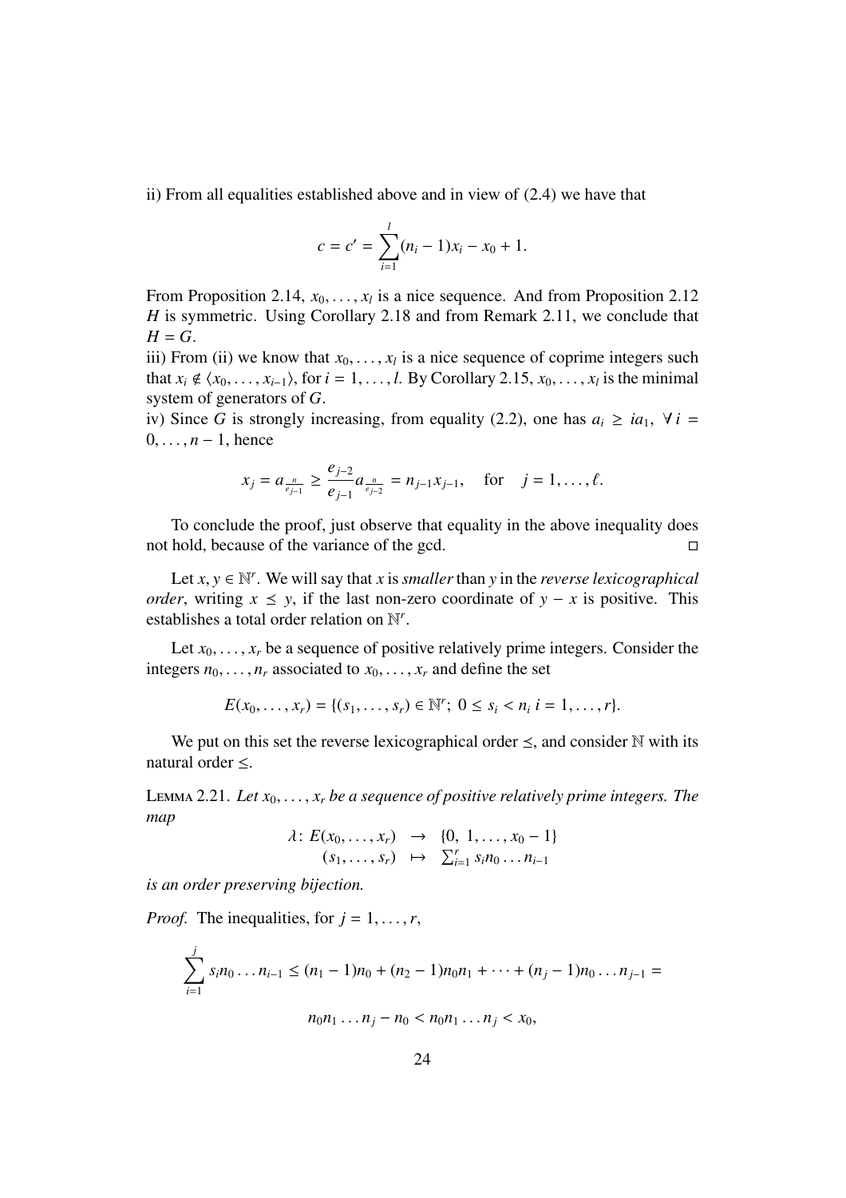ii) From all equalities established above and in view of (2.4) we have that

$$c = c' = \sum_{i=1}^{l} (n_i - 1)x_i - x_0 + 1.$$

From Proposition 2.14, $x_0, \ldots, x_l$ is a nice sequence. And from Proposition 2.12 $H$ is symmetric. Using Corollary 2.18 and from Remark 2.11, we conclude that $H = G$.

iii) From (ii) we know that $x_0, \ldots, x_l$ is a nice sequence of coprime integers such that $x_i \notin \langle x_0, \ldots, x_{i-1} \rangle$, for $i = 1, \ldots, l$. By Corollary 2.15, $x_0, \ldots, x_l$ is the minimal system of generators of $G$.

iv) Since $G$ is strongly increasing, from equality (2.2), one has $a_i \geq i a_1$, $\forall\, i = 0, \ldots, n-1$, hence

$$x_j = a_{\frac{n}{e_{j-1}}} \geq \frac{e_{j-2}}{e_{j-1}} a_{\frac{n}{e_{j-2}}} = n_{j-1} x_{j-1}, \quad \text{for} \quad j = 1, \ldots, \ell.$$

To conclude the proof, just observe that equality in the above inequality does not hold, because of the variance of the gcd. $\square$

Let $x, y \in \mathbb{N}^r$. We will say that $x$ is *smaller* than $y$ in the *reverse lexicographical order*, writing $x \preceq y$, if the last non-zero coordinate of $y - x$ is positive. This establishes a total order relation on $\mathbb{N}^r$.

Let $x_0, \ldots, x_r$ be a sequence of positive relatively prime integers. Consider the integers $n_0, \ldots, n_r$ associated to $x_0, \ldots, x_r$ and define the set

$$E(x_0, \ldots, x_r) = \{(s_1, \ldots, s_r) \in \mathbb{N}^r;\ 0 \leq s_i < n_i\ i = 1, \ldots, r\}.$$

We put on this set the reverse lexicographical order $\preceq$, and consider $\mathbb{N}$ with its natural order $\leq$.

Lemma 2.21. *Let $x_0, \ldots, x_r$ be a sequence of positive relatively prime integers. The map*

$$\begin{array}{rcl} \lambda\colon E(x_0, \ldots, x_r) & \to & \{0,\ 1, \ldots, x_0 - 1\} \\ (s_1, \ldots, s_r) & \mapsto & \sum_{i=1}^{r} s_i n_0 \ldots n_{i-1} \end{array}$$

*is an order preserving bijection.*

*Proof.* The inequalities, for $j = 1, \ldots, r$,

$$\sum_{i=1}^{j} s_i n_0 \ldots n_{i-1} \leq (n_1 - 1)n_0 + (n_2 - 1)n_0 n_1 + \cdots + (n_j - 1)n_0 \ldots n_{j-1} =$$

$$n_0 n_1 \ldots n_j - n_0 < n_0 n_1 \ldots n_j < x_0,$$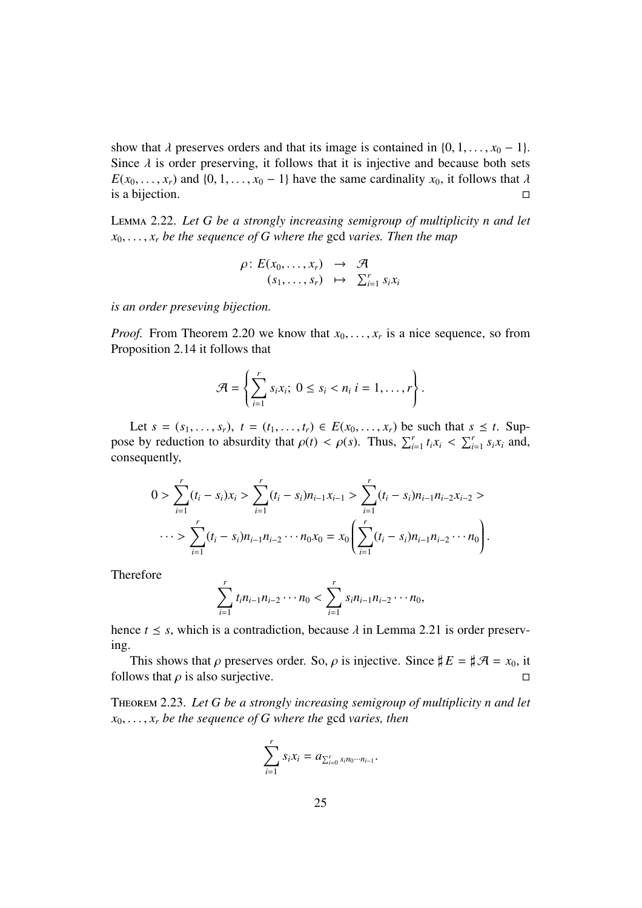show that $\lambda$ preserves orders and that its image is contained in $\{0, 1, \ldots, x_0 - 1\}$. Since $\lambda$ is order preserving, it follows that it is injective and because both sets $E(x_0, \ldots, x_r)$ and $\{0, 1, \ldots, x_0 - 1\}$ have the same cardinality $x_0$, it follows that $\lambda$ is a bijection. □

Lemma 2.22. *Let $G$ be a strongly increasing semigroup of multiplicity $n$ and let $x_0, \ldots, x_r$ be the sequence of $G$ where the* gcd *varies. Then the map*

$$\begin{array}{rccl} \rho\colon & E(x_0, \ldots, x_r) & \to & \mathcal{A} \\ & (s_1, \ldots, s_r) & \mapsto & \sum_{i=1}^{r} s_i x_i \end{array}$$

*is an order preseving bijection.*

*Proof.* From Theorem 2.20 we know that $x_0, \ldots, x_r$ is a nice sequence, so from Proposition 2.14 it follows that

$$\mathcal{A} = \left\{ \sum_{i=1}^{r} s_i x_i;\ 0 \leq s_i < n_i\ i = 1, \ldots, r \right\}.$$

Let $s = (s_1, \ldots, s_r),\ t = (t_1, \ldots, t_r) \in E(x_0, \ldots, x_r)$ be such that $s \preceq t$. Suppose by reduction to absurdity that $\rho(t) < \rho(s)$. Thus, $\sum_{i=1}^{r} t_i x_i < \sum_{i=1}^{r} s_i x_i$ and, consequently,

$$\begin{aligned} 0 > \sum_{i=1}^{r} (t_i - s_i) x_i > \sum_{i=1}^{r} (t_i - s_i) n_{i-1} x_{i-1} > \sum_{i=1}^{r} (t_i - s_i) n_{i-1} n_{i-2} x_{i-2} > \\ \cdots > \sum_{i=1}^{r} (t_i - s_i) n_{i-1} n_{i-2} \cdots n_0 x_0 = x_0 \left( \sum_{i=1}^{r} (t_i - s_i) n_{i-1} n_{i-2} \cdots n_0 \right). \end{aligned}$$

Therefore

$$\sum_{i=1}^{r} t_i n_{i-1} n_{i-2} \cdots n_0 < \sum_{i=1}^{r} s_i n_{i-1} n_{i-2} \cdots n_0,$$

hence $t \preceq s$, which is a contradiction, because $\lambda$ in Lemma 2.21 is order preserving.

This shows that $\rho$ preserves order. So, $\rho$ is injective. Since $\sharp E = \sharp \mathcal{A} = x_0$, it follows that $\rho$ is also surjective. □

Theorem 2.23. *Let $G$ be a strongly increasing semigroup of multiplicity $n$ and let $x_0, \ldots, x_r$ be the sequence of $G$ where the* gcd *varies, then*

$$\sum_{i=1}^{r} s_i x_i = a_{\sum_{i=0}^{r} s_i n_0 \cdots n_{i-1}}.$$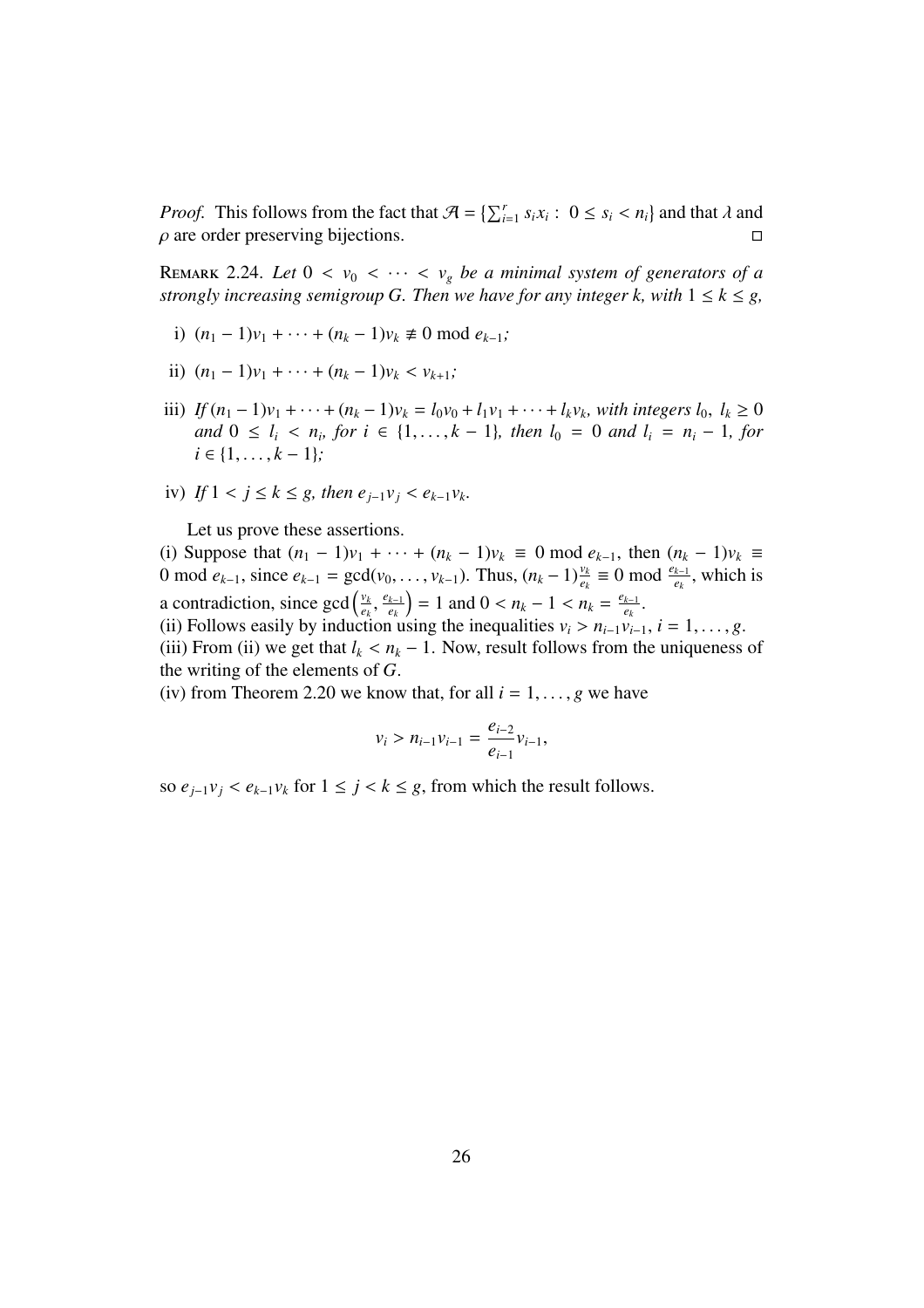*Proof.* This follows from the fact that $\mathcal{A} = \{\sum_{i=1}^{r} s_i x_i : 0 \leq s_i < n_i\}$ and that $\lambda$ and $\rho$ are order preserving bijections. □

REMARK 2.24. *Let $0 < v_0 < \cdots < v_g$ be a minimal system of generators of a strongly increasing semigroup $G$. Then we have for any integer $k$, with $1 \leq k \leq g$,*

i) $(n_1 - 1)v_1 + \cdots + (n_k - 1)v_k \not\equiv 0 \bmod e_{k-1}$*;*

ii) $(n_1 - 1)v_1 + \cdots + (n_k - 1)v_k < v_{k+1}$*;*

iii) *If $(n_1 - 1)v_1 + \cdots + (n_k - 1)v_k = l_0 v_0 + l_1 v_1 + \cdots + l_k v_k$, with integers $l_0,\ l_k \geq 0$ and $0 \leq l_i < n_i$, for $i \in \{1, \ldots, k-1\}$, then $l_0 = 0$ and $l_i = n_i - 1$, for $i \in \{1, \ldots, k-1\}$;*

iv) *If $1 < j \leq k \leq g$, then $e_{j-1}v_j < e_{k-1}v_k$.*

Let us prove these assertions.

(i) Suppose that $(n_1 - 1)v_1 + \cdots + (n_k - 1)v_k \equiv 0 \bmod e_{k-1}$, then $(n_k - 1)v_k \equiv 0 \bmod e_{k-1}$, since $e_{k-1} = \gcd(v_0, \ldots, v_{k-1})$. Thus, $(n_k - 1)\frac{v_k}{e_k} \equiv 0 \bmod \frac{e_{k-1}}{e_k}$, which is a contradiction, since $\gcd\left(\frac{v_k}{e_k}, \frac{e_{k-1}}{e_k}\right) = 1$ and $0 < n_k - 1 < n_k = \frac{e_{k-1}}{e_k}$.

(ii) Follows easily by induction using the inequalities $v_i > n_{i-1}v_{i-1}$, $i = 1, \ldots, g$.

(iii) From (ii) we get that $l_k < n_k - 1$. Now, result follows from the uniqueness of the writing of the elements of $G$.

(iv) from Theorem 2.20 we know that, for all $i = 1, \ldots, g$ we have

$$v_i > n_{i-1}v_{i-1} = \frac{e_{i-2}}{e_{i-1}}v_{i-1},$$

so $e_{j-1}v_j < e_{k-1}v_k$ for $1 \leq j < k \leq g$, from which the result follows.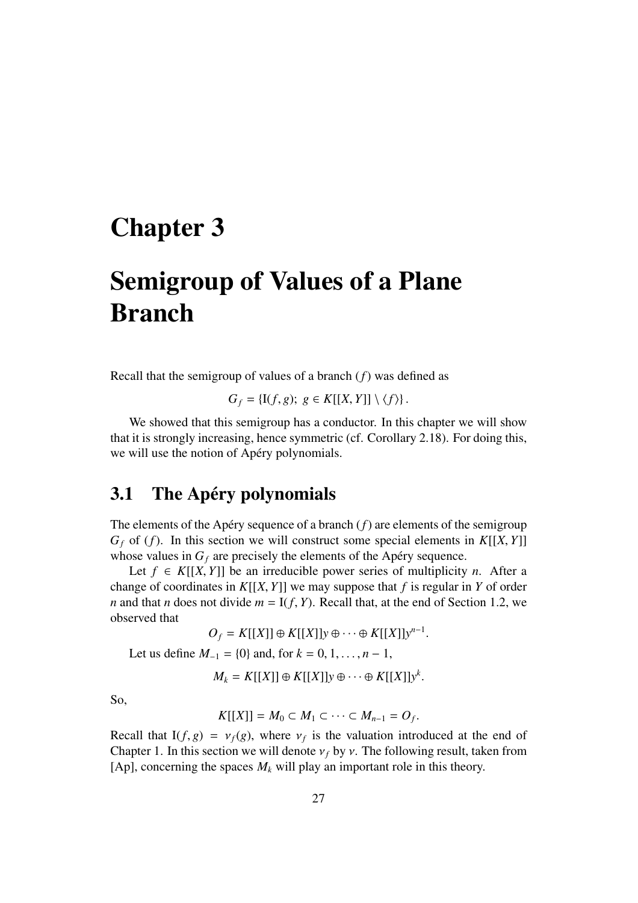# Chapter 3

# Semigroup of Values of a Plane Branch

Recall that the semigroup of values of a branch $(f)$ was defined as

$$G_f = \{\mathrm{I}(f, g);\ g \in K[[X, Y]] \setminus \langle f \rangle\}.$$

We showed that this semigroup has a conductor. In this chapter we will show that it is strongly increasing, hence symmetric (cf. Corollary 2.18). For doing this, we will use the notion of Apéry polynomials.

## 3.1 The Apéry polynomials

The elements of the Apéry sequence of a branch $(f)$ are elements of the semigroup $G_f$ of $(f)$. In this section we will construct some special elements in $K[[X, Y]]$ whose values in $G_f$ are precisely the elements of the Apéry sequence.

Let $f \in K[[X, Y]]$ be an irreducible power series of multiplicity $n$. After a change of coordinates in $K[[X, Y]]$ we may suppose that $f$ is regular in $Y$ of order $n$ and that $n$ does not divide $m = \mathrm{I}(f, Y)$. Recall that, at the end of Section 1.2, we observed that

$$O_f = K[[X]] \oplus K[[X]]y \oplus \cdots \oplus K[[X]]y^{n-1}.$$

Let us define $M_{-1} = \{0\}$ and, for $k = 0, 1, \ldots, n-1$,

$$M_k = K[[X]] \oplus K[[X]]y \oplus \cdots \oplus K[[X]]y^k.$$

So,

$$K[[X]] = M_0 \subset M_1 \subset \cdots \subset M_{n-1} = O_f.$$

Recall that $\mathrm{I}(f, g) = \nu_f(g)$, where $\nu_f$ is the valuation introduced at the end of Chapter 1. In this section we will denote $\nu_f$ by $\nu$. The following result, taken from [Ap], concerning the spaces $M_k$ will play an important role in this theory.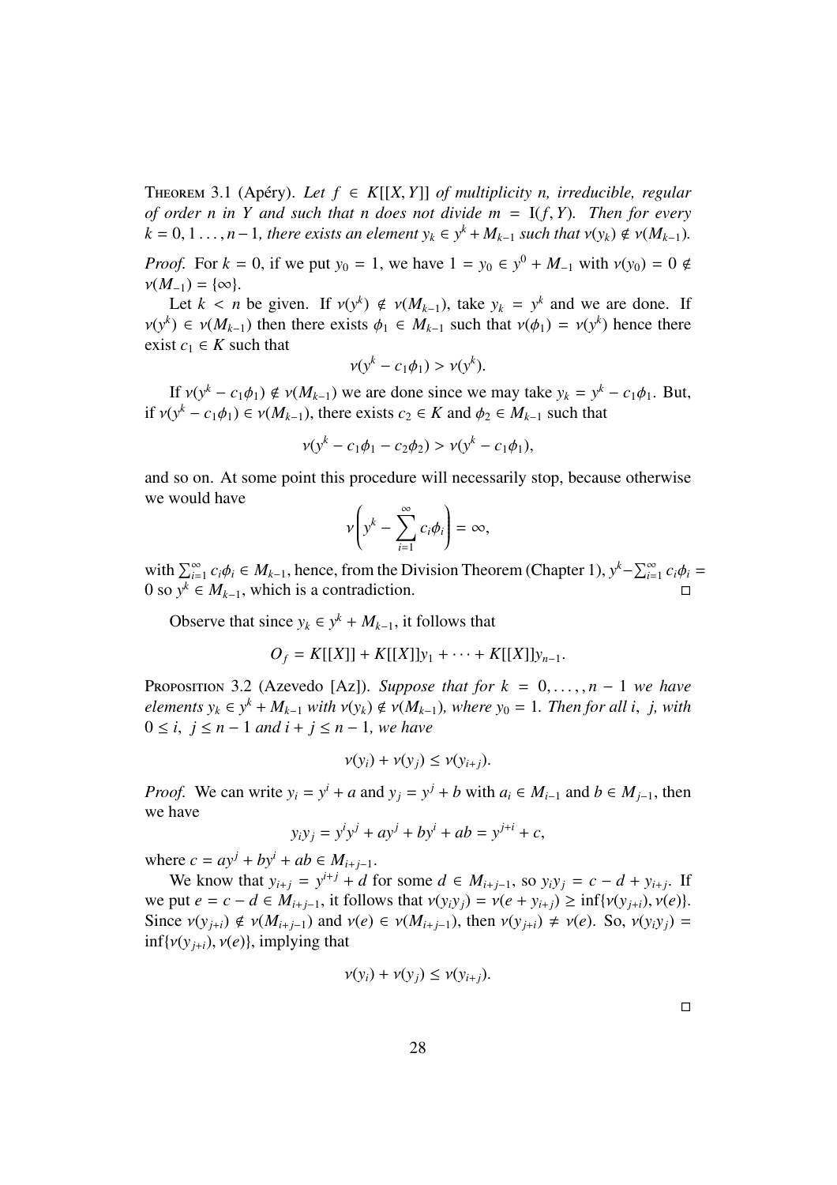**Theorem 3.1** (Apéry). *Let $f \in K[[X, Y]]$ of multiplicity $n$, irreducible, regular of order $n$ in $Y$ and such that $n$ does not divide $m = \mathrm{I}(f, Y)$. Then for every $k = 0, 1 \ldots, n-1$, there exists an element $y_k \in y^k + M_{k-1}$ such that $\nu(y_k) \notin \nu(M_{k-1})$.*

*Proof.* For $k = 0$, if we put $y_0 = 1$, we have $1 = y_0 \in y^0 + M_{-1}$ with $\nu(y_0) = 0 \notin \nu(M_{-1}) = \{\infty\}$.

Let $k < n$ be given. If $\nu(y^k) \notin \nu(M_{k-1})$, take $y_k = y^k$ and we are done. If $\nu(y^k) \in \nu(M_{k-1})$ then there exists $\phi_1 \in M_{k-1}$ such that $\nu(\phi_1) = \nu(y^k)$ hence there exist $c_1 \in K$ such that

$$\nu(y^k - c_1\phi_1) > \nu(y^k).$$

If $\nu(y^k - c_1\phi_1) \notin \nu(M_{k-1})$ we are done since we may take $y_k = y^k - c_1\phi_1$. But, if $\nu(y^k - c_1\phi_1) \in \nu(M_{k-1})$, there exists $c_2 \in K$ and $\phi_2 \in M_{k-1}$ such that

$$\nu(y^k - c_1\phi_1 - c_2\phi_2) > \nu(y^k - c_1\phi_1),$$

and so on. At some point this procedure will necessarily stop, because otherwise we would have

$$\nu\left(y^k - \sum_{i=1}^{\infty} c_i\phi_i\right) = \infty,$$

with $\sum_{i=1}^{\infty} c_i\phi_i \in M_{k-1}$, hence, from the Division Theorem (Chapter 1), $y^k - \sum_{i=1}^{\infty} c_i\phi_i = 0$ so $y^k \in M_{k-1}$, which is a contradiction. □

Observe that since $y_k \in y^k + M_{k-1}$, it follows that

$$O_f = K[[X]] + K[[X]]y_1 + \cdots + K[[X]]y_{n-1}.$$

**Proposition 3.2** (Azevedo [Az]). *Suppose that for $k = 0, \ldots, n-1$ we have elements $y_k \in y^k + M_{k-1}$ with $\nu(y_k) \notin \nu(M_{k-1})$, where $y_0 = 1$. Then for all $i$, $j$, with $0 \leq i$, $j \leq n-1$ and $i + j \leq n-1$, we have*

$$\nu(y_i) + \nu(y_j) \leq \nu(y_{i+j}).$$

*Proof.* We can write $y_i = y^i + a$ and $y_j = y^j + b$ with $a_i \in M_{i-1}$ and $b \in M_{j-1}$, then we have

$$y_i y_j = y^i y^j + a y^j + b y^i + ab = y^{j+i} + c,$$

where $c = ay^j + by^i + ab \in M_{i+j-1}$.

We know that $y_{i+j} = y^{i+j} + d$ for some $d \in M_{i+j-1}$, so $y_i y_j = c - d + y_{i+j}$. If we put $e = c - d \in M_{i+j-1}$, it follows that $\nu(y_i y_j) = \nu(e + y_{i+j}) \geq \inf\{\nu(y_{j+i}), \nu(e)\}$. Since $\nu(y_{j+i}) \notin \nu(M_{i+j-1})$ and $\nu(e) \in \nu(M_{i+j-1})$, then $\nu(y_{j+i}) \neq \nu(e)$. So, $\nu(y_i y_j) = \inf\{\nu(y_{j+i}), \nu(e)\}$, implying that

$$\nu(y_i) + \nu(y_j) \leq \nu(y_{i+j}).$$

□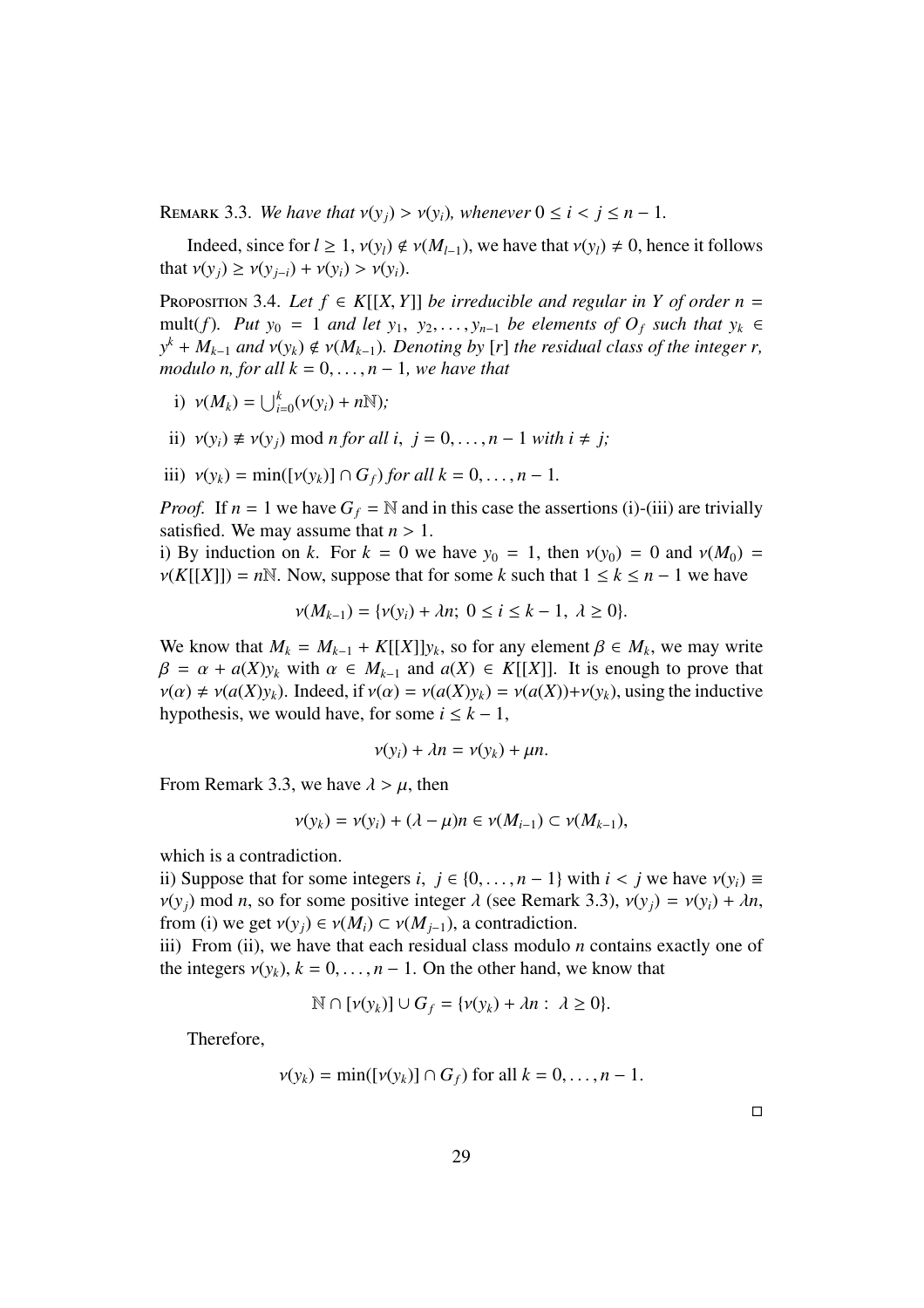Remark 3.3. *We have that $\nu(y_j) > \nu(y_i)$, whenever $0 \leq i < j \leq n-1$.*

Indeed, since for $l \geq 1$, $\nu(y_l) \notin \nu(M_{l-1})$, we have that $\nu(y_l) \neq 0$, hence it follows that $\nu(y_j) \geq \nu(y_{j-i}) + \nu(y_i) > \nu(y_i)$.

Proposition 3.4. *Let $f \in K[[X,Y]]$ be irreducible and regular in $Y$ of order $n = \text{mult}(f)$. Put $y_0 = 1$ and let $y_1, y_2, \ldots, y_{n-1}$ be elements of $O_f$ such that $y_k \in y^k + M_{k-1}$ and $\nu(y_k) \notin \nu(M_{k-1})$. Denoting by $[r]$ the residual class of the integer $r$, modulo $n$, for all $k = 0, \ldots, n-1$, we have that*

i) $\nu(M_k) = \bigcup_{i=0}^{k}(\nu(y_i) + n\mathbb{N})$*;*

ii) $\nu(y_i) \not\equiv \nu(y_j) \mod n$ *for all* $i, j = 0, \ldots, n-1$ *with* $i \neq j$*;*

iii) $\nu(y_k) = \min([\nu(y_k)] \cap G_f)$ *for all* $k = 0, \ldots, n-1$.

*Proof.* If $n = 1$ we have $G_f = \mathbb{N}$ and in this case the assertions (i)-(iii) are trivially satisfied. We may assume that $n > 1$.
i) By induction on $k$. For $k = 0$ we have $y_0 = 1$, then $\nu(y_0) = 0$ and $\nu(M_0) = \nu(K[[X]]) = n\mathbb{N}$. Now, suppose that for some $k$ such that $1 \leq k \leq n-1$ we have

$$\nu(M_{k-1}) = \{\nu(y_i) + \lambda n;\ 0 \leq i \leq k-1,\ \lambda \geq 0\}.$$

We know that $M_k = M_{k-1} + K[[X]]y_k$, so for any element $\beta \in M_k$, we may write $\beta = \alpha + a(X)y_k$ with $\alpha \in M_{k-1}$ and $a(X) \in K[[X]]$. It is enough to prove that $\nu(\alpha) \neq \nu(a(X)y_k)$. Indeed, if $\nu(\alpha) = \nu(a(X)y_k) = \nu(a(X)) + \nu(y_k)$, using the inductive hypothesis, we would have, for some $i \leq k-1$,

$$\nu(y_i) + \lambda n = \nu(y_k) + \mu n.$$

From Remark 3.3, we have $\lambda > \mu$, then

$$\nu(y_k) = \nu(y_i) + (\lambda - \mu)n \in \nu(M_{i-1}) \subset \nu(M_{k-1}),$$

which is a contradiction.
ii) Suppose that for some integers $i, j \in \{0, \ldots, n-1\}$ with $i < j$ we have $\nu(y_i) \equiv \nu(y_j) \mod n$, so for some positive integer $\lambda$ (see Remark 3.3), $\nu(y_j) = \nu(y_i) + \lambda n$, from (i) we get $\nu(y_j) \in \nu(M_i) \subset \nu(M_{j-1})$, a contradiction.
iii) From (ii), we have that each residual class modulo $n$ contains exactly one of the integers $\nu(y_k)$, $k = 0, \ldots, n-1$. On the other hand, we know that

$$\mathbb{N} \cap [\nu(y_k)] \cup G_f = \{\nu(y_k) + \lambda n :\ \lambda \geq 0\}.$$

Therefore,

$$\nu(y_k) = \min([\nu(y_k)] \cap G_f) \text{ for all } k = 0, \ldots, n-1.$$

□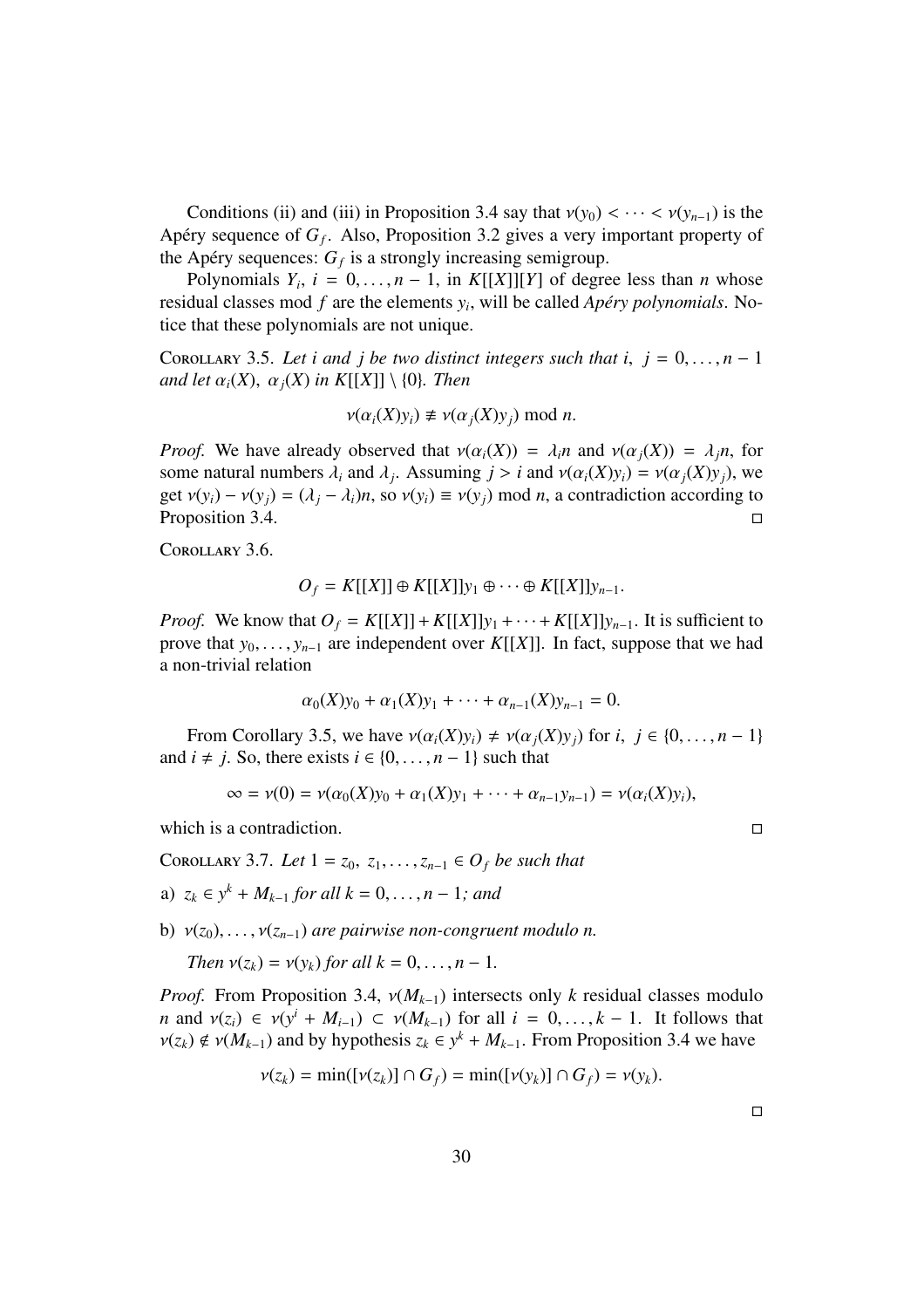Conditions (ii) and (iii) in Proposition 3.4 say that $\nu(y_0) < \cdots < \nu(y_{n-1})$ is the Apéry sequence of $G_f$. Also, Proposition 3.2 gives a very important property of the Apéry sequences: $G_f$ is a strongly increasing semigroup.

Polynomials $Y_i$, $i = 0, \ldots, n-1$, in $K[[X]][Y]$ of degree less than $n$ whose residual classes mod $f$ are the elements $y_i$, will be called *Apéry polynomials*. Notice that these polynomials are not unique.

Corollary 3.5. *Let $i$ and $j$ be two distinct integers such that $i,\ j = 0, \ldots, n-1$ and let $\alpha_i(X),\ \alpha_j(X)$ in $K[[X]] \setminus \{0\}$. Then*

$$\nu(\alpha_i(X) y_i) \not\equiv \nu(\alpha_j(X) y_j) \bmod n.$$

*Proof.* We have already observed that $\nu(\alpha_i(X)) = \lambda_i n$ and $\nu(\alpha_j(X)) = \lambda_j n$, for some natural numbers $\lambda_i$ and $\lambda_j$. Assuming $j > i$ and $\nu(\alpha_i(X)y_i) = \nu(\alpha_j(X)y_j)$, we get $\nu(y_i) - \nu(y_j) = (\lambda_j - \lambda_i)n$, so $\nu(y_i) \equiv \nu(y_j) \bmod n$, a contradiction according to Proposition 3.4. □

Corollary 3.6.

$$O_f = K[[X]] \oplus K[[X]]y_1 \oplus \cdots \oplus K[[X]]y_{n-1}.$$

*Proof.* We know that $O_f = K[[X]] + K[[X]]y_1 + \cdots + K[[X]]y_{n-1}$. It is sufficient to prove that $y_0, \ldots, y_{n-1}$ are independent over $K[[X]]$. In fact, suppose that we had a non-trivial relation

$$\alpha_0(X)y_0 + \alpha_1(X)y_1 + \cdots + \alpha_{n-1}(X)y_{n-1} = 0.$$

From Corollary 3.5, we have $\nu(\alpha_i(X)y_i) \neq \nu(\alpha_j(X)y_j)$ for $i,\ j \in \{0, \ldots, n-1\}$ and $i \neq j$. So, there exists $i \in \{0, \ldots, n-1\}$ such that

$$\infty = \nu(0) = \nu(\alpha_0(X)y_0 + \alpha_1(X)y_1 + \cdots + \alpha_{n-1}y_{n-1}) = \nu(\alpha_i(X)y_i),$$

which is a contradiction. □

Corollary 3.7. *Let $1 = z_0,\ z_1, \ldots, z_{n-1} \in O_f$ be such that*

a) *$z_k \in y^k + M_{k-1}$ for all $k = 0, \ldots, n-1$; and*

b) *$\nu(z_0), \ldots, \nu(z_{n-1})$ are pairwise non-congruent modulo $n$.*

*Then $\nu(z_k) = \nu(y_k)$ for all $k = 0, \ldots, n-1$.*

*Proof.* From Proposition 3.4, $\nu(M_{k-1})$ intersects only $k$ residual classes modulo $n$ and $\nu(z_i) \in \nu(y^i + M_{i-1}) \subset \nu(M_{k-1})$ for all $i = 0, \ldots, k-1$. It follows that $\nu(z_k) \notin \nu(M_{k-1})$ and by hypothesis $z_k \in y^k + M_{k-1}$. From Proposition 3.4 we have

$$\nu(z_k) = \min([\nu(z_k)] \cap G_f) = \min([\nu(y_k)] \cap G_f) = \nu(y_k).$$

□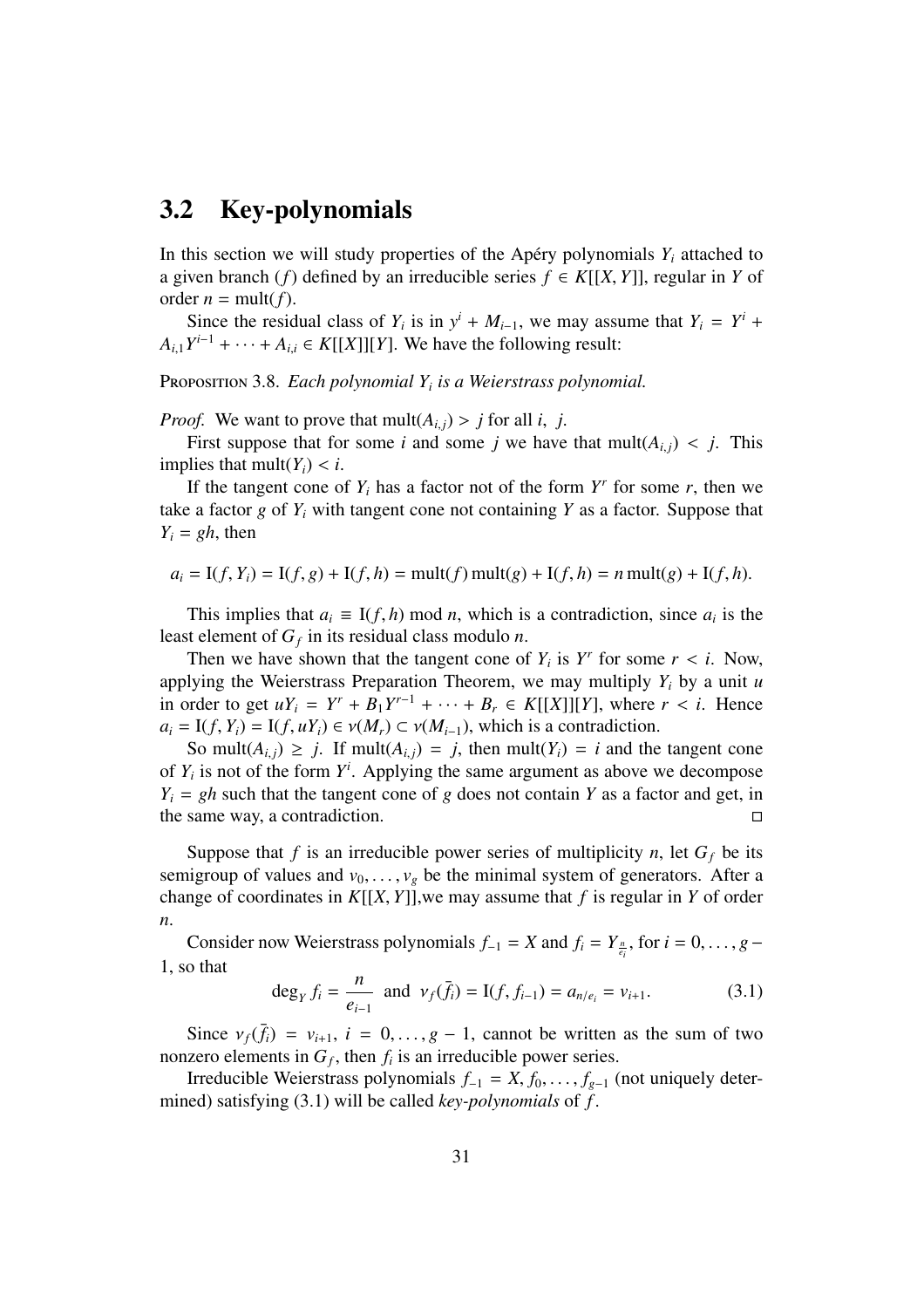## 3.2 Key-polynomials

In this section we will study properties of the Apéry polynomials $Y_i$ attached to a given branch $(f)$ defined by an irreducible series $f \in K[[X, Y]]$, regular in $Y$ of order $n = \mathrm{mult}(f)$.

Since the residual class of $Y_i$ is in $y^i + M_{i-1}$, we may assume that $Y_i = Y^i + A_{i,1}Y^{i-1} + \cdots + A_{i,i} \in K[[X]][Y]$. We have the following result:

Proposition 3.8. *Each polynomial $Y_i$ is a Weierstrass polynomial.*

*Proof.* We want to prove that $\mathrm{mult}(A_{i,j}) > j$ for all $i, \ j$.

First suppose that for some $i$ and some $j$ we have that $\mathrm{mult}(A_{i,j}) < j$. This implies that $\mathrm{mult}(Y_i) < i$.

If the tangent cone of $Y_i$ has a factor not of the form $Y^r$ for some $r$, then we take a factor $g$ of $Y_i$ with tangent cone not containing $Y$ as a factor. Suppose that $Y_i = gh$, then

$$a_i = \mathrm{I}(f, Y_i) = \mathrm{I}(f, g) + \mathrm{I}(f, h) = \mathrm{mult}(f)\,\mathrm{mult}(g) + \mathrm{I}(f, h) = n\,\mathrm{mult}(g) + \mathrm{I}(f, h).$$

This implies that $a_i \equiv \mathrm{I}(f, h) \mod n$, which is a contradiction, since $a_i$ is the least element of $G_f$ in its residual class modulo $n$.

Then we have shown that the tangent cone of $Y_i$ is $Y^r$ for some $r < i$. Now, applying the Weierstrass Preparation Theorem, we may multiply $Y_i$ by a unit $u$ in order to get $uY_i = Y^r + B_1Y^{r-1} + \cdots + B_r \in K[[X]][Y]$, where $r < i$. Hence $a_i = \mathrm{I}(f, Y_i) = \mathrm{I}(f, uY_i) \in \nu(M_r) \subset \nu(M_{i-1})$, which is a contradiction.

So $\mathrm{mult}(A_{i,j}) \geq j$. If $\mathrm{mult}(A_{i,j}) = j$, then $\mathrm{mult}(Y_i) = i$ and the tangent cone of $Y_i$ is not of the form $Y^i$. Applying the same argument as above we decompose $Y_i = gh$ such that the tangent cone of $g$ does not contain $Y$ as a factor and get, in the same way, a contradiction. $\square$

Suppose that $f$ is an irreducible power series of multiplicity $n$, let $G_f$ be its semigroup of values and $v_0, \ldots, v_g$ be the minimal system of generators. After a change of coordinates in $K[[X, Y]]$,we may assume that $f$ is regular in $Y$ of order $n$.

Consider now Weierstrass polynomials $f_{-1} = X$ and $f_i = Y_{\frac{n}{e_i}}$, for $i = 0, \ldots, g-1$, so that

$$\deg_Y f_i = \frac{n}{e_{i-1}} \quad \text{and} \quad \nu_f(\bar{f}_i) = \mathrm{I}(f, f_{i-1}) = a_{n/e_i} = v_{i+1}. \tag{3.1}$$

Since $\nu_f(\bar{f}_i) = v_{i+1}$, $i = 0, \ldots, g-1$, cannot be written as the sum of two nonzero elements in $G_f$, then $f_i$ is an irreducible power series.

Irreducible Weierstrass polynomials $f_{-1} = X, f_0, \ldots, f_{g-1}$ (not uniquely determined) satisfying (3.1) will be called *key-polynomials* of $f$.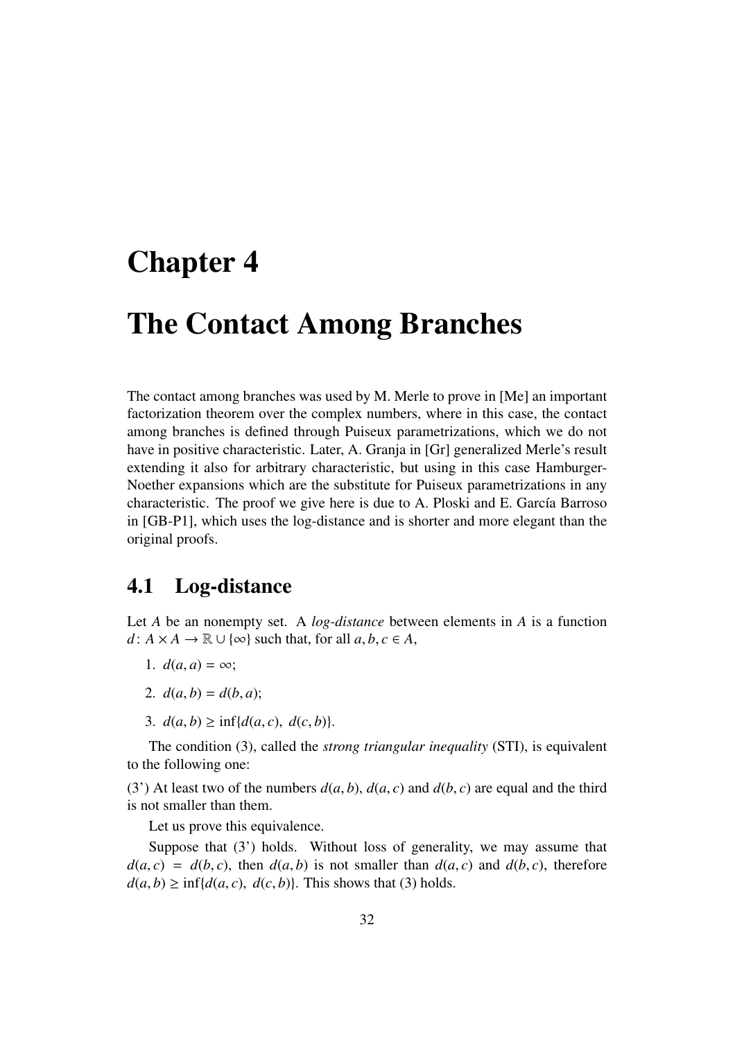# Chapter 4

# The Contact Among Branches

The contact among branches was used by M. Merle to prove in [Me] an important factorization theorem over the complex numbers, where in this case, the contact among branches is defined through Puiseux parametrizations, which we do not have in positive characteristic. Later, A. Granja in [Gr] generalized Merle's result extending it also for arbitrary characteristic, but using in this case Hamburger-Noether expansions which are the substitute for Puiseux parametrizations in any characteristic. The proof we give here is due to A. Ploski and E. García Barroso in [GB-P1], which uses the log-distance and is shorter and more elegant than the original proofs.

## 4.1 Log-distance

Let $A$ be an nonempty set. A *log-distance* between elements in $A$ is a function $d\colon A \times A \to \mathbb{R} \cup \{\infty\}$ such that, for all $a, b, c \in A$,

1. $d(a, a) = \infty$;
2. $d(a, b) = d(b, a)$;
3. $d(a, b) \geq \inf\{d(a, c),\ d(c, b)\}$.

The condition (3), called the *strong triangular inequality* (STI), is equivalent to the following one:

(3') At least two of the numbers $d(a, b)$, $d(a, c)$ and $d(b, c)$ are equal and the third is not smaller than them.

Let us prove this equivalence.

Suppose that (3') holds. Without loss of generality, we may assume that $d(a, c) = d(b, c)$, then $d(a, b)$ is not smaller than $d(a, c)$ and $d(b, c)$, therefore $d(a, b) \geq \inf\{d(a, c),\ d(c, b)\}$. This shows that (3) holds.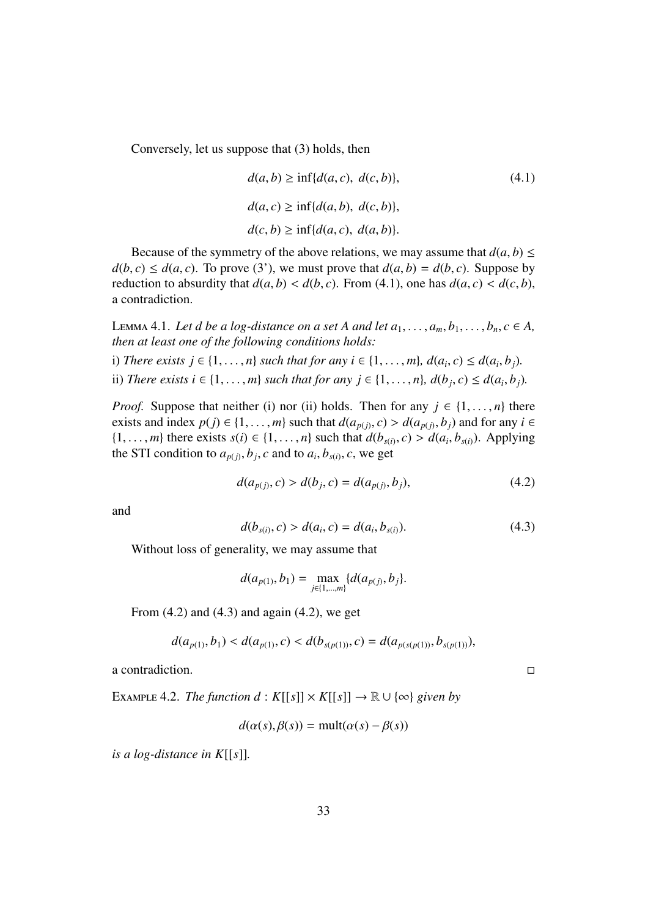Conversely, let us suppose that (3) holds, then

$$d(a,b) \geq \inf\{d(a,c),\ d(c,b)\}, \tag{4.1}$$

$$d(a,c) \geq \inf\{d(a,b),\ d(c,b)\},$$

$$d(c,b) \geq \inf\{d(a,c),\ d(a,b)\}.$$

Because of the symmetry of the above relations, we may assume that $d(a,b) \leq d(b,c) \leq d(a,c)$. To prove (3'), we must prove that $d(a,b) = d(b,c)$. Suppose by reduction to absurdity that $d(a,b) < d(b,c)$. From (4.1), one has $d(a,c) < d(c,b)$, a contradiction.

Lemma 4.1. *Let $d$ be a log-distance on a set $A$ and let $a_1, \dots, a_m, b_1, \dots, b_n, c \in A$, then at least one of the following conditions holds:*

i) *There exists $j \in \{1, \dots, n\}$ such that for any $i \in \{1, \dots, m\}$, $d(a_i, c) \leq d(a_i, b_j)$.*

ii) *There exists $i \in \{1, \dots, m\}$ such that for any $j \in \{1, \dots, n\}$, $d(b_j, c) \leq d(a_i, b_j)$.*

*Proof.* Suppose that neither (i) nor (ii) holds. Then for any $j \in \{1, \dots, n\}$ there exists and index $p(j) \in \{1, \dots, m\}$ such that $d(a_{p(j)}, c) > d(a_{p(j)}, b_j)$ and for any $i \in \{1, \dots, m\}$ there exists $s(i) \in \{1, \dots, n\}$ such that $d(b_{s(i)}, c) > d(a_i, b_{s(i)})$. Applying the STI condition to $a_{p(j)}, b_j, c$ and to $a_i, b_{s(i)}, c$, we get

$$d(a_{p(j)}, c) > d(b_j, c) = d(a_{p(j)}, b_j), \tag{4.2}$$

and

$$d(b_{s(i)}, c) > d(a_i, c) = d(a_i, b_{s(i)}). \tag{4.3}$$

Without loss of generality, we may assume that

$$d(a_{p(1)}, b_1) = \max_{j \in \{1, \dots, m\}} \{d(a_{p(j)}, b_j\}.$$

From (4.2) and (4.3) and again (4.2), we get

$$d(a_{p(1)}, b_1) < d(a_{p(1)}, c) < d(b_{s(p(1))}, c) = d(a_{p(s(p(1))}, b_{s(p(1))}),$$

a contradiction. □

Example 4.2. *The function $d : K[[s]] \times K[[s]] \to \mathbb{R} \cup \{\infty\}$ given by*

$$d(\alpha(s), \beta(s)) = \mathrm{mult}(\alpha(s) - \beta(s))$$

*is a log-distance in $K[[s]]$.*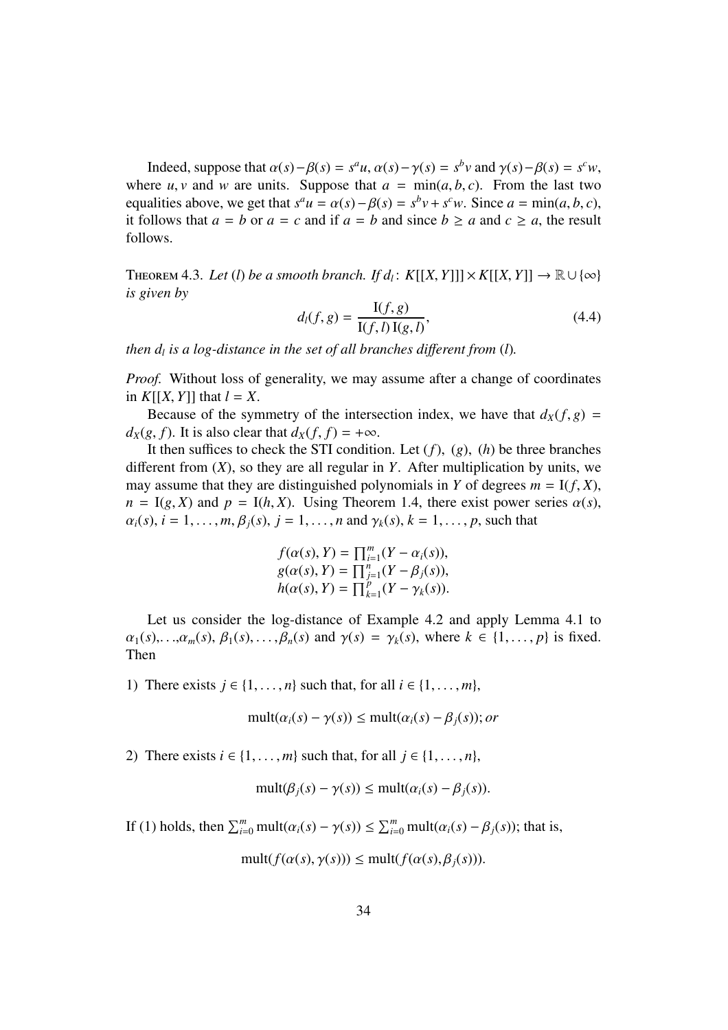Indeed, suppose that $\alpha(s)-\beta(s) = s^a u$, $\alpha(s)-\gamma(s) = s^b v$ and $\gamma(s)-\beta(s) = s^c w$, where $u, v$ and $w$ are units. Suppose that $a = \min(a, b, c)$. From the last two equalities above, we get that $s^a u = \alpha(s)-\beta(s) = s^b v + s^c w$. Since $a = \min(a, b, c)$, it follows that $a = b$ or $a = c$ and if $a = b$ and since $b \geq a$ and $c \geq a$, the result follows.

Theorem 4.3. *Let $(l)$ be a smooth branch. If $d_l\colon K[[X,Y]] \times K[[X,Y]] \to \mathbb{R} \cup \{\infty\}$ is given by*

$$d_l(f, g) = \frac{\mathrm{I}(f, g)}{\mathrm{I}(f, l)\,\mathrm{I}(g, l)}, \tag{4.4}$$

*then $d_l$ is a log-distance in the set of all branches different from $(l)$.*

*Proof.* Without loss of generality, we may assume after a change of coordinates in $K[[X,Y]]$ that $l = X$.

Because of the symmetry of the intersection index, we have that $d_X(f, g) = d_X(g, f)$. It is also clear that $d_X(f, f) = +\infty$.

It then suffices to check the STI condition. Let $(f)$, $(g)$, $(h)$ be three branches different from $(X)$, so they are all regular in $Y$. After multiplication by units, we may assume that they are distinguished polynomials in $Y$ of degrees $m = \mathrm{I}(f, X)$, $n = \mathrm{I}(g, X)$ and $p = \mathrm{I}(h, X)$. Using Theorem 1.4, there exist power series $\alpha(s)$, $\alpha_i(s)$, $i = 1, \ldots, m$, $\beta_j(s)$, $j = 1, \ldots, n$ and $\gamma_k(s)$, $k = 1, \ldots, p$, such that

$$\begin{aligned} f(\alpha(s), Y) &= \textstyle\prod_{i=1}^{m}(Y - \alpha_i(s)), \\ g(\alpha(s), Y) &= \textstyle\prod_{j=1}^{n}(Y - \beta_j(s)), \\ h(\alpha(s), Y) &= \textstyle\prod_{k=1}^{p}(Y - \gamma_k(s)). \end{aligned}$$

Let us consider the log-distance of Example 4.2 and apply Lemma 4.1 to $\alpha_1(s), \ldots, \alpha_m(s)$, $\beta_1(s), \ldots, \beta_n(s)$ and $\gamma(s) = \gamma_k(s)$, where $k \in \{1, \ldots, p\}$ is fixed. Then

1) There exists $j \in \{1, \ldots, n\}$ such that, for all $i \in \{1, \ldots, m\}$,

$$\mathrm{mult}(\alpha_i(s) - \gamma(s)) \leq \mathrm{mult}(\alpha_i(s) - \beta_j(s)); \textit{or}$$

2) There exists $i \in \{1, \ldots, m\}$ such that, for all $j \in \{1, \ldots, n\}$,

$$\mathrm{mult}(\beta_j(s) - \gamma(s)) \leq \mathrm{mult}(\alpha_i(s) - \beta_j(s)).$$

If (1) holds, then $\sum_{i=0}^{m} \mathrm{mult}(\alpha_i(s) - \gamma(s)) \leq \sum_{i=0}^{m} \mathrm{mult}(\alpha_i(s) - \beta_j(s))$; that is,

$$\mathrm{mult}(f(\alpha(s), \gamma(s))) \leq \mathrm{mult}(f(\alpha(s), \beta_j(s))).$$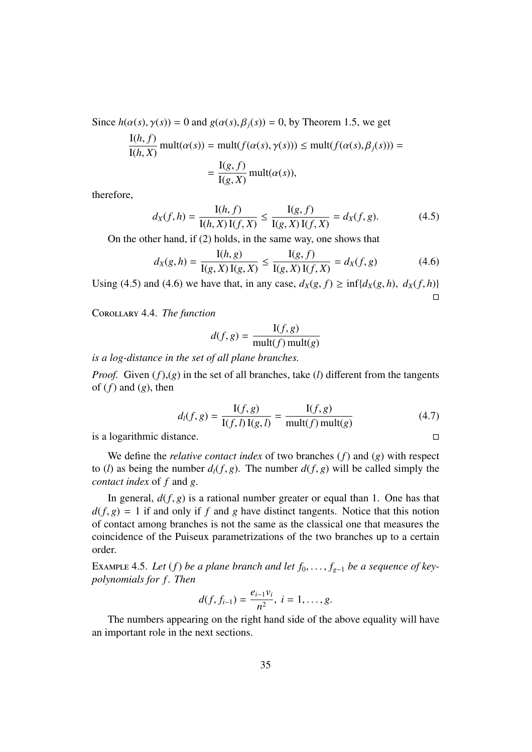Since $h(\alpha(s), \gamma(s)) = 0$ and $g(\alpha(s), \beta_j(s)) = 0$, by Theorem 1.5, we get

$$\frac{\mathrm{I}(h, f)}{\mathrm{I}(h, X)} \operatorname{mult}(\alpha(s)) = \operatorname{mult}(f(\alpha(s), \gamma(s))) \leq \operatorname{mult}(f(\alpha(s), \beta_j(s))) =$$
$$= \frac{\mathrm{I}(g, f)}{\mathrm{I}(g, X)} \operatorname{mult}(\alpha(s)),$$

therefore,

$$d_X(f, h) = \frac{\mathrm{I}(h, f)}{\mathrm{I}(h, X)\,\mathrm{I}(f, X)} \leq \frac{\mathrm{I}(g, f)}{\mathrm{I}(g, X)\,\mathrm{I}(f, X)} = d_X(f, g). \tag{4.5}$$

On the other hand, if (2) holds, in the same way, one shows that

$$d_X(g, h) = \frac{\mathrm{I}(h, g)}{\mathrm{I}(g, X)\,\mathrm{I}(g, X)} \leq \frac{\mathrm{I}(g, f)}{\mathrm{I}(g, X)\,\mathrm{I}(f, X)} = d_X(f, g) \tag{4.6}$$

Using (4.5) and (4.6) we have that, in any case, $d_X(g, f) \geq \inf\{d_X(g, h),\ d_X(f, h)\}$ □

Corollary 4.4. *The function*

$$d(f, g) = \frac{\mathrm{I}(f, g)}{\operatorname{mult}(f)\operatorname{mult}(g)}$$

*is a log-distance in the set of all plane branches.*

*Proof.* Given $(f)$,$(g)$ in the set of all branches, take $(l)$ different from the tangents of $(f)$ and $(g)$, then

$$d_l(f, g) = \frac{\mathrm{I}(f, g)}{\mathrm{I}(f, l)\,\mathrm{I}(g, l)} = \frac{\mathrm{I}(f, g)}{\operatorname{mult}(f)\operatorname{mult}(g)} \tag{4.7}$$

is a logarithmic distance. □

We define the *relative contact index* of two branches $(f)$ and $(g)$ with respect to $(l)$ as being the number $d_l(f, g)$. The number $d(f, g)$ will be called simply the *contact index* of $f$ and $g$.

In general, $d(f, g)$ is a rational number greater or equal than 1. One has that $d(f, g) = 1$ if and only if $f$ and $g$ have distinct tangents. Notice that this notion of contact among branches is not the same as the classical one that measures the coincidence of the Puiseux parametrizations of the two branches up to a certain order.

Example 4.5. *Let $(f)$ be a plane branch and let $f_0, \ldots, f_{g-1}$ be a sequence of key-polynomials for $f$. Then*

$$d(f, f_{i-1}) = \frac{e_{i-1} v_i}{n^2},\ i = 1, \ldots, g.$$

The numbers appearing on the right hand side of the above equality will have an important role in the next sections.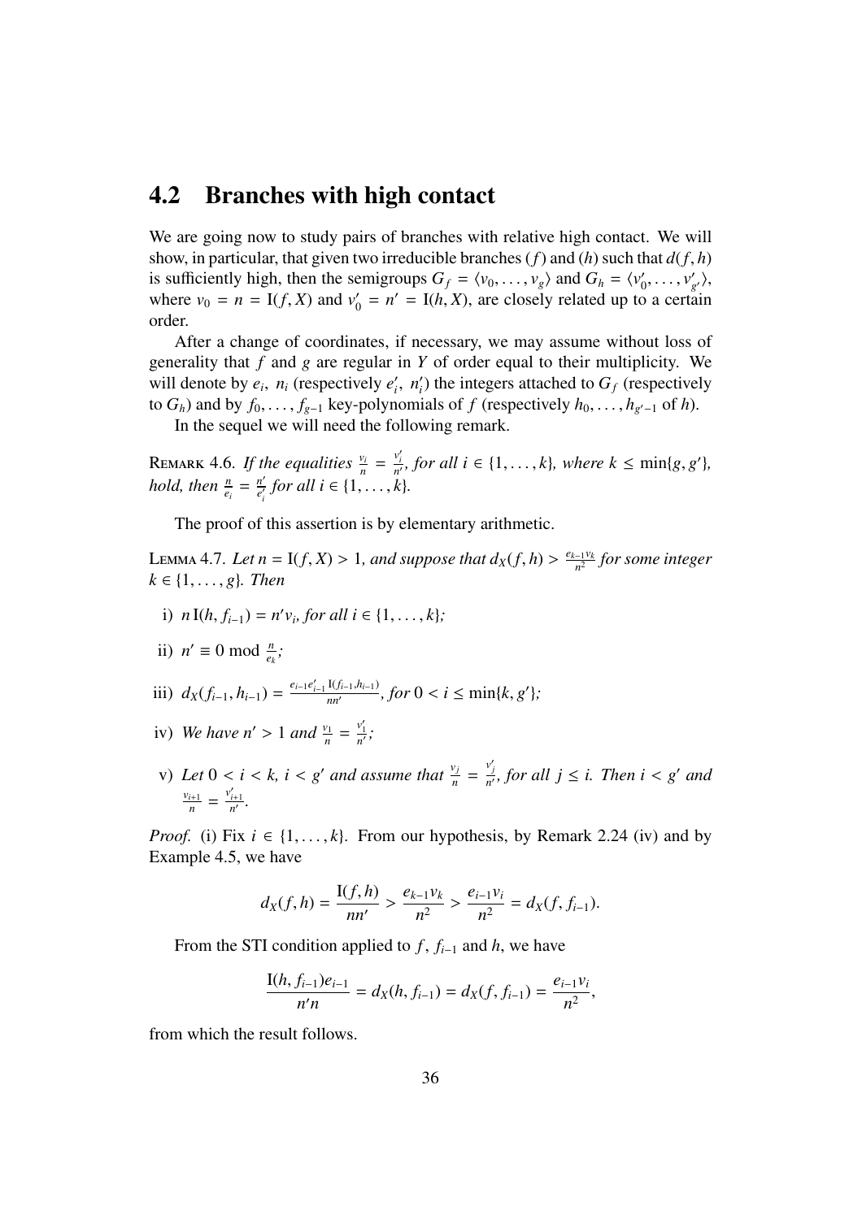## 4.2 Branches with high contact

We are going now to study pairs of branches with relative high contact. We will show, in particular, that given two irreducible branches $(f)$ and $(h)$ such that $d(f,h)$ is sufficiently high, then the semigroups $G_f = \langle v_0, \ldots, v_g \rangle$ and $G_h = \langle v'_0, \ldots, v'_{g'} \rangle$, where $v_0 = n = \mathrm{I}(f,X)$ and $v'_0 = n' = \mathrm{I}(h,X)$, are closely related up to a certain order.

After a change of coordinates, if necessary, we may assume without loss of generality that $f$ and $g$ are regular in $Y$ of order equal to their multiplicity. We will denote by $e_i$, $n_i$ (respectively $e'_i$, $n'_i$) the integers attached to $G_f$ (respectively to $G_h$) and by $f_0, \ldots, f_{g-1}$ key-polynomials of $f$ (respectively $h_0, \ldots, h_{g'-1}$ of $h$).

In the sequel we will need the following remark.

Remark 4.6. *If the equalities $\frac{v_i}{n} = \frac{v'_i}{n'}$, for all $i \in \{1, \ldots, k\}$, where $k \le \min\{g, g'\}$, hold, then $\frac{n}{e_i} = \frac{n'}{e'_i}$ for all $i \in \{1, \ldots, k\}$.*

The proof of this assertion is by elementary arithmetic.

Lemma 4.7. *Let $n = \mathrm{I}(f,X) > 1$, and suppose that $d_X(f,h) > \frac{e_{k-1}v_k}{n^2}$ for some integer $k \in \{1, \ldots, g\}$. Then*

i) *$n\,\mathrm{I}(h, f_{i-1}) = n' v_i$, for all $i \in \{1, \ldots, k\}$;*

ii) *$n' \equiv 0 \bmod \frac{n}{e_k}$;*

iii) *$d_X(f_{i-1}, h_{i-1}) = \frac{e_{i-1}e'_{i-1}\,\mathrm{I}(f_{i-1},h_{i-1})}{nn'}$, for $0 < i \le \min\{k, g'\}$;*

iv) *We have $n' > 1$ and $\frac{v_1}{n} = \frac{v'_1}{n'}$;*

v) *Let $0 < i < k$, $i < g'$ and assume that $\frac{v_j}{n} = \frac{v'_j}{n'}$, for all $j \le i$. Then $i < g'$ and $\frac{v_{i+1}}{n} = \frac{v'_{i+1}}{n'}$.*

*Proof.* (i) Fix $i \in \{1, \ldots, k\}$. From our hypothesis, by Remark 2.24 (iv) and by Example 4.5, we have

$$d_X(f,h) = \frac{\mathrm{I}(f,h)}{nn'} > \frac{e_{k-1}v_k}{n^2} > \frac{e_{i-1}v_i}{n^2} = d_X(f, f_{i-1}).$$

From the STI condition applied to $f$, $f_{i-1}$ and $h$, we have

$$\frac{\mathrm{I}(h, f_{i-1})e_{i-1}}{n'n} = d_X(h, f_{i-1}) = d_X(f, f_{i-1}) = \frac{e_{i-1}v_i}{n^2},$$

from which the result follows.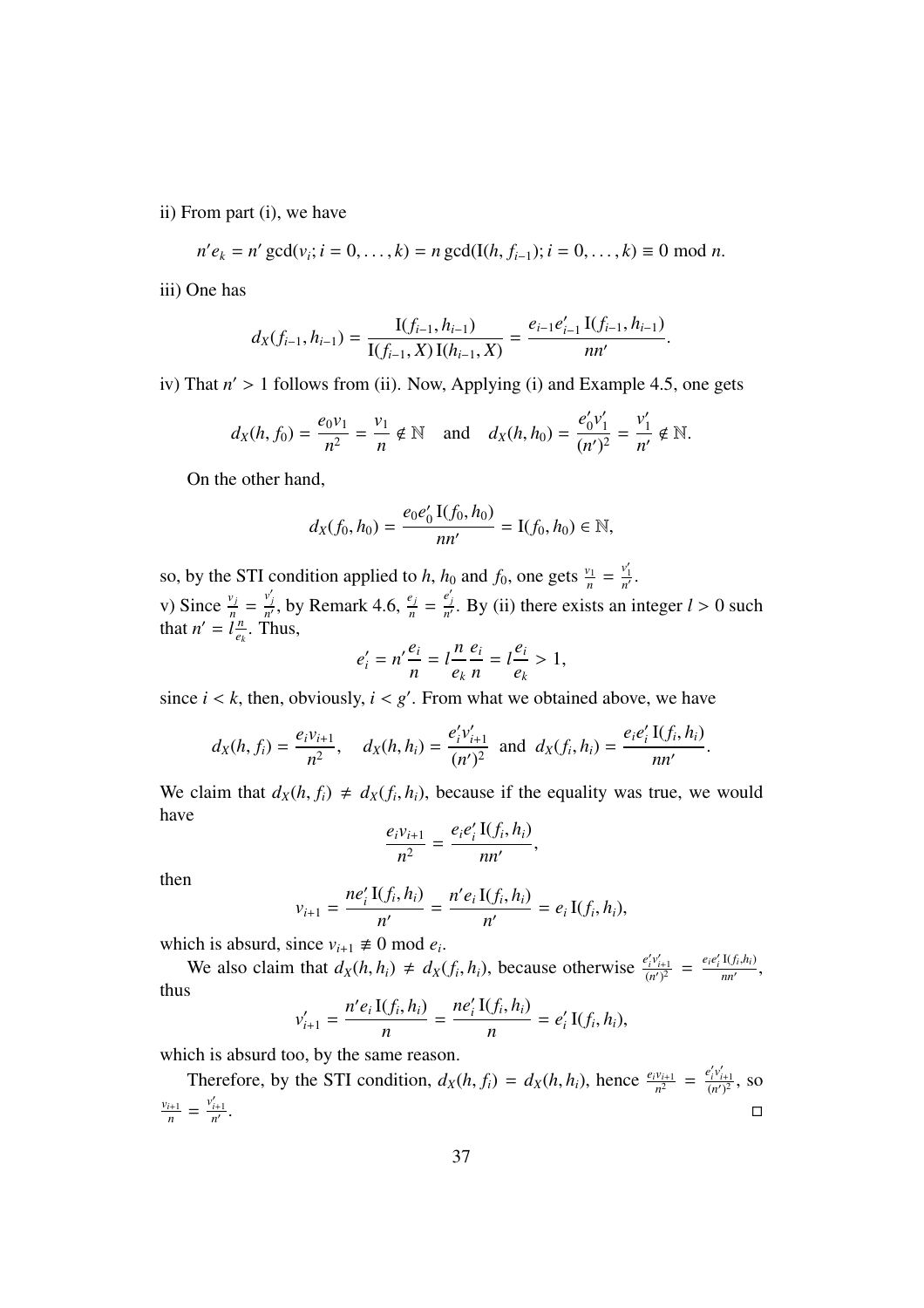ii) From part (i), we have

$$n'e_k = n' \gcd(v_i; i = 0, \dots, k) = n \gcd(\mathrm{I}(h, f_{i-1}); i = 0, \dots, k) \equiv 0 \bmod n.$$

iii) One has

$$d_X(f_{i-1}, h_{i-1}) = \frac{\mathrm{I}(f_{i-1}, h_{i-1})}{\mathrm{I}(f_{i-1}, X)\,\mathrm{I}(h_{i-1}, X)} = \frac{e_{i-1}e'_{i-1}\,\mathrm{I}(f_{i-1}, h_{i-1})}{nn'}.$$

iv) That $n' > 1$ follows from (ii). Now, Applying (i) and Example 4.5, one gets

$$d_X(h, f_0) = \frac{e_0 v_1}{n^2} = \frac{v_1}{n} \notin \mathbb{N} \quad \text{and} \quad d_X(h, h_0) = \frac{e'_0 v'_1}{(n')^2} = \frac{v'_1}{n'} \notin \mathbb{N}.$$

On the other hand,

$$d_X(f_0, h_0) = \frac{e_0 e'_0\,\mathrm{I}(f_0, h_0)}{nn'} = \mathrm{I}(f_0, h_0) \in \mathbb{N},$$

so, by the STI condition applied to $h$, $h_0$ and $f_0$, one gets $\frac{v_1}{n} = \frac{v'_1}{n'}$.

v) Since $\frac{v_j}{n} = \frac{v'_j}{n'}$, by Remark 4.6, $\frac{e_j}{n} = \frac{e'_j}{n'}$. By (ii) there exists an integer $l > 0$ such that $n' = l\frac{n}{e_k}$. Thus,

$$e'_i = n'\frac{e_i}{n} = l\frac{n}{e_k}\frac{e_i}{n} = l\frac{e_i}{e_k} > 1,$$

since $i < k$, then, obviously, $i < g'$. From what we obtained above, we have

$$d_X(h, f_i) = \frac{e_i v_{i+1}}{n^2}, \quad d_X(h, h_i) = \frac{e'_i v'_{i+1}}{(n')^2} \text{ and } d_X(f_i, h_i) = \frac{e_i e'_i\,\mathrm{I}(f_i, h_i)}{nn'}.$$

We claim that $d_X(h, f_i) \neq d_X(f_i, h_i)$, because if the equality was true, we would have

$$\frac{e_i v_{i+1}}{n^2} = \frac{e_i e'_i\,\mathrm{I}(f_i, h_i)}{nn'},$$

then

$$v_{i+1} = \frac{ne'_i\,\mathrm{I}(f_i, h_i)}{n'} = \frac{n'e_i\,\mathrm{I}(f_i, h_i)}{n'} = e_i\,\mathrm{I}(f_i, h_i),$$

which is absurd, since $v_{i+1} \not\equiv 0 \bmod e_i$.

We also claim that $d_X(h, h_i) \neq d_X(f_i, h_i)$, because otherwise $\frac{e'_i v'_{i+1}}{(n')^2} = \frac{e_i e'_i\,\mathrm{I}(f_i,h_i)}{nn'}$, thus

$$v'_{i+1} = \frac{n'e_i\,\mathrm{I}(f_i, h_i)}{n} = \frac{ne'_i\,\mathrm{I}(f_i, h_i)}{n} = e'_i\,\mathrm{I}(f_i, h_i),$$

which is absurd too, by the same reason.

Therefore, by the STI condition, $d_X(h, f_i) = d_X(h, h_i)$, hence $\frac{e_i v_{i+1}}{n^2} = \frac{e'_i v'_{i+1}}{(n')^2}$, so $\frac{v_{i+1}}{n} = \frac{v'_{i+1}}{n'}$. □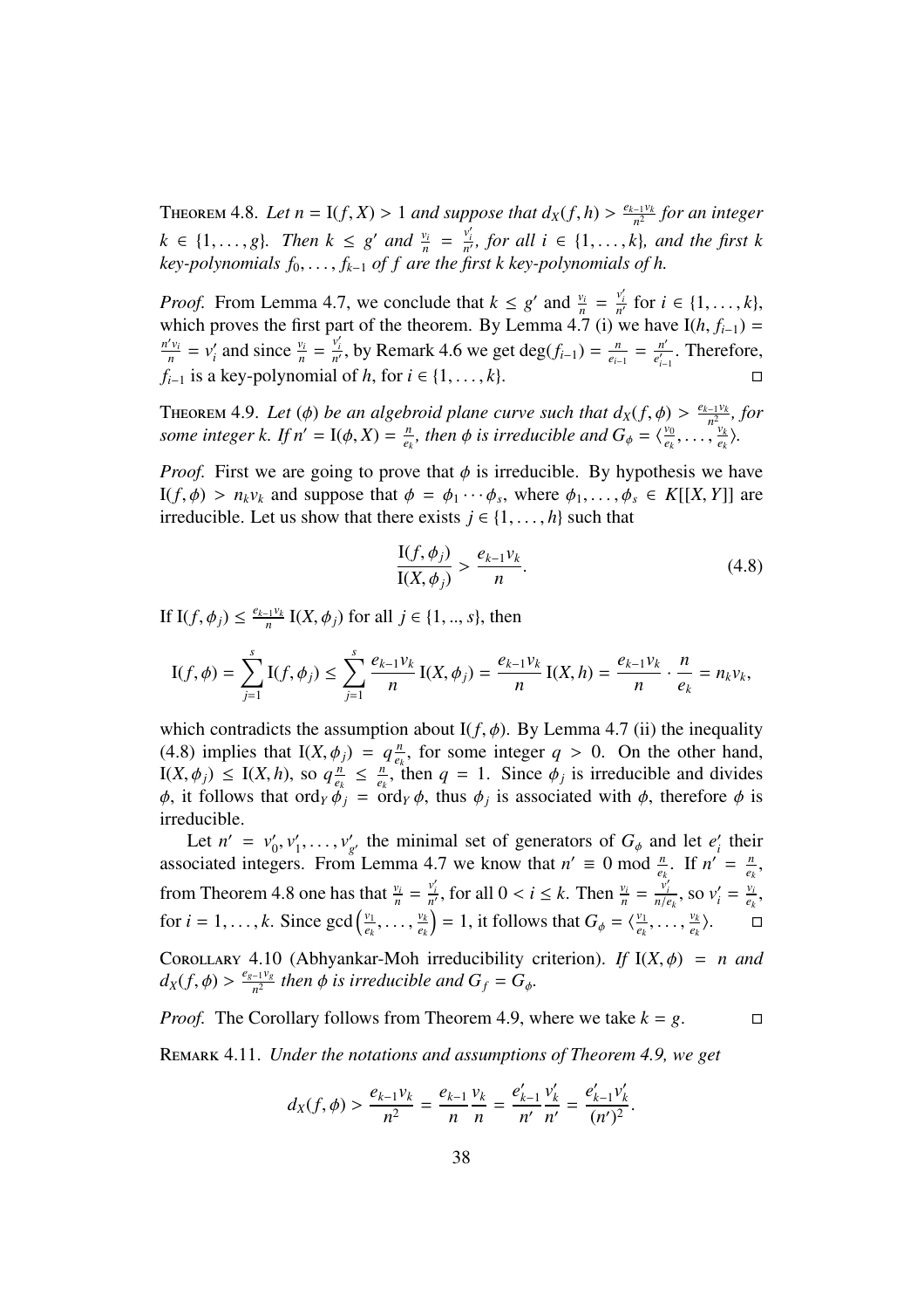**Theorem 4.8.** *Let $n = \mathrm{I}(f, X) > 1$ and suppose that $d_X(f, h) > \frac{e_{k-1}v_k}{n^2}$ for an integer $k \in \{1, \ldots, g\}$. Then $k \leq g'$ and $\frac{v_i}{n} = \frac{v'_i}{n'}$, for all $i \in \{1, \ldots, k\}$, and the first $k$ key-polynomials $f_0, \ldots, f_{k-1}$ of $f$ are the first $k$ key-polynomials of $h$.*

*Proof.* From Lemma 4.7, we conclude that $k \leq g'$ and $\frac{v_i}{n} = \frac{v'_i}{n'}$ for $i \in \{1, \ldots, k\}$, which proves the first part of the theorem. By Lemma 4.7 (i) we have $\mathrm{I}(h, f_{i-1}) = \frac{n' v_i}{n} = v'_i$ and since $\frac{v_i}{n} = \frac{v'_i}{n'}$, by Remark 4.6 we get $\deg(f_{i-1}) = \frac{n}{e_{i-1}} = \frac{n'}{e'_{i-1}}$. Therefore, $f_{i-1}$ is a key-polynomial of $h$, for $i \in \{1, \ldots, k\}$. □

**Theorem 4.9.** *Let $(\phi)$ be an algebroid plane curve such that $d_X(f, \phi) > \frac{e_{k-1}v_k}{n^2}$, for some integer $k$. If $n' = \mathrm{I}(\phi, X) = \frac{n}{e_k}$, then $\phi$ is irreducible and $G_\phi = \langle \frac{v_0}{e_k}, \ldots, \frac{v_k}{e_k} \rangle$.*

*Proof.* First we are going to prove that $\phi$ is irreducible. By hypothesis we have $\mathrm{I}(f, \phi) > n_k v_k$ and suppose that $\phi = \phi_1 \cdots \phi_s$, where $\phi_1, \ldots, \phi_s \in K[[X, Y]]$ are irreducible. Let us show that there exists $j \in \{1, \ldots, h\}$ such that

$$\frac{\mathrm{I}(f, \phi_j)}{\mathrm{I}(X, \phi_j)} > \frac{e_{k-1}v_k}{n}. \tag{4.8}$$

If $\mathrm{I}(f, \phi_j) \leq \frac{e_{k-1}v_k}{n} \mathrm{I}(X, \phi_j)$ for all $j \in \{1, .., s\}$, then

$$\mathrm{I}(f, \phi) = \sum_{j=1}^{s} \mathrm{I}(f, \phi_j) \leq \sum_{j=1}^{s} \frac{e_{k-1}v_k}{n} \mathrm{I}(X, \phi_j) = \frac{e_{k-1}v_k}{n} \mathrm{I}(X, h) = \frac{e_{k-1}v_k}{n} \cdot \frac{n}{e_k} = n_k v_k,$$

which contradicts the assumption about $\mathrm{I}(f, \phi)$. By Lemma 4.7 (ii) the inequality (4.8) implies that $\mathrm{I}(X, \phi_j) = q\frac{n}{e_k}$, for some integer $q > 0$. On the other hand, $\mathrm{I}(X, \phi_j) \leq \mathrm{I}(X, h)$, so $q\frac{n}{e_k} \leq \frac{n}{e_k}$, then $q = 1$. Since $\phi_j$ is irreducible and divides $\phi$, it follows that $\mathrm{ord}_Y \phi_j = \mathrm{ord}_Y \phi$, thus $\phi_j$ is associated with $\phi$, therefore $\phi$ is irreducible.

Let $n' = v'_0, v'_1, \ldots, v'_{g'}$ the minimal set of generators of $G_\phi$ and let $e'_i$ their associated integers. From Lemma 4.7 we know that $n' \equiv 0 \bmod \frac{n}{e_k}$. If $n' = \frac{n}{e_k}$, from Theorem 4.8 one has that $\frac{v_i}{n} = \frac{v'_i}{n'}$, for all $0 < i \leq k$. Then $\frac{v_i}{n} = \frac{v'_i}{n/e_k}$, so $v'_i = \frac{v_i}{e_k}$, for $i = 1, \ldots, k$. Since $\gcd\left(\frac{v_1}{e_k}, \ldots, \frac{v_k}{e_k}\right) = 1$, it follows that $G_\phi = \langle \frac{v_1}{e_k}, \ldots, \frac{v_k}{e_k} \rangle$. □

**Corollary 4.10** (Abhyankar-Moh irreducibility criterion). *If $\mathrm{I}(X, \phi) = n$ and $d_X(f, \phi) > \frac{e_{g-1}v_g}{n^2}$ then $\phi$ is irreducible and $G_f = G_\phi$.*

*Proof.* The Corollary follows from Theorem 4.9, where we take $k = g$. □

**Remark 4.11.** *Under the notations and assumptions of Theorem 4.9, we get*

$$d_X(f, \phi) > \frac{e_{k-1}v_k}{n^2} = \frac{e_{k-1}}{n}\frac{v_k}{n} = \frac{e'_{k-1}}{n'}\frac{v'_k}{n'} = \frac{e'_{k-1}v'_k}{(n')^2}.$$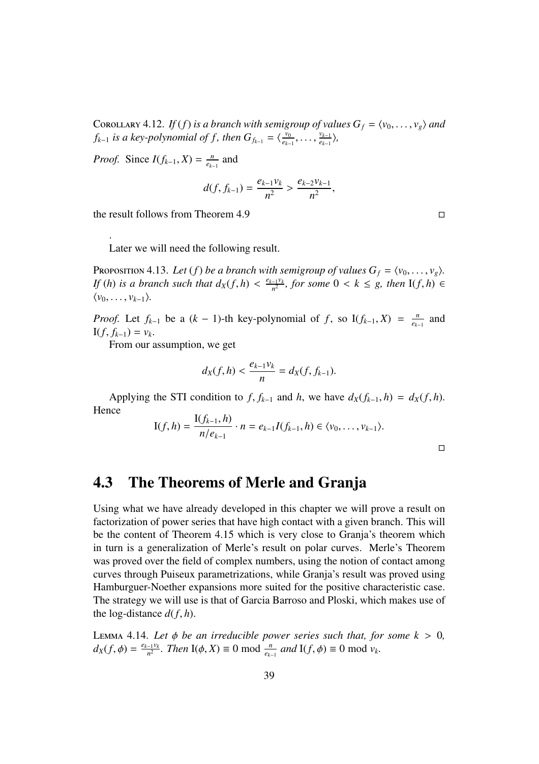COROLLARY 4.12. *If $(f)$ is a branch with semigroup of values $G_f = \langle v_0, \ldots, v_g \rangle$ and $f_{k-1}$ is a key-polynomial of $f$, then $G_{f_{k-1}} = \langle \frac{v_0}{e_{k-1}}, \ldots, \frac{v_{k-1}}{e_{k-1}} \rangle$,*

*Proof.* Since $I(f_{k-1}, X) = \frac{n}{e_{k-1}}$ and

$$d(f, f_{k-1}) = \frac{e_{k-1}v_k}{n^2} > \frac{e_{k-2}v_{k-1}}{n^2},$$

the result follows from Theorem 4.9 □

.

Later we will need the following result.

PROPOSITION 4.13. *Let $(f)$ be a branch with semigroup of values $G_f = \langle v_0, \ldots, v_g \rangle$. If $(h)$ is a branch such that $d_X(f, h) < \frac{e_{k-1}v_k}{n^2}$, for some $0 < k \leq g$, then $\mathrm{I}(f, h) \in \langle v_0, \ldots, v_{k-1} \rangle$.*

*Proof.* Let $f_{k-1}$ be a $(k-1)$-th key-polynomial of $f$, so $\mathrm{I}(f_{k-1}, X) = \frac{n}{e_{k-1}}$ and $\mathrm{I}(f, f_{k-1}) = v_k$.

From our assumption, we get

$$d_X(f, h) < \frac{e_{k-1}v_k}{n} = d_X(f, f_{k-1}).$$

Applying the STI condition to $f$, $f_{k-1}$ and $h$, we have $d_X(f_{k-1}, h) = d_X(f, h)$. Hence

$$\mathrm{I}(f, h) = \frac{\mathrm{I}(f_{k-1}, h)}{n/e_{k-1}} \cdot n = e_{k-1}I(f_{k-1}, h) \in \langle v_0, \ldots, v_{k-1} \rangle.$$

□

## 4.3 The Theorems of Merle and Granja

Using what we have already developed in this chapter we will prove a result on factorization of power series that have high contact with a given branch. This will be the content of Theorem 4.15 which is very close to Granja's theorem which in turn is a generalization of Merle's result on polar curves. Merle's Theorem was proved over the field of complex numbers, using the notion of contact among curves through Puiseux parametrizations, while Granja's result was proved using Hamburguer-Noether expansions more suited for the positive characteristic case. The strategy we will use is that of Garcia Barroso and Ploski, which makes use of the log-distance $d(f, h)$.

LEMMA 4.14. *Let $\phi$ be an irreducible power series such that, for some $k > 0$, $d_X(f, \phi) = \frac{e_{k-1}v_k}{n^2}$. Then $\mathrm{I}(\phi, X) \equiv 0 \bmod \frac{n}{e_{k-1}}$ and $\mathrm{I}(f, \phi) \equiv 0 \bmod v_k$.*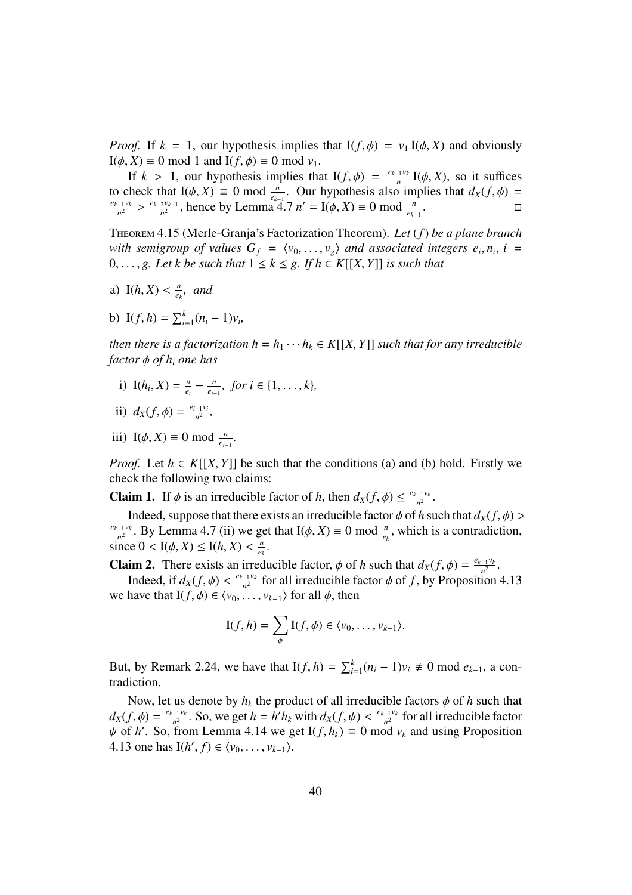*Proof.* If $k = 1$, our hypothesis implies that $\mathrm{I}(f, \phi) = v_1 \mathrm{I}(\phi, X)$ and obviously $\mathrm{I}(\phi, X) \equiv 0 \bmod 1$ and $\mathrm{I}(f, \phi) \equiv 0 \bmod v_1$.

If $k > 1$, our hypothesis implies that $\mathrm{I}(f, \phi) = \frac{e_{k-1} v_k}{n} \mathrm{I}(\phi, X)$, so it suffices to check that $\mathrm{I}(\phi, X) \equiv 0 \bmod \frac{n}{e_{k-1}}$. Our hypothesis also implies that $d_X(f, \phi) = \frac{e_{k-1} v_k}{n^2} > \frac{e_{k-2} v_{k-1}}{n^2}$, hence by Lemma 4.7 $n' = \mathrm{I}(\phi, X) \equiv 0 \bmod \frac{n}{e_{k-1}}$. □

**Theorem 4.15** (Merle-Granja's Factorization Theorem). *Let $(f)$ be a plane branch with semigroup of values $G_f = \langle v_0, \ldots, v_g \rangle$ and associated integers $e_i, n_i$, $i = 0, \ldots, g$. Let $k$ be such that $1 \leq k \leq g$. If $h \in K[[X, Y]]$ is such that*

a) $\mathrm{I}(h, X) < \frac{n}{e_k}$, *and*

b) $\mathrm{I}(f, h) = \sum_{i=1}^{k} (n_i - 1) v_i$,

*then there is a factorization $h = h_1 \cdots h_k \in K[[X, Y]]$ such that for any irreducible factor $\phi$ of $h_i$ one has*

i) $\mathrm{I}(h_i, X) = \frac{n}{e_i} - \frac{n}{e_{i-1}}$, *for $i \in \{1, \ldots, k\}$,*

ii) $d_X(f, \phi) = \frac{e_{i-1} v_i}{n^2}$,

iii) $\mathrm{I}(\phi, X) \equiv 0 \bmod \frac{n}{e_{i-1}}$.

*Proof.* Let $h \in K[[X, Y]]$ be such that the conditions (a) and (b) hold. Firstly we check the following two claims:

**Claim 1.** If $\phi$ is an irreducible factor of $h$, then $d_X(f, \phi) \leq \frac{e_{k-1} v_k}{n^2}$.

Indeed, suppose that there exists an irreducible factor $\phi$ of $h$ such that $d_X(f, \phi) > \frac{e_{k-1} v_k}{n^2}$. By Lemma 4.7 (ii) we get that $\mathrm{I}(\phi, X) \equiv 0 \bmod \frac{n}{e_k}$, which is a contradiction, since $0 < \mathrm{I}(\phi, X) \leq \mathrm{I}(h, X) < \frac{n}{e_k}$.

**Claim 2.** There exists an irreducible factor, $\phi$ of $h$ such that $d_X(f, \phi) = \frac{e_{k-1} v_k}{n^2}$.

Indeed, if $d_X(f, \phi) < \frac{e_{k-1} v_k}{n^2}$ for all irreducible factor $\phi$ of $f$, by Proposition 4.13 we have that $\mathrm{I}(f, \phi) \in \langle v_0, \ldots, v_{k-1} \rangle$ for all $\phi$, then

$$\mathrm{I}(f, h) = \sum_{\phi} \mathrm{I}(f, \phi) \in \langle v_0, \ldots, v_{k-1} \rangle.$$

But, by Remark 2.24, we have that $\mathrm{I}(f, h) = \sum_{i=1}^{k} (n_i - 1) v_i \not\equiv 0 \bmod e_{k-1}$, a contradiction.

Now, let us denote by $h_k$ the product of all irreducible factors $\phi$ of $h$ such that $d_X(f, \phi) = \frac{e_{k-1} v_k}{n^2}$. So, we get $h = h' h_k$ with $d_X(f, \psi) < \frac{e_{k-1} v_k}{n^2}$ for all irreducible factor $\psi$ of $h'$. So, from Lemma 4.14 we get $\mathrm{I}(f, h_k) \equiv 0 \bmod v_k$ and using Proposition 4.13 one has $\mathrm{I}(h', f) \in \langle v_0, \ldots, v_{k-1} \rangle$.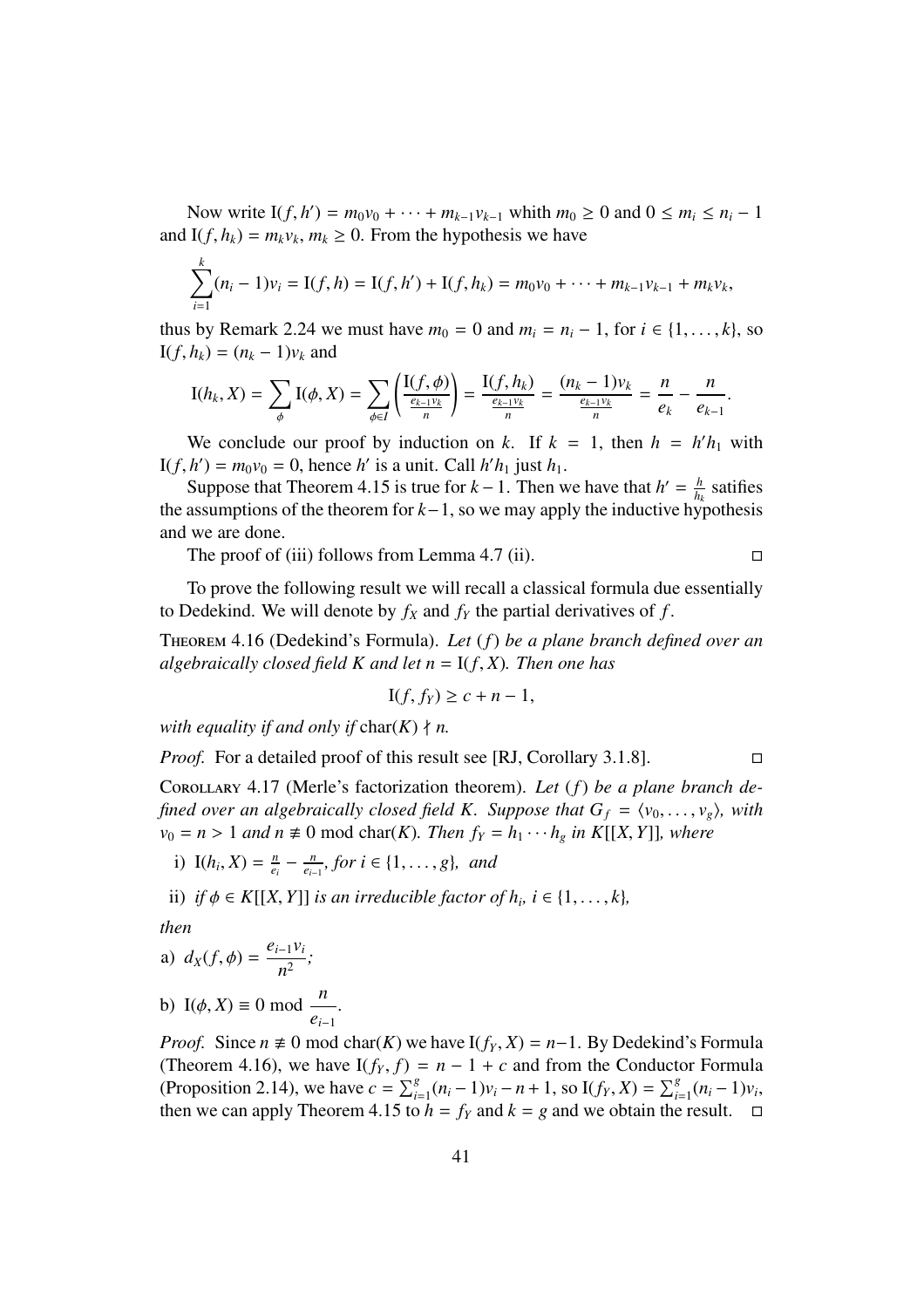Now write $\mathrm{I}(f, h') = m_0v_0 + \cdots + m_{k-1}v_{k-1}$ whith $m_0 \geq 0$ and $0 \leq m_i \leq n_i - 1$ and $\mathrm{I}(f, h_k) = m_kv_k$, $m_k \geq 0$. From the hypothesis we have

$$\sum_{i=1}^{k}(n_i - 1)v_i = \mathrm{I}(f, h) = \mathrm{I}(f, h') + \mathrm{I}(f, h_k) = m_0v_0 + \cdots + m_{k-1}v_{k-1} + m_kv_k,$$

thus by Remark 2.24 we must have $m_0 = 0$ and $m_i = n_i - 1$, for $i \in \{1, \ldots, k\}$, so $\mathrm{I}(f, h_k) = (n_k - 1)v_k$ and

$$\mathrm{I}(h_k, X) = \sum_{\phi} \mathrm{I}(\phi, X) = \sum_{\phi \in I} \left( \frac{\mathrm{I}(f, \phi)}{\frac{e_{k-1}v_k}{n}} \right) = \frac{\mathrm{I}(f, h_k)}{\frac{e_{k-1}v_k}{n}} = \frac{(n_k - 1)v_k}{\frac{e_{k-1}v_k}{n}} = \frac{n}{e_k} - \frac{n}{e_{k-1}}.$$

We conclude our proof by induction on $k$. If $k = 1$, then $h = h'h_1$ with $\mathrm{I}(f, h') = m_0v_0 = 0$, hence $h'$ is a unit. Call $h'h_1$ just $h_1$.

Suppose that Theorem 4.15 is true for $k - 1$. Then we have that $h' = \frac{h}{h_k}$ satifies the assumptions of the theorem for $k-1$, so we may apply the inductive hypothesis and we are done.

The proof of (iii) follows from Lemma 4.7 (ii). □

To prove the following result we will recall a classical formula due essentially to Dedekind. We will denote by $f_X$ and $f_Y$ the partial derivatives of $f$.

**Theorem 4.16** (Dedekind's Formula). *Let $(f)$ be a plane branch defined over an algebraically closed field $K$ and let $n = \mathrm{I}(f, X)$. Then one has*

$$\mathrm{I}(f, f_Y) \geq c + n - 1,$$

*with equality if and only if $\mathrm{char}(K) \nmid n$.*

*Proof.* For a detailed proof of this result see [RJ, Corollary 3.1.8]. □

**Corollary 4.17** (Merle's factorization theorem). *Let $(f)$ be a plane branch defined over an algebraically closed field $K$. Suppose that $G_f = \langle v_0, \ldots, v_g \rangle$, with $v_0 = n > 1$ and $n \not\equiv 0 \bmod \mathrm{char}(K)$. Then $f_Y = h_1 \cdots h_g$ in $K[[X, Y]]$, where*

i) $\mathrm{I}(h_i, X) = \frac{n}{e_i} - \frac{n}{e_{i-1}}$, *for $i \in \{1, \ldots, g\}$, and*

ii) *if $\phi \in K[[X, Y]]$ is an irreducible factor of $h_i$, $i \in \{1, \ldots, k\}$,*

*then*

a) $d_X(f, \phi) = \dfrac{e_{i-1}v_i}{n^2}$;

b) $\mathrm{I}(\phi, X) \equiv 0 \bmod \dfrac{n}{e_{i-1}}$.

*Proof.* Since $n \not\equiv 0 \bmod \mathrm{char}(K)$ we have $\mathrm{I}(f_Y, X) = n-1$. By Dedekind's Formula (Theorem 4.16), we have $\mathrm{I}(f_Y, f) = n - 1 + c$ and from the Conductor Formula (Proposition 2.14), we have $c = \sum_{i=1}^{g}(n_i - 1)v_i - n + 1$, so $\mathrm{I}(f_Y, X) = \sum_{i=1}^{g}(n_i - 1)v_i$, then we can apply Theorem 4.15 to $h = f_Y$ and $k = g$ and we obtain the result. □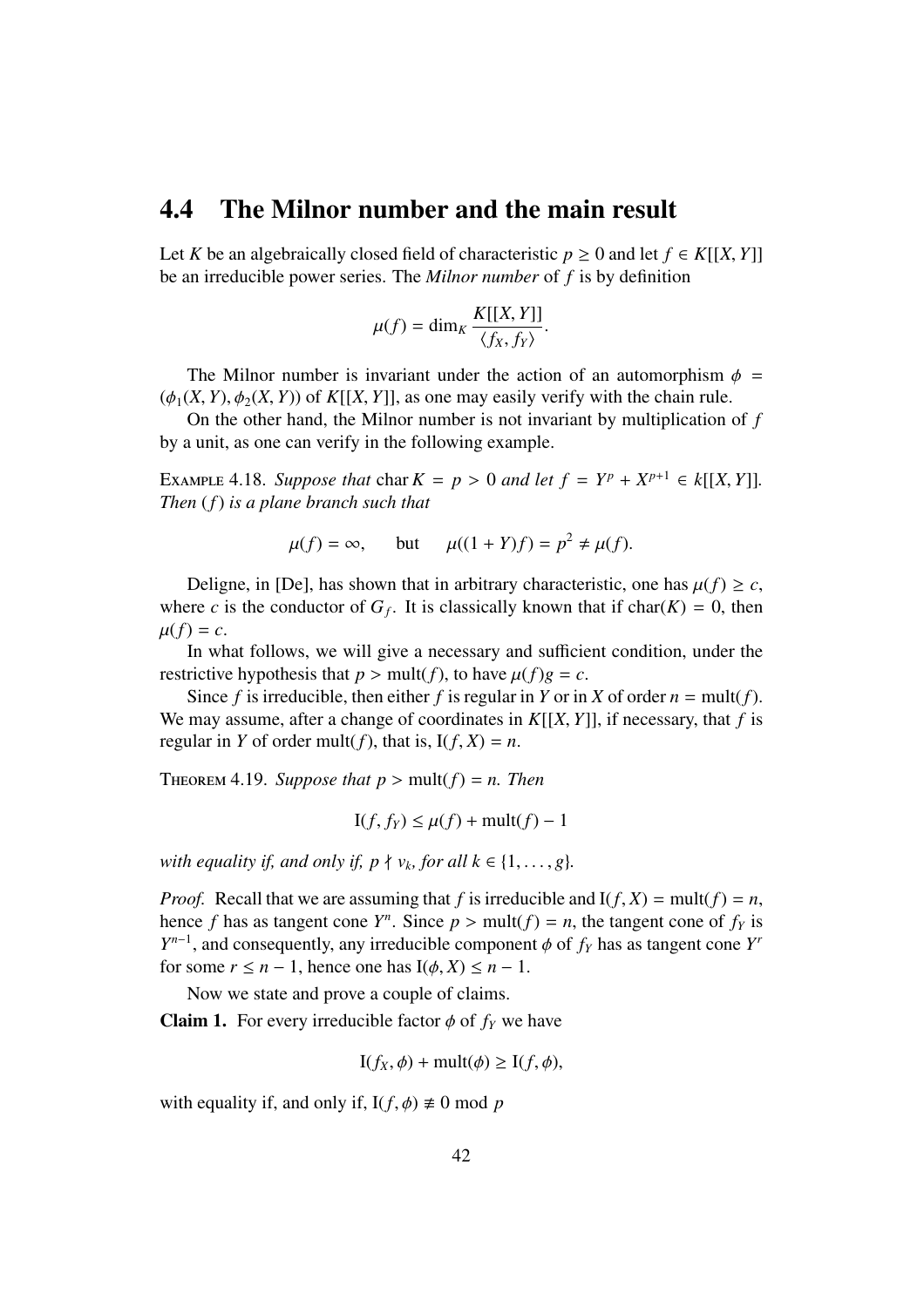## 4.4 The Milnor number and the main result

Let $K$ be an algebraically closed field of characteristic $p \geq 0$ and let $f \in K[[X, Y]]$ be an irreducible power series. The *Milnor number* of $f$ is by definition

$$\mu(f) = \dim_K \frac{K[[X, Y]]}{\langle f_X, f_Y \rangle}.$$

The Milnor number is invariant under the action of an automorphism $\phi = (\phi_1(X, Y), \phi_2(X, Y))$ of $K[[X, Y]]$, as one may easily verify with the chain rule.

On the other hand, the Milnor number is not invariant by multiplication of $f$ by a unit, as one can verify in the following example.

Example 4.18. *Suppose that* $\operatorname{char} K = p > 0$ *and let* $f = Y^p + X^{p+1} \in k[[X, Y]]$. *Then* $(f)$ *is a plane branch such that*

$$\mu(f) = \infty, \qquad \text{but} \qquad \mu((1 + Y)f) = p^2 \neq \mu(f).$$

Deligne, in [De], has shown that in arbitrary characteristic, one has $\mu(f) \geq c$, where $c$ is the conductor of $G_f$. It is classically known that if $\operatorname{char}(K) = 0$, then $\mu(f) = c$.

In what follows, we will give a necessary and sufficient condition, under the restrictive hypothesis that $p > \operatorname{mult}(f)$, to have $\mu(f)g = c$.

Since $f$ is irreducible, then either $f$ is regular in $Y$ or in $X$ of order $n = \operatorname{mult}(f)$. We may assume, after a change of coordinates in $K[[X, Y]]$, if necessary, that $f$ is regular in $Y$ of order $\operatorname{mult}(f)$, that is, $\mathrm{I}(f, X) = n$.

Theorem 4.19. *Suppose that* $p > \operatorname{mult}(f) = n$. *Then*

$$\mathrm{I}(f, f_Y) \leq \mu(f) + \operatorname{mult}(f) - 1$$

*with equality if, and only if,* $p \nmid v_k$, *for all* $k \in \{1, \ldots, g\}$.

*Proof.* Recall that we are assuming that $f$ is irreducible and $\mathrm{I}(f, X) = \operatorname{mult}(f) = n$, hence $f$ has as tangent cone $Y^n$. Since $p > \operatorname{mult}(f) = n$, the tangent cone of $f_Y$ is $Y^{n-1}$, and consequently, any irreducible component $\phi$ of $f_Y$ has as tangent cone $Y^r$ for some $r \leq n - 1$, hence one has $\mathrm{I}(\phi, X) \leq n - 1$.

Now we state and prove a couple of claims.

**Claim 1.** For every irreducible factor $\phi$ of $f_Y$ we have

$$\mathrm{I}(f_X, \phi) + \operatorname{mult}(\phi) \geq \mathrm{I}(f, \phi),$$

with equality if, and only if, $\mathrm{I}(f, \phi) \not\equiv 0 \bmod p$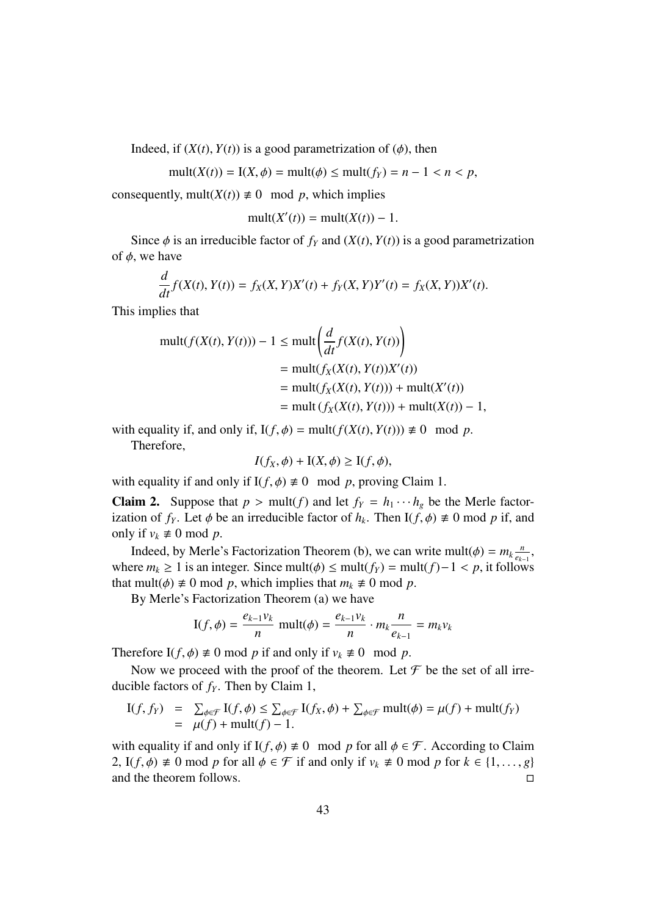Indeed, if $(X(t), Y(t))$ is a good parametrization of $(\phi)$, then

$$\text{mult}(X(t)) = \text{I}(X, \phi) = \text{mult}(\phi) \leq \text{mult}(f_Y) = n - 1 < n < p,$$

consequently, $\text{mult}(X(t)) \not\equiv 0 \mod p$, which implies

$$\text{mult}(X'(t)) = \text{mult}(X(t)) - 1.$$

Since $\phi$ is an irreducible factor of $f_Y$ and $(X(t), Y(t))$ is a good parametrization of $\phi$, we have

$$\frac{d}{dt} f(X(t), Y(t)) = f_X(X, Y)X'(t) + f_Y(X, Y)Y'(t) = f_X(X, Y))X'(t).$$

This implies that

$$\begin{aligned}
\text{mult}(f(X(t), Y(t))) - 1 &\leq \text{mult}\left(\frac{d}{dt} f(X(t), Y(t))\right) \\
&= \text{mult}(f_X(X(t), Y(t))X'(t)) \\
&= \text{mult}(f_X(X(t), Y(t))) + \text{mult}(X'(t)) \\
&= \text{mult}\left(f_X(X(t), Y(t))\right) + \text{mult}(X(t)) - 1,
\end{aligned}$$

with equality if, and only if, $\text{I}(f, \phi) = \text{mult}(f(X(t), Y(t))) \not\equiv 0 \mod p$.

Therefore,

$$I(f_X, \phi) + \text{I}(X, \phi) \geq \text{I}(f, \phi),$$

with equality if and only if $\text{I}(f, \phi) \not\equiv 0 \mod p$, proving Claim 1.

**Claim 2.** Suppose that $p > \text{mult}(f)$ and let $f_Y = h_1 \cdots h_g$ be the Merle factorization of $f_Y$. Let $\phi$ be an irreducible factor of $h_k$. Then $\text{I}(f, \phi) \not\equiv 0 \bmod p$ if, and only if $v_k \not\equiv 0 \bmod p$.

Indeed, by Merle's Factorization Theorem (b), we can write $\text{mult}(\phi) = m_k \frac{n}{e_{k-1}}$, where $m_k \geq 1$ is an integer. Since $\text{mult}(\phi) \leq \text{mult}(f_Y) = \text{mult}(f) - 1 < p$, it follows that $\text{mult}(\phi) \not\equiv 0 \bmod p$, which implies that $m_k \not\equiv 0 \bmod p$.

By Merle's Factorization Theorem (a) we have

$$\text{I}(f, \phi) = \frac{e_{k-1} v_k}{n} \text{ mult}(\phi) = \frac{e_{k-1} v_k}{n} \cdot m_k \frac{n}{e_{k-1}} = m_k v_k$$

Therefore $\text{I}(f, \phi) \not\equiv 0 \bmod p$ if and only if $v_k \not\equiv 0 \mod p$.

Now we proceed with the proof of the theorem. Let $\mathcal{F}$ be the set of all irreducible factors of $f_Y$. Then by Claim 1,

$$\begin{aligned}
\text{I}(f, f_Y) &= \textstyle\sum_{\phi \in \mathcal{F}} \text{I}(f, \phi) \leq \sum_{\phi \in \mathcal{F}} \text{I}(f_X, \phi) + \sum_{\phi \in \mathcal{F}} \text{mult}(\phi) = \mu(f) + \text{mult}(f_Y) \\
&= \mu(f) + \text{mult}(f) - 1.
\end{aligned}$$

with equality if and only if $\text{I}(f, \phi) \not\equiv 0 \mod p$ for all $\phi \in \mathcal{F}$. According to Claim 2, $\text{I}(f, \phi) \not\equiv 0 \bmod p$ for all $\phi \in \mathcal{F}$ if and only if $v_k \not\equiv 0 \bmod p$ for $k \in \{1, \ldots, g\}$ and the theorem follows. □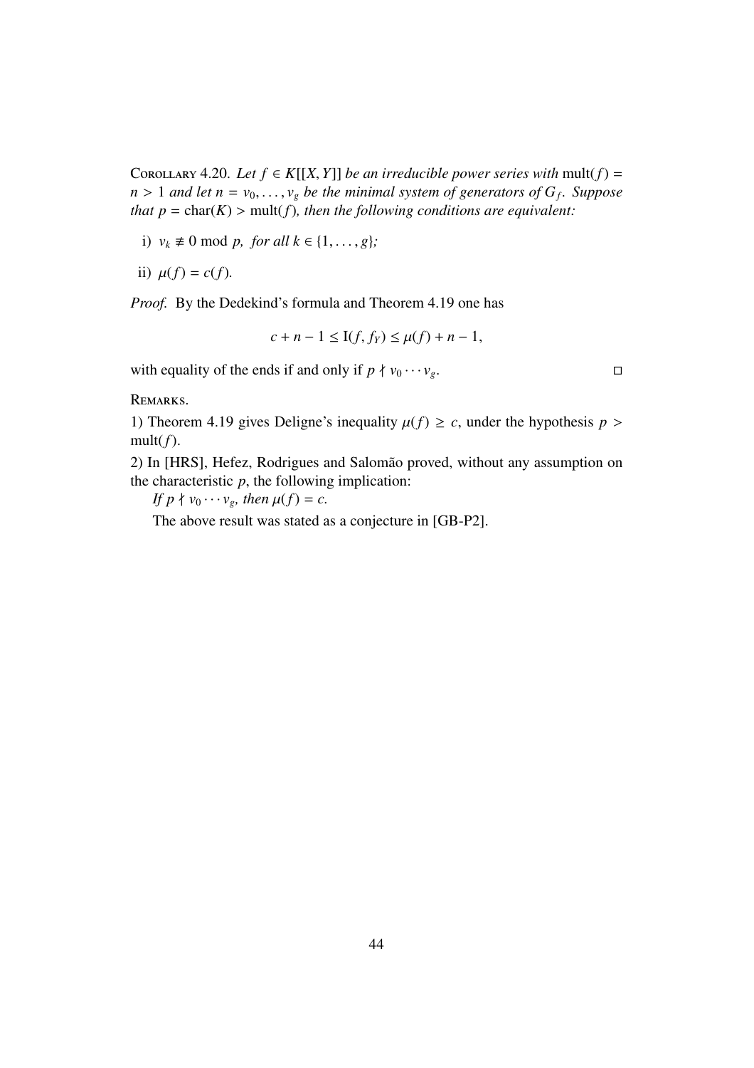Corollary 4.20. *Let $f \in K[[X,Y]]$ be an irreducible power series with* $\mathrm{mult}(f) = n > 1$ *and let $n = v_0, \ldots, v_g$ be the minimal system of generators of $G_f$. Suppose that $p = \mathrm{char}(K) > \mathrm{mult}(f)$, then the following conditions are equivalent:*

i) $v_k \not\equiv 0 \bmod p$, *for all* $k \in \{1, \ldots, g\}$*;*

ii) $\mu(f) = c(f)$.

*Proof.* By the Dedekind's formula and Theorem 4.19 one has

$$c + n - 1 \leq \mathrm{I}(f, f_Y) \leq \mu(f) + n - 1,$$

with equality of the ends if and only if $p \nmid v_0 \cdots v_g$. □

Remarks.

1) Theorem 4.19 gives Deligne's inequality $\mu(f) \geq c$, under the hypothesis $p > \mathrm{mult}(f)$.

2) In [HRS], Hefez, Rodrigues and Salomão proved, without any assumption on the characteristic $p$, the following implication:

*If $p \nmid v_0 \cdots v_g$, then $\mu(f) = c$.*

The above result was stated as a conjecture in [GB-P2].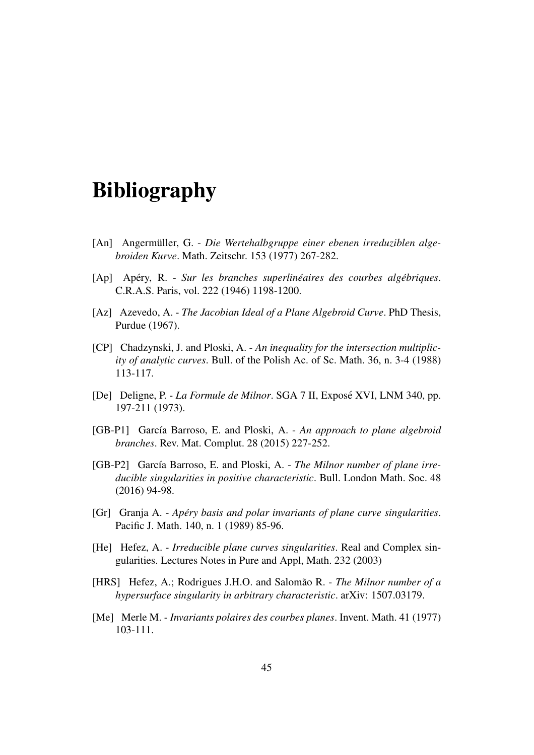# Bibliography

[An] Angermüller, G. - *Die Wertehalbgruppe einer ebenen irreduziblen algebroiden Kurve*. Math. Zeitschr. 153 (1977) 267-282.

[Ap] Apéry, R. - *Sur les branches superlinéaires des courbes algébriques*. C.R.A.S. Paris, vol. 222 (1946) 1198-1200.

[Az] Azevedo, A. - *The Jacobian Ideal of a Plane Algebroid Curve*. PhD Thesis, Purdue (1967).

[CP] Chadzynski, J. and Ploski, A. - *An inequality for the intersection multiplicity of analytic curves*. Bull. of the Polish Ac. of Sc. Math. 36, n. 3-4 (1988) 113-117.

[De] Deligne, P. - *La Formule de Milnor*. SGA 7 II, Exposé XVI, LNM 340, pp. 197-211 (1973).

[GB-P1] García Barroso, E. and Ploski, A. - *An approach to plane algebroid branches*. Rev. Mat. Complut. 28 (2015) 227-252.

[GB-P2] García Barroso, E. and Ploski, A. - *The Milnor number of plane irreducible singularities in positive characteristic*. Bull. London Math. Soc. 48 (2016) 94-98.

[Gr] Granja A. - *Apéry basis and polar invariants of plane curve singularities*. Pacific J. Math. 140, n. 1 (1989) 85-96.

[He] Hefez, A. - *Irreducible plane curves singularities*. Real and Complex singularities. Lectures Notes in Pure and Appl, Math. 232 (2003)

[HRS] Hefez, A.; Rodrigues J.H.O. and Salomão R. - *The Milnor number of a hypersurface singularity in arbitrary characteristic*. arXiv: 1507.03179.

[Me] Merle M. - *Invariants polaires des courbes planes*. Invent. Math. 41 (1977) 103-111.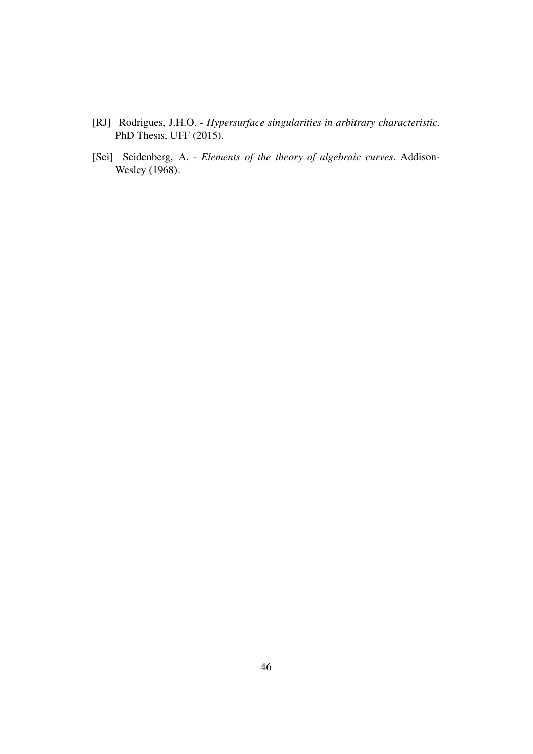- [RJ] Rodrigues, J.H.O. - *Hypersurface singularities in arbitrary characteristic*. PhD Thesis, UFF (2015).

- [Sei] Seidenberg, A. - *Elements of the theory of algebraic curves*. Addison-Wesley (1968).